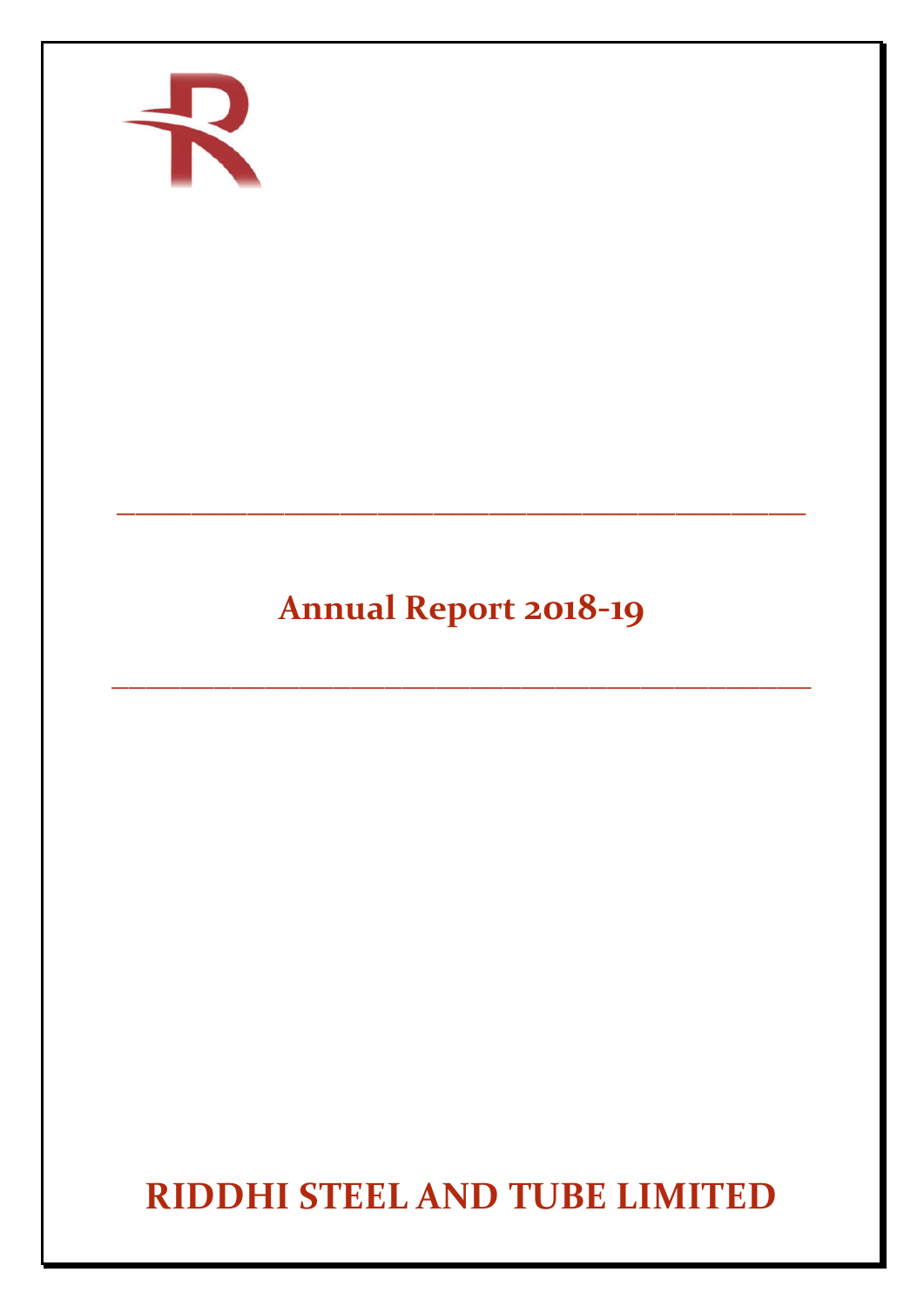# Annual Report 2018-19

# RIDDHI STEEL AND TUBE LIMITED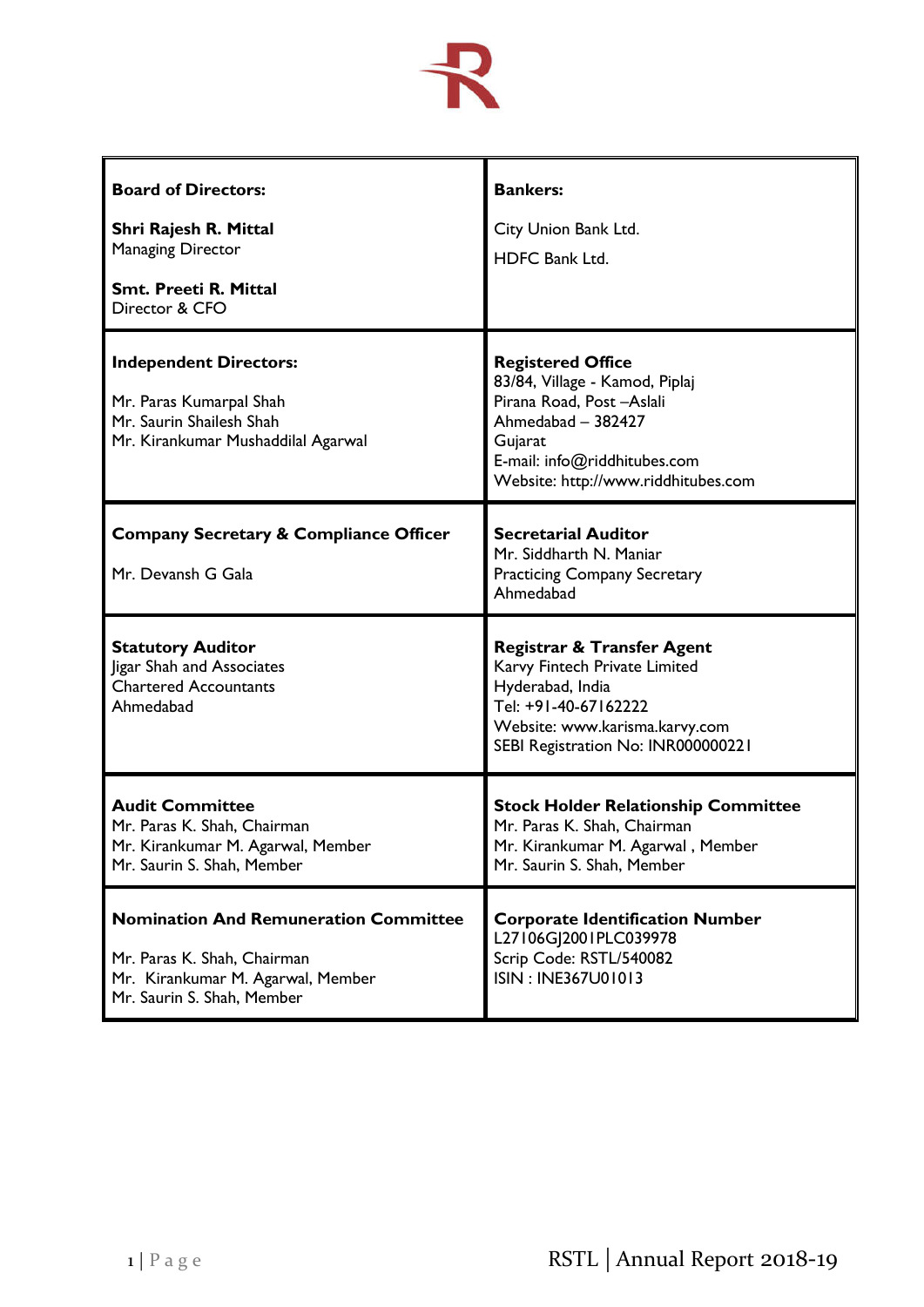| **Board of Directors:**<br><br>**Shri Rajesh R. Mittal**<br>Managing Director<br><br>**Smt. Preeti R. Mittal**<br>Director & CFO | **Bankers:**<br><br>City Union Bank Ltd.<br><br>HDFC Bank Ltd. |
|---|---|
| **Independent Directors:**<br><br>Mr. Paras Kumarpal Shah<br>Mr. Saurin Shailesh Shah<br>Mr. Kirankumar Mushaddilal Agarwal | **Registered Office**<br>83/84, Village - Kamod, Piplaj<br>Pirana Road, Post –Aslali<br>Ahmedabad – 382427<br>Gujarat<br>E-mail: info@riddhitubes.com<br>Website: http://www.riddhitubes.com |
| **Company Secretary & Compliance Officer**<br><br>Mr. Devansh G Gala | **Secretarial Auditor**<br>Mr. Siddharth N. Maniar<br>Practicing Company Secretary<br>Ahmedabad |
| **Statutory Auditor**<br>Jigar Shah and Associates<br>Chartered Accountants<br>Ahmedabad | **Registrar & Transfer Agent**<br>Karvy Fintech Private Limited<br>Hyderabad, India<br>Tel: +91-40-67162222<br>Website: www.karisma.karvy.com<br>SEBI Registration No: INR000000221 |
| **Audit Committee**<br>Mr. Paras K. Shah, Chairman<br>Mr. Kirankumar M. Agarwal, Member<br>Mr. Saurin S. Shah, Member | **Stock Holder Relationship Committee**<br>Mr. Paras K. Shah, Chairman<br>Mr. Kirankumar M. Agarwal , Member<br>Mr. Saurin S. Shah, Member |
| **Nomination And Remuneration Committee**<br><br>Mr. Paras K. Shah, Chairman<br>Mr. Kirankumar M. Agarwal, Member<br>Mr. Saurin S. Shah, Member | **Corporate Identification Number**<br>L27106GJ2001PLC039978<br>Scrip Code: RSTL/540082<br>ISIN : INE367U01013 |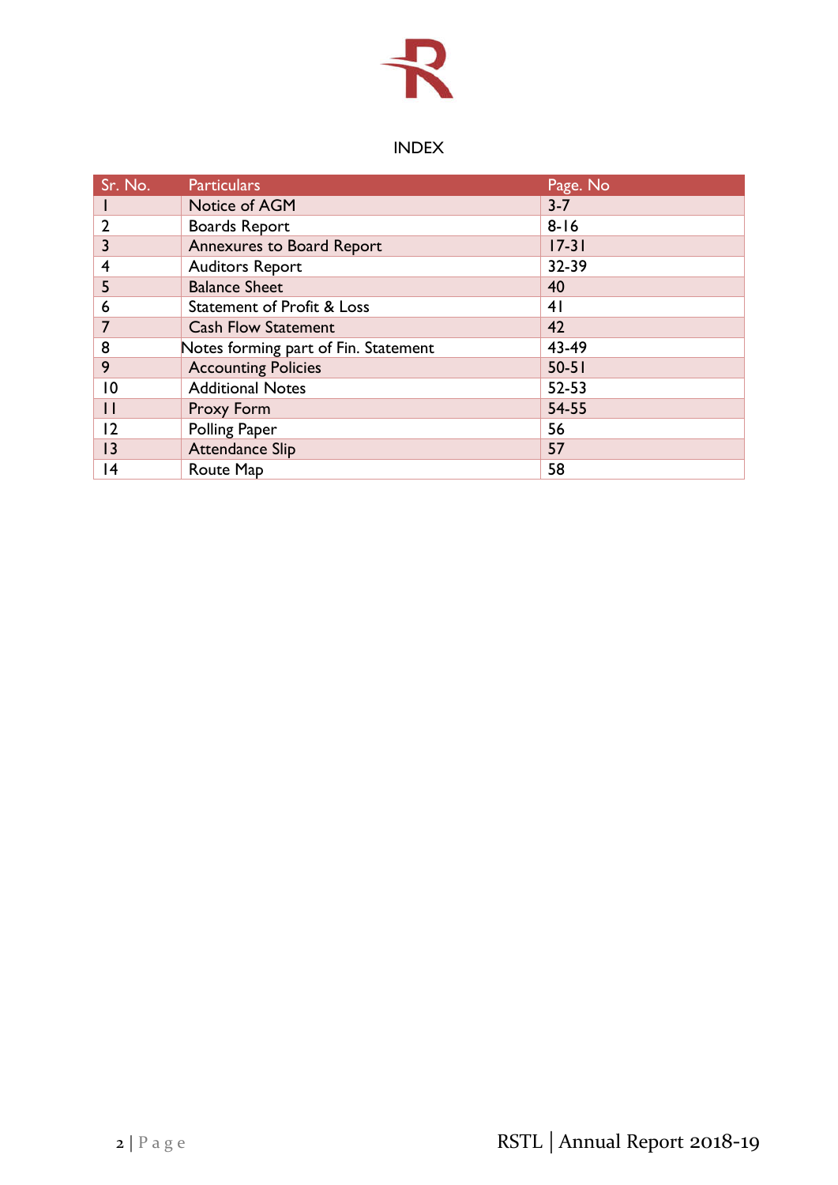# INDEX

| Sr. No. | Particulars | Page. No |
|---|---|---|
| 1 | Notice of AGM | 3-7 |
| 2 | Boards Report | 8-16 |
| 3 | Annexures to Board Report | 17-31 |
| 4 | Auditors Report | 32-39 |
| 5 | Balance Sheet | 40 |
| 6 | Statement of Profit & Loss | 41 |
| 7 | Cash Flow Statement | 42 |
| 8 | Notes forming part of Fin. Statement | 43-49 |
| 9 | Accounting Policies | 50-51 |
| 10 | Additional Notes | 52-53 |
| 11 | Proxy Form | 54-55 |
| 12 | Polling Paper | 56 |
| 13 | Attendance Slip | 57 |
| 14 | Route Map | 58 |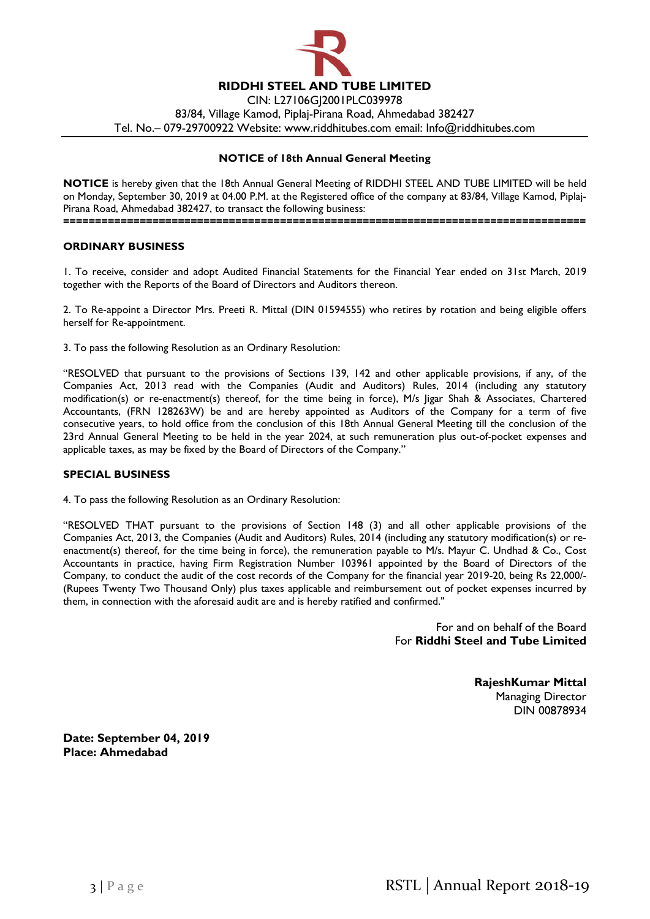# RIDDHI STEEL AND TUBE LIMITED

CIN: L27106GJ2001PLC039978
83/84, Village Kamod, Piplaj-Pirana Road, Ahmedabad 382427
Tel. No.– 079-29700922 Website: www.riddhitubes.com email: Info@riddhitubes.com

## NOTICE of 18th Annual General Meeting

**NOTICE** is hereby given that the 18th Annual General Meeting of RIDDHI STEEL AND TUBE LIMITED will be held on Monday, September 30, 2019 at 04.00 P.M. at the Registered office of the company at 83/84, Village Kamod, Piplaj-Pirana Road, Ahmedabad 382427, to transact the following business:

==================================================================================

### ORDINARY BUSINESS

1. To receive, consider and adopt Audited Financial Statements for the Financial Year ended on 31st March, 2019 together with the Reports of the Board of Directors and Auditors thereon.

2. To Re-appoint a Director Mrs. Preeti R. Mittal (DIN 01594555) who retires by rotation and being eligible offers herself for Re-appointment.

3. To pass the following Resolution as an Ordinary Resolution:

"RESOLVED that pursuant to the provisions of Sections 139, 142 and other applicable provisions, if any, of the Companies Act, 2013 read with the Companies (Audit and Auditors) Rules, 2014 (including any statutory modification(s) or re-enactment(s) thereof, for the time being in force), M/s Jigar Shah & Associates, Chartered Accountants, (FRN 128263W) be and are hereby appointed as Auditors of the Company for a term of five consecutive years, to hold office from the conclusion of this 18th Annual General Meeting till the conclusion of the 23rd Annual General Meeting to be held in the year 2024, at such remuneration plus out-of-pocket expenses and applicable taxes, as may be fixed by the Board of Directors of the Company."

### SPECIAL BUSINESS

4. To pass the following Resolution as an Ordinary Resolution:

"RESOLVED THAT pursuant to the provisions of Section 148 (3) and all other applicable provisions of the Companies Act, 2013, the Companies (Audit and Auditors) Rules, 2014 (including any statutory modification(s) or re-enactment(s) thereof, for the time being in force), the remuneration payable to M/s. Mayur C. Undhad & Co., Cost Accountants in practice, having Firm Registration Number 103961 appointed by the Board of Directors of the Company, to conduct the audit of the cost records of the Company for the financial year 2019-20, being Rs 22,000/- (Rupees Twenty Two Thousand Only) plus taxes applicable and reimbursement out of pocket expenses incurred by them, in connection with the aforesaid audit are and is hereby ratified and confirmed."

For and on behalf of the Board
For **Riddhi Steel and Tube Limited**

**RajeshKumar Mittal**
Managing Director
DIN 00878934

**Date: September 04, 2019**
**Place: Ahmedabad**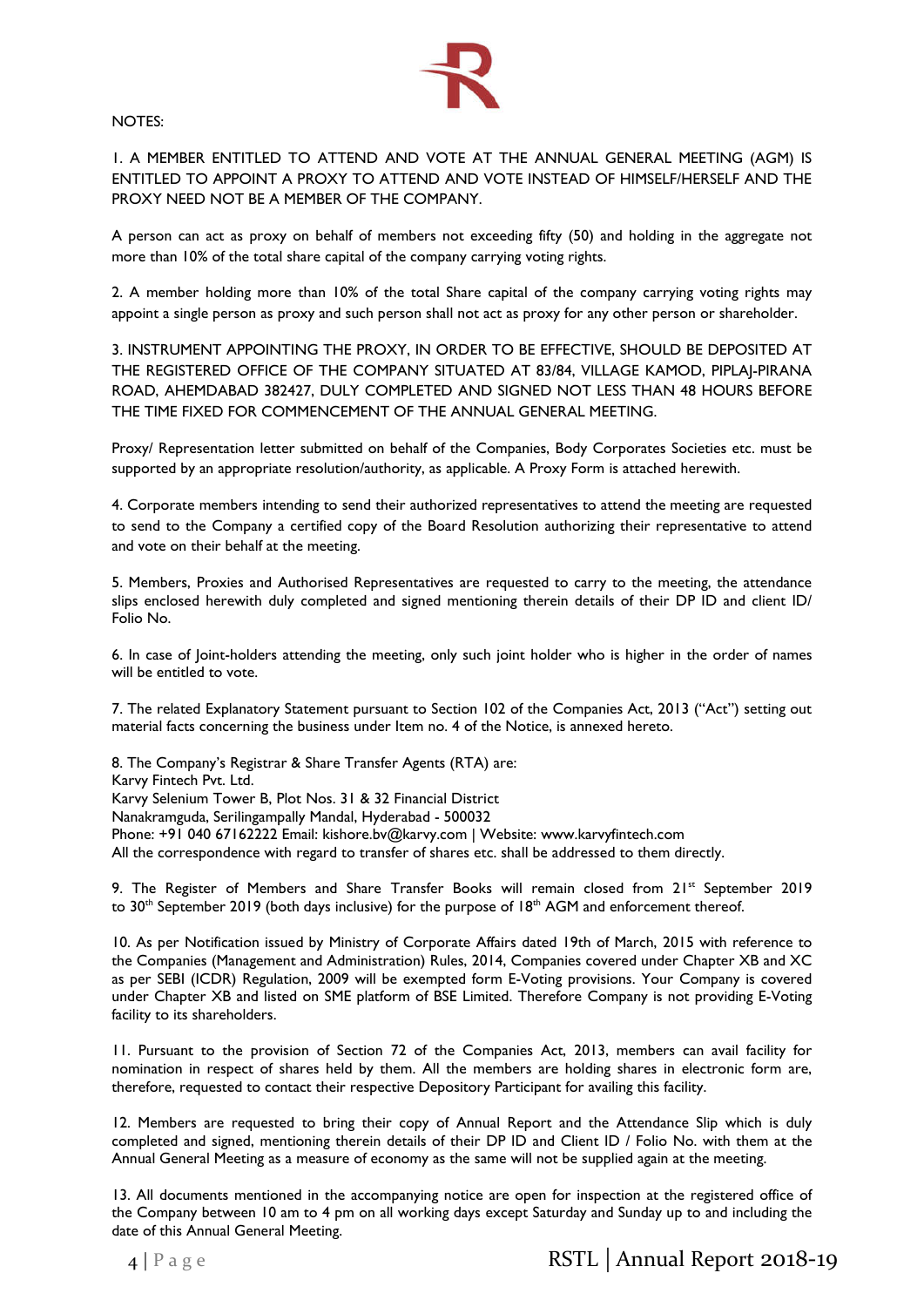NOTES:

1. A MEMBER ENTITLED TO ATTEND AND VOTE AT THE ANNUAL GENERAL MEETING (AGM) IS ENTITLED TO APPOINT A PROXY TO ATTEND AND VOTE INSTEAD OF HIMSELF/HERSELF AND THE PROXY NEED NOT BE A MEMBER OF THE COMPANY.

A person can act as proxy on behalf of members not exceeding fifty (50) and holding in the aggregate not more than 10% of the total share capital of the company carrying voting rights.

2. A member holding more than 10% of the total Share capital of the company carrying voting rights may appoint a single person as proxy and such person shall not act as proxy for any other person or shareholder.

3. INSTRUMENT APPOINTING THE PROXY, IN ORDER TO BE EFFECTIVE, SHOULD BE DEPOSITED AT THE REGISTERED OFFICE OF THE COMPANY SITUATED AT 83/84, VILLAGE KAMOD, PIPLAJ-PIRANA ROAD, AHEMDABAD 382427, DULY COMPLETED AND SIGNED NOT LESS THAN 48 HOURS BEFORE THE TIME FIXED FOR COMMENCEMENT OF THE ANNUAL GENERAL MEETING.

Proxy/ Representation letter submitted on behalf of the Companies, Body Corporates Societies etc. must be supported by an appropriate resolution/authority, as applicable. A Proxy Form is attached herewith.

4. Corporate members intending to send their authorized representatives to attend the meeting are requested to send to the Company a certified copy of the Board Resolution authorizing their representative to attend and vote on their behalf at the meeting.

5. Members, Proxies and Authorised Representatives are requested to carry to the meeting, the attendance slips enclosed herewith duly completed and signed mentioning therein details of their DP ID and client ID/ Folio No.

6. In case of Joint-holders attending the meeting, only such joint holder who is higher in the order of names will be entitled to vote.

7. The related Explanatory Statement pursuant to Section 102 of the Companies Act, 2013 ("Act") setting out material facts concerning the business under Item no. 4 of the Notice, is annexed hereto.

8. The Company's Registrar & Share Transfer Agents (RTA) are:
Karvy Fintech Pvt. Ltd.
Karvy Selenium Tower B, Plot Nos. 31 & 32 Financial District
Nanakramguda, Serilingampally Mandal, Hyderabad - 500032
Phone: +91 040 67162222 Email: kishore.bv@karvy.com | Website: www.karvyfintech.com
All the correspondence with regard to transfer of shares etc. shall be addressed to them directly.

9. The Register of Members and Share Transfer Books will remain closed from 21st September 2019 to 30th September 2019 (both days inclusive) for the purpose of 18th AGM and enforcement thereof.

10. As per Notification issued by Ministry of Corporate Affairs dated 19th of March, 2015 with reference to the Companies (Management and Administration) Rules, 2014, Companies covered under Chapter XB and XC as per SEBI (ICDR) Regulation, 2009 will be exempted form E-Voting provisions. Your Company is covered under Chapter XB and listed on SME platform of BSE Limited. Therefore Company is not providing E-Voting facility to its shareholders.

11. Pursuant to the provision of Section 72 of the Companies Act, 2013, members can avail facility for nomination in respect of shares held by them. All the members are holding shares in electronic form are, therefore, requested to contact their respective Depository Participant for availing this facility.

12. Members are requested to bring their copy of Annual Report and the Attendance Slip which is duly completed and signed, mentioning therein details of their DP ID and Client ID / Folio No. with them at the Annual General Meeting as a measure of economy as the same will not be supplied again at the meeting.

13. All documents mentioned in the accompanying notice are open for inspection at the registered office of the Company between 10 am to 4 pm on all working days except Saturday and Sunday up to and including the date of this Annual General Meeting.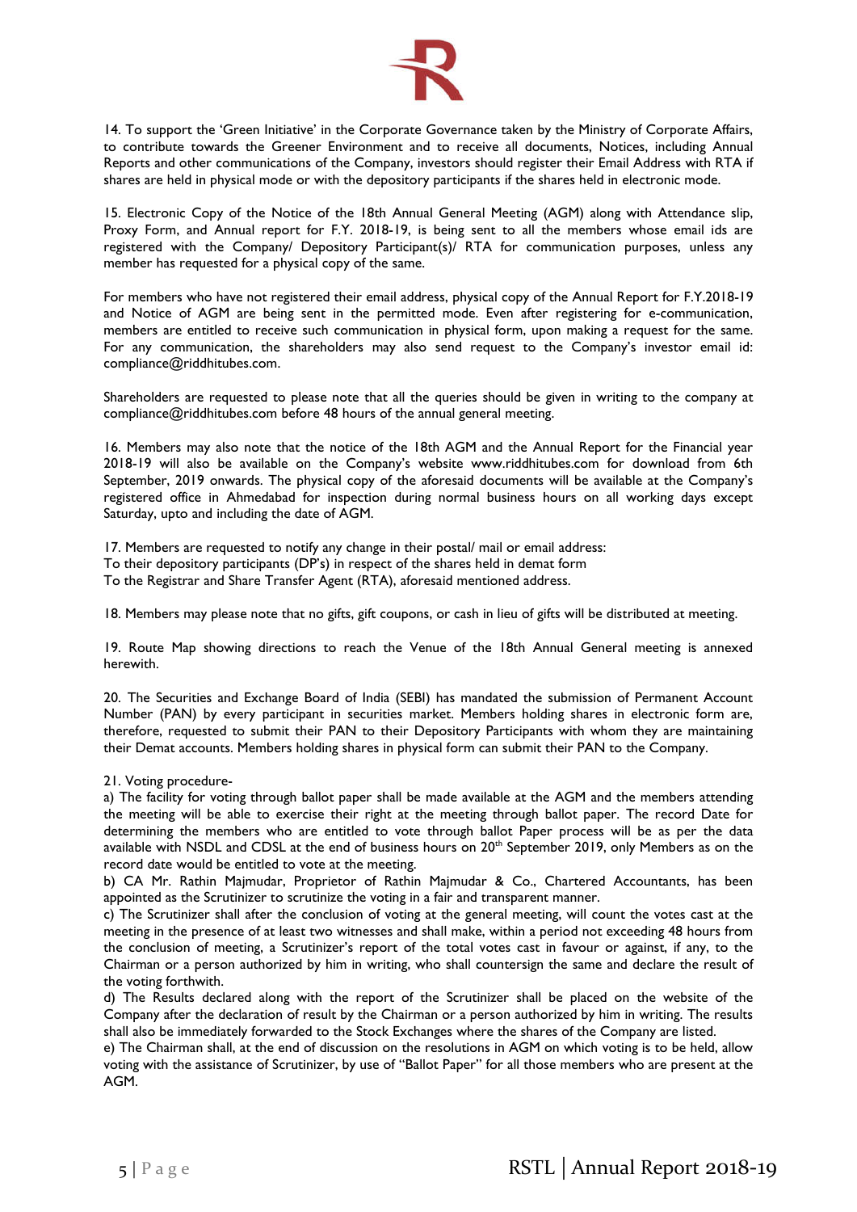14. To support the 'Green Initiative' in the Corporate Governance taken by the Ministry of Corporate Affairs, to contribute towards the Greener Environment and to receive all documents, Notices, including Annual Reports and other communications of the Company, investors should register their Email Address with RTA if shares are held in physical mode or with the depository participants if the shares held in electronic mode.

15. Electronic Copy of the Notice of the 18th Annual General Meeting (AGM) along with Attendance slip, Proxy Form, and Annual report for F.Y. 2018-19, is being sent to all the members whose email ids are registered with the Company/ Depository Participant(s)/ RTA for communication purposes, unless any member has requested for a physical copy of the same.

For members who have not registered their email address, physical copy of the Annual Report for F.Y.2018-19 and Notice of AGM are being sent in the permitted mode. Even after registering for e-communication, members are entitled to receive such communication in physical form, upon making a request for the same. For any communication, the shareholders may also send request to the Company's investor email id: compliance@riddhitubes.com.

Shareholders are requested to please note that all the queries should be given in writing to the company at compliance@riddhitubes.com before 48 hours of the annual general meeting.

16. Members may also note that the notice of the 18th AGM and the Annual Report for the Financial year 2018-19 will also be available on the Company's website www.riddhitubes.com for download from 6th September, 2019 onwards. The physical copy of the aforesaid documents will be available at the Company's registered office in Ahmedabad for inspection during normal business hours on all working days except Saturday, upto and including the date of AGM.

17. Members are requested to notify any change in their postal/ mail or email address:
To their depository participants (DP's) in respect of the shares held in demat form
To the Registrar and Share Transfer Agent (RTA), aforesaid mentioned address.

18. Members may please note that no gifts, gift coupons, or cash in lieu of gifts will be distributed at meeting.

19. Route Map showing directions to reach the Venue of the 18th Annual General meeting is annexed herewith.

20. The Securities and Exchange Board of India (SEBI) has mandated the submission of Permanent Account Number (PAN) by every participant in securities market. Members holding shares in electronic form are, therefore, requested to submit their PAN to their Depository Participants with whom they are maintaining their Demat accounts. Members holding shares in physical form can submit their PAN to the Company.

21. Voting procedure-

a) The facility for voting through ballot paper shall be made available at the AGM and the members attending the meeting will be able to exercise their right at the meeting through ballot paper. The record Date for determining the members who are entitled to vote through ballot Paper process will be as per the data available with NSDL and CDSL at the end of business hours on 20th September 2019, only Members as on the record date would be entitled to vote at the meeting.

b) CA Mr. Rathin Majmudar, Proprietor of Rathin Majmudar & Co., Chartered Accountants, has been appointed as the Scrutinizer to scrutinize the voting in a fair and transparent manner.

c) The Scrutinizer shall after the conclusion of voting at the general meeting, will count the votes cast at the meeting in the presence of at least two witnesses and shall make, within a period not exceeding 48 hours from the conclusion of meeting, a Scrutinizer's report of the total votes cast in favour or against, if any, to the Chairman or a person authorized by him in writing, who shall countersign the same and declare the result of the voting forthwith.

d) The Results declared along with the report of the Scrutinizer shall be placed on the website of the Company after the declaration of result by the Chairman or a person authorized by him in writing. The results shall also be immediately forwarded to the Stock Exchanges where the shares of the Company are listed.

e) The Chairman shall, at the end of discussion on the resolutions in AGM on which voting is to be held, allow voting with the assistance of Scrutinizer, by use of "Ballot Paper" for all those members who are present at the AGM.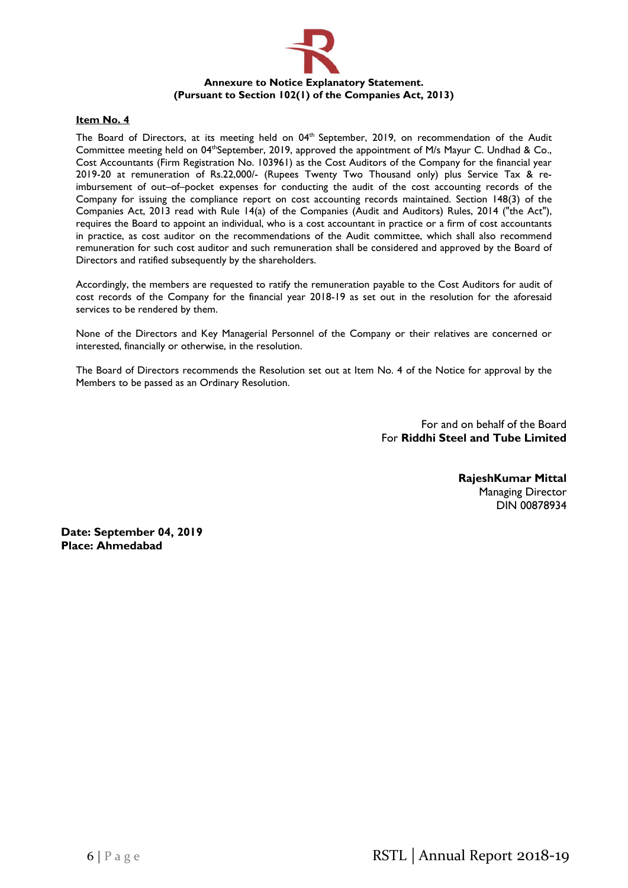**Annexure to Notice Explanatory Statement.**
**(Pursuant to Section 102(1) of the Companies Act, 2013)**

**Item No. 4**

The Board of Directors, at its meeting held on 04th September, 2019, on recommendation of the Audit Committee meeting held on 04thSeptember, 2019, approved the appointment of M/s Mayur C. Undhad & Co., Cost Accountants (Firm Registration No. 103961) as the Cost Auditors of the Company for the financial year 2019-20 at remuneration of Rs.22,000/- (Rupees Twenty Two Thousand only) plus Service Tax & re-imbursement of out–of–pocket expenses for conducting the audit of the cost accounting records of the Company for issuing the compliance report on cost accounting records maintained. Section 148(3) of the Companies Act, 2013 read with Rule 14(a) of the Companies (Audit and Auditors) Rules, 2014 ("the Act"), requires the Board to appoint an individual, who is a cost accountant in practice or a firm of cost accountants in practice, as cost auditor on the recommendations of the Audit committee, which shall also recommend remuneration for such cost auditor and such remuneration shall be considered and approved by the Board of Directors and ratified subsequently by the shareholders.

Accordingly, the members are requested to ratify the remuneration payable to the Cost Auditors for audit of cost records of the Company for the financial year 2018-19 as set out in the resolution for the aforesaid services to be rendered by them.

None of the Directors and Key Managerial Personnel of the Company or their relatives are concerned or interested, financially or otherwise, in the resolution.

The Board of Directors recommends the Resolution set out at Item No. 4 of the Notice for approval by the Members to be passed as an Ordinary Resolution.

For and on behalf of the Board
For **Riddhi Steel and Tube Limited**

**RajeshKumar Mittal**
Managing Director
DIN 00878934

**Date: September 04, 2019**
**Place: Ahmedabad**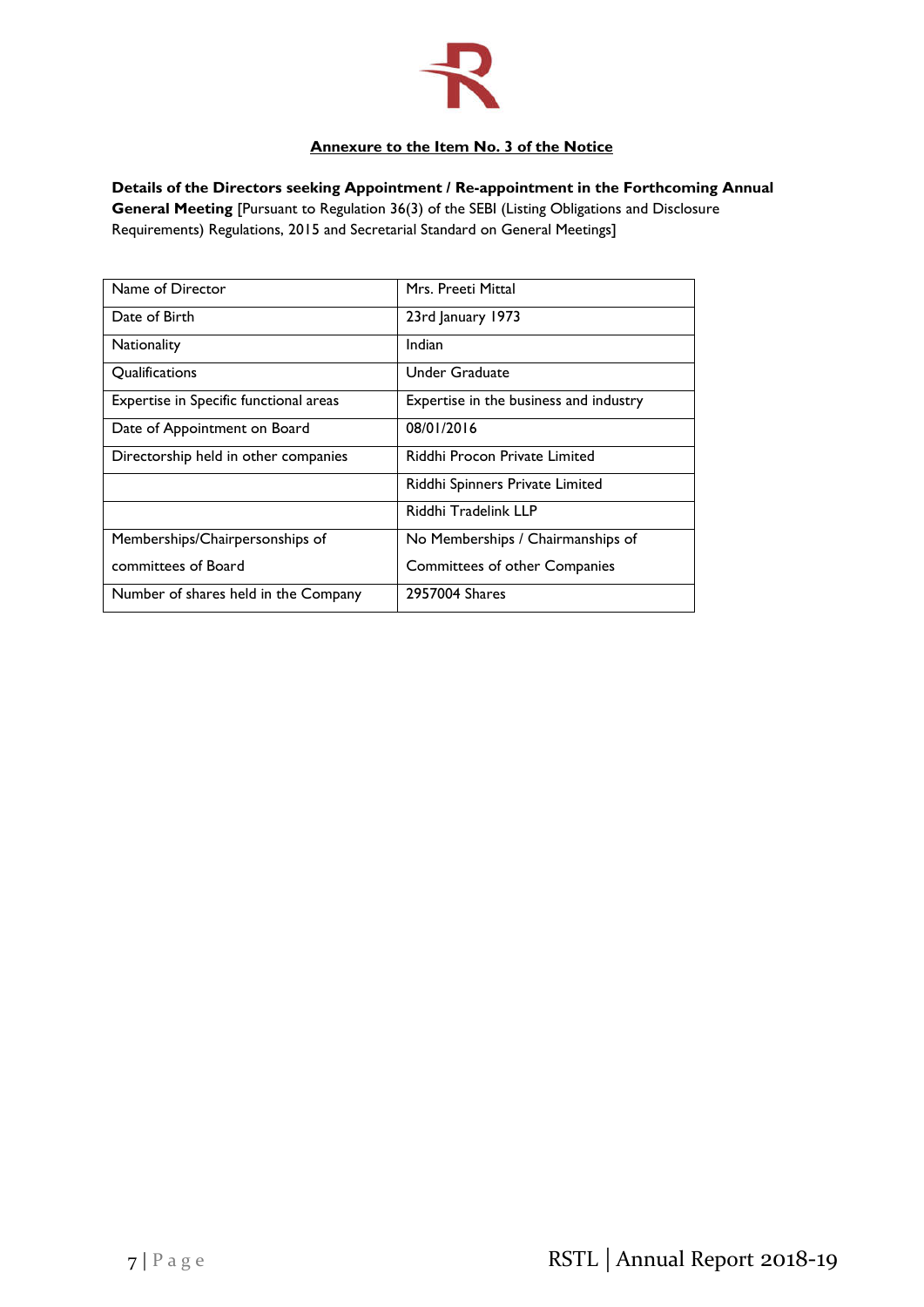## Annexure to the Item No. 3 of the Notice

**Details of the Directors seeking Appointment / Re-appointment in the Forthcoming Annual General Meeting** [Pursuant to Regulation 36(3) of the SEBI (Listing Obligations and Disclosure Requirements) Regulations, 2015 and Secretarial Standard on General Meetings]

| Name of Director | Mrs. Preeti Mittal |
|---|---|
| Date of Birth | 23rd January 1973 |
| Nationality | Indian |
| Qualifications | Under Graduate |
| Expertise in Specific functional areas | Expertise in the business and industry |
| Date of Appointment on Board | 08/01/2016 |
| Directorship held in other companies | Riddhi Procon Private Limited |
| | Riddhi Spinners Private Limited |
| | Riddhi Tradelink LLP |
| Memberships/Chairpersonships of committees of Board | No Memberships / Chairmanships of Committees of other Companies |
| Number of shares held in the Company | 2957004 Shares |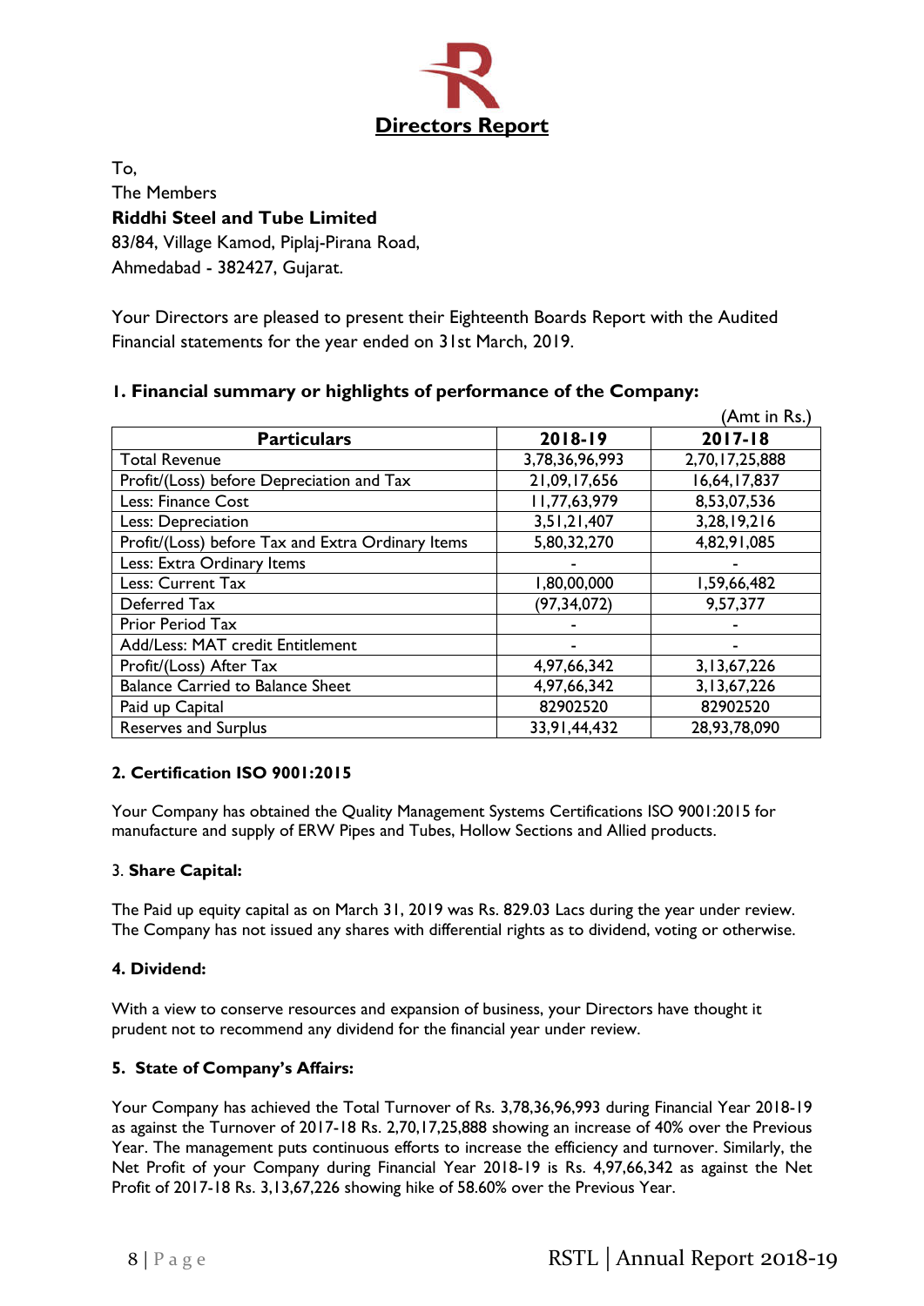# Directors Report

To,
The Members
**Riddhi Steel and Tube Limited**
83/84, Village Kamod, Piplaj-Pirana Road,
Ahmedabad - 382427, Gujarat.

Your Directors are pleased to present their Eighteenth Boards Report with the Audited Financial statements for the year ended on 31st March, 2019.

### 1. Financial summary or highlights of performance of the Company:

(Amt in Rs.)

| Particulars | 2018-19 | 2017-18 |
|---|---|---|
| Total Revenue | 3,78,36,96,993 | 2,70,17,25,888 |
| Profit/(Loss) before Depreciation and Tax | 21,09,17,656 | 16,64,17,837 |
| Less: Finance Cost | 11,77,63,979 | 8,53,07,536 |
| Less: Depreciation | 3,51,21,407 | 3,28,19,216 |
| Profit/(Loss) before Tax and Extra Ordinary Items | 5,80,32,270 | 4,82,91,085 |
| Less: Extra Ordinary Items | - | - |
| Less: Current Tax | 1,80,00,000 | 1,59,66,482 |
| Deferred Tax | (97,34,072) | 9,57,377 |
| Prior Period Tax | - | - |
| Add/Less: MAT credit Entitlement | - | - |
| Profit/(Loss) After Tax | 4,97,66,342 | 3,13,67,226 |
| Balance Carried to Balance Sheet | 4,97,66,342 | 3,13,67,226 |
| Paid up Capital | 82902520 | 82902520 |
| Reserves and Surplus | 33,91,44,432 | 28,93,78,090 |

### 2. Certification ISO 9001:2015

Your Company has obtained the Quality Management Systems Certifications ISO 9001:2015 for manufacture and supply of ERW Pipes and Tubes, Hollow Sections and Allied products.

### 3. Share Capital:

The Paid up equity capital as on March 31, 2019 was Rs. 829.03 Lacs during the year under review. The Company has not issued any shares with differential rights as to dividend, voting or otherwise.

### 4. Dividend:

With a view to conserve resources and expansion of business, your Directors have thought it prudent not to recommend any dividend for the financial year under review.

### 5. State of Company's Affairs:

Your Company has achieved the Total Turnover of Rs. 3,78,36,96,993 during Financial Year 2018-19 as against the Turnover of 2017-18 Rs. 2,70,17,25,888 showing an increase of 40% over the Previous Year. The management puts continuous efforts to increase the efficiency and turnover. Similarly, the Net Profit of your Company during Financial Year 2018-19 is Rs. 4,97,66,342 as against the Net Profit of 2017-18 Rs. 3,13,67,226 showing hike of 58.60% over the Previous Year.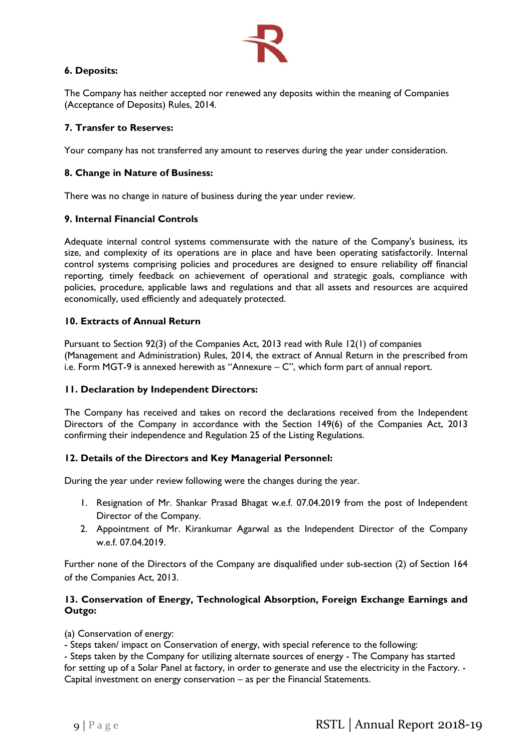### 6. Deposits:

The Company has neither accepted nor renewed any deposits within the meaning of Companies (Acceptance of Deposits) Rules, 2014.

### 7. Transfer to Reserves:

Your company has not transferred any amount to reserves during the year under consideration.

### 8. Change in Nature of Business:

There was no change in nature of business during the year under review.

### 9. Internal Financial Controls

Adequate internal control systems commensurate with the nature of the Company's business, its size, and complexity of its operations are in place and have been operating satisfactorily. Internal control systems comprising policies and procedures are designed to ensure reliability off financial reporting, timely feedback on achievement of operational and strategic goals, compliance with policies, procedure, applicable laws and regulations and that all assets and resources are acquired economically, used efficiently and adequately protected.

### 10. Extracts of Annual Return

Pursuant to Section 92(3) of the Companies Act, 2013 read with Rule 12(1) of companies (Management and Administration) Rules, 2014, the extract of Annual Return in the prescribed from i.e. Form MGT-9 is annexed herewith as "Annexure – C", which form part of annual report.

### 11. Declaration by Independent Directors:

The Company has received and takes on record the declarations received from the Independent Directors of the Company in accordance with the Section 149(6) of the Companies Act, 2013 confirming their independence and Regulation 25 of the Listing Regulations.

### 12. Details of the Directors and Key Managerial Personnel:

During the year under review following were the changes during the year.

1. Resignation of Mr. Shankar Prasad Bhagat w.e.f. 07.04.2019 from the post of Independent Director of the Company.
2. Appointment of Mr. Kirankumar Agarwal as the Independent Director of the Company w.e.f. 07.04.2019.

Further none of the Directors of the Company are disqualified under sub-section (2) of Section 164 of the Companies Act, 2013.

### 13. Conservation of Energy, Technological Absorption, Foreign Exchange Earnings and Outgo:

(a) Conservation of energy:
- Steps taken/ impact on Conservation of energy, with special reference to the following:
- Steps taken by the Company for utilizing alternate sources of energy - The Company has started for setting up of a Solar Panel at factory, in order to generate and use the electricity in the Factory. - Capital investment on energy conservation – as per the Financial Statements.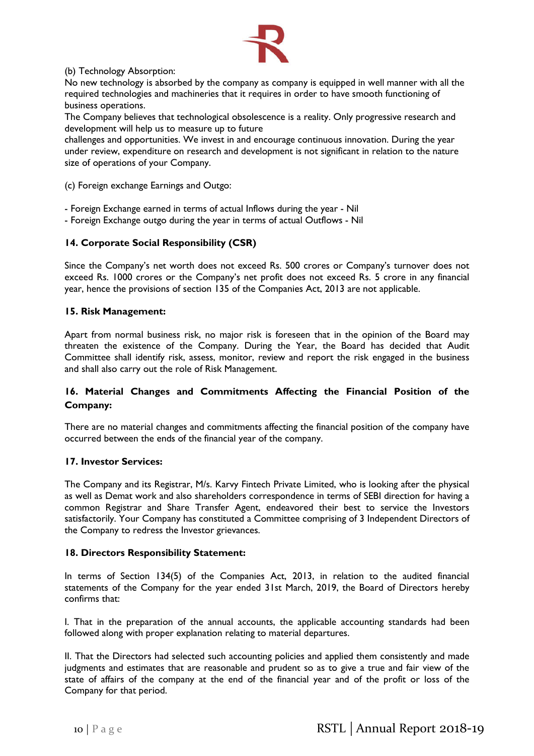(b) Technology Absorption:

No new technology is absorbed by the company as company is equipped in well manner with all the required technologies and machineries that it requires in order to have smooth functioning of business operations.

The Company believes that technological obsolescence is a reality. Only progressive research and development will help us to measure up to future challenges and opportunities. We invest in and encourage continuous innovation. During the year under review, expenditure on research and development is not significant in relation to the nature size of operations of your Company.

(c) Foreign exchange Earnings and Outgo:

- Foreign Exchange earned in terms of actual Inflows during the year - Nil
- Foreign Exchange outgo during the year in terms of actual Outflows - Nil

**14. Corporate Social Responsibility (CSR)**

Since the Company's net worth does not exceed Rs. 500 crores or Company's turnover does not exceed Rs. 1000 crores or the Company's net profit does not exceed Rs. 5 crore in any financial year, hence the provisions of section 135 of the Companies Act, 2013 are not applicable.

**15. Risk Management:**

Apart from normal business risk, no major risk is foreseen that in the opinion of the Board may threaten the existence of the Company. During the Year, the Board has decided that Audit Committee shall identify risk, assess, monitor, review and report the risk engaged in the business and shall also carry out the role of Risk Management.

**16. Material Changes and Commitments Affecting the Financial Position of the Company:**

There are no material changes and commitments affecting the financial position of the company have occurred between the ends of the financial year of the company.

**17. Investor Services:**

The Company and its Registrar, M/s. Karvy Fintech Private Limited, who is looking after the physical as well as Demat work and also shareholders correspondence in terms of SEBI direction for having a common Registrar and Share Transfer Agent, endeavored their best to service the Investors satisfactorily. Your Company has constituted a Committee comprising of 3 Independent Directors of the Company to redress the Investor grievances.

**18. Directors Responsibility Statement:**

In terms of Section 134(5) of the Companies Act, 2013, in relation to the audited financial statements of the Company for the year ended 31st March, 2019, the Board of Directors hereby confirms that:

I. That in the preparation of the annual accounts, the applicable accounting standards had been followed along with proper explanation relating to material departures.

II. That the Directors had selected such accounting policies and applied them consistently and made judgments and estimates that are reasonable and prudent so as to give a true and fair view of the state of affairs of the company at the end of the financial year and of the profit or loss of the Company for that period.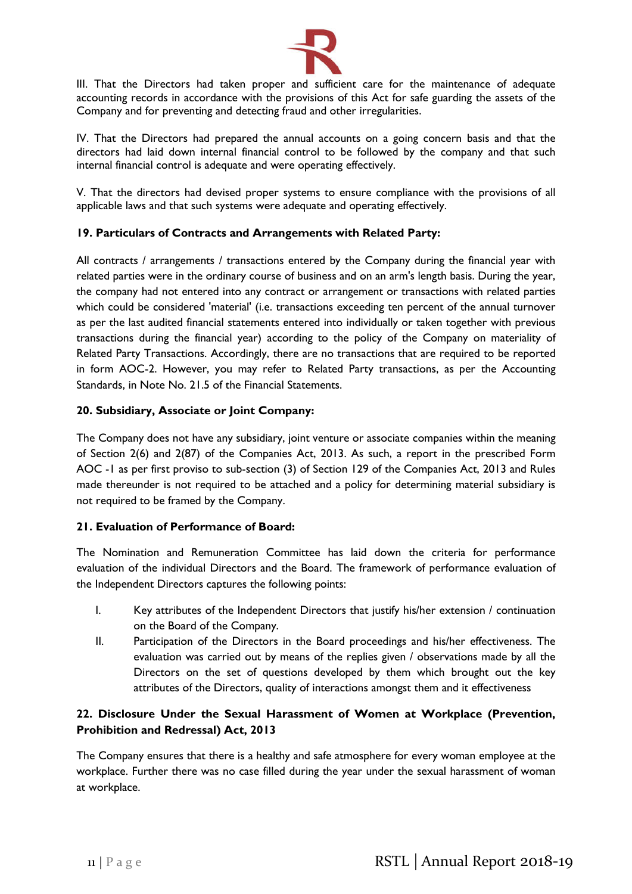III. That the Directors had taken proper and sufficient care for the maintenance of adequate accounting records in accordance with the provisions of this Act for safe guarding the assets of the Company and for preventing and detecting fraud and other irregularities.

IV. That the Directors had prepared the annual accounts on a going concern basis and that the directors had laid down internal financial control to be followed by the company and that such internal financial control is adequate and were operating effectively.

V. That the directors had devised proper systems to ensure compliance with the provisions of all applicable laws and that such systems were adequate and operating effectively.

**19. Particulars of Contracts and Arrangements with Related Party:**

All contracts / arrangements / transactions entered by the Company during the financial year with related parties were in the ordinary course of business and on an arm's length basis. During the year, the company had not entered into any contract or arrangement or transactions with related parties which could be considered 'material' (i.e. transactions exceeding ten percent of the annual turnover as per the last audited financial statements entered into individually or taken together with previous transactions during the financial year) according to the policy of the Company on materiality of Related Party Transactions. Accordingly, there are no transactions that are required to be reported in form AOC-2. However, you may refer to Related Party transactions, as per the Accounting Standards, in Note No. 21.5 of the Financial Statements.

**20. Subsidiary, Associate or Joint Company:**

The Company does not have any subsidiary, joint venture or associate companies within the meaning of Section 2(6) and 2(87) of the Companies Act, 2013. As such, a report in the prescribed Form AOC -1 as per first proviso to sub-section (3) of Section 129 of the Companies Act, 2013 and Rules made thereunder is not required to be attached and a policy for determining material subsidiary is not required to be framed by the Company.

**21. Evaluation of Performance of Board:**

The Nomination and Remuneration Committee has laid down the criteria for performance evaluation of the individual Directors and the Board. The framework of performance evaluation of the Independent Directors captures the following points:

I. Key attributes of the Independent Directors that justify his/her extension / continuation on the Board of the Company.

II. Participation of the Directors in the Board proceedings and his/her effectiveness. The evaluation was carried out by means of the replies given / observations made by all the Directors on the set of questions developed by them which brought out the key attributes of the Directors, quality of interactions amongst them and it effectiveness

**22. Disclosure Under the Sexual Harassment of Women at Workplace (Prevention, Prohibition and Redressal) Act, 2013**

The Company ensures that there is a healthy and safe atmosphere for every woman employee at the workplace. Further there was no case filled during the year under the sexual harassment of woman at workplace.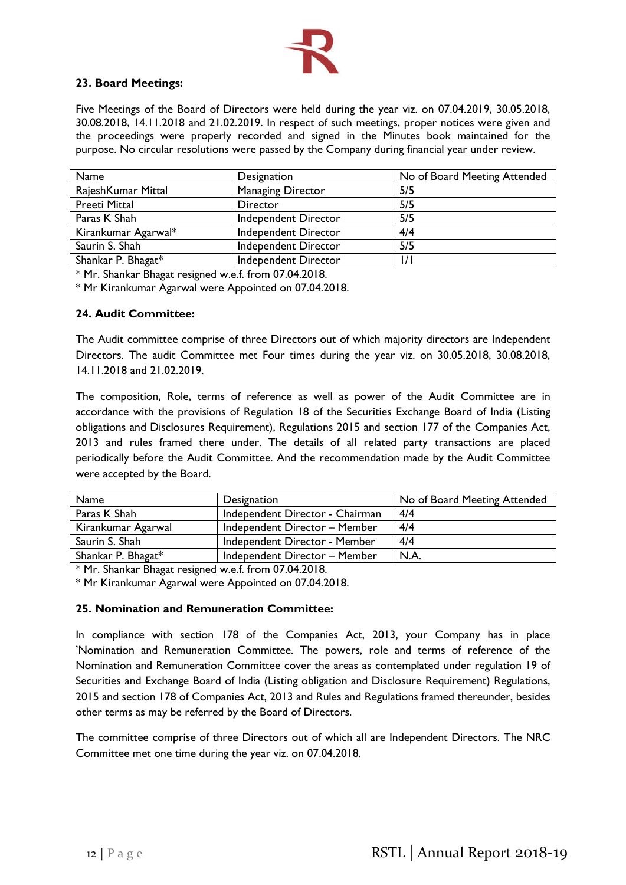### 23. Board Meetings:

Five Meetings of the Board of Directors were held during the year viz. on 07.04.2019, 30.05.2018, 30.08.2018, 14.11.2018 and 21.02.2019. In respect of such meetings, proper notices were given and the proceedings were properly recorded and signed in the Minutes book maintained for the purpose. No circular resolutions were passed by the Company during financial year under review.

| Name | Designation | No of Board Meeting Attended |
|---|---|---|
| RajeshKumar Mittal | Managing Director | 5/5 |
| Preeti Mittal | Director | 5/5 |
| Paras K Shah | Independent Director | 5/5 |
| Kirankumar Agarwal* | Independent Director | 4/4 |
| Saurin S. Shah | Independent Director | 5/5 |
| Shankar P. Bhagat* | Independent Director | 1/1 |

* Mr. Shankar Bhagat resigned w.e.f. from 07.04.2018.

* Mr Kirankumar Agarwal were Appointed on 07.04.2018.

### 24. Audit Committee:

The Audit committee comprise of three Directors out of which majority directors are Independent Directors. The audit Committee met Four times during the year viz. on 30.05.2018, 30.08.2018, 14.11.2018 and 21.02.2019.

The composition, Role, terms of reference as well as power of the Audit Committee are in accordance with the provisions of Regulation 18 of the Securities Exchange Board of India (Listing obligations and Disclosures Requirement), Regulations 2015 and section 177 of the Companies Act, 2013 and rules framed there under. The details of all related party transactions are placed periodically before the Audit Committee. And the recommendation made by the Audit Committee were accepted by the Board.

| Name | Designation | No of Board Meeting Attended |
|---|---|---|
| Paras K Shah | Independent Director - Chairman | 4/4 |
| Kirankumar Agarwal | Independent Director – Member | 4/4 |
| Saurin S. Shah | Independent Director - Member | 4/4 |
| Shankar P. Bhagat* | Independent Director – Member | N.A. |

* Mr. Shankar Bhagat resigned w.e.f. from 07.04.2018.

* Mr Kirankumar Agarwal were Appointed on 07.04.2018.

### 25. Nomination and Remuneration Committee:

In compliance with section 178 of the Companies Act, 2013, your Company has in place 'Nomination and Remuneration Committee. The powers, role and terms of reference of the Nomination and Remuneration Committee cover the areas as contemplated under regulation 19 of Securities and Exchange Board of India (Listing obligation and Disclosure Requirement) Regulations, 2015 and section 178 of Companies Act, 2013 and Rules and Regulations framed thereunder, besides other terms as may be referred by the Board of Directors.

The committee comprise of three Directors out of which all are Independent Directors. The NRC Committee met one time during the year viz. on 07.04.2018.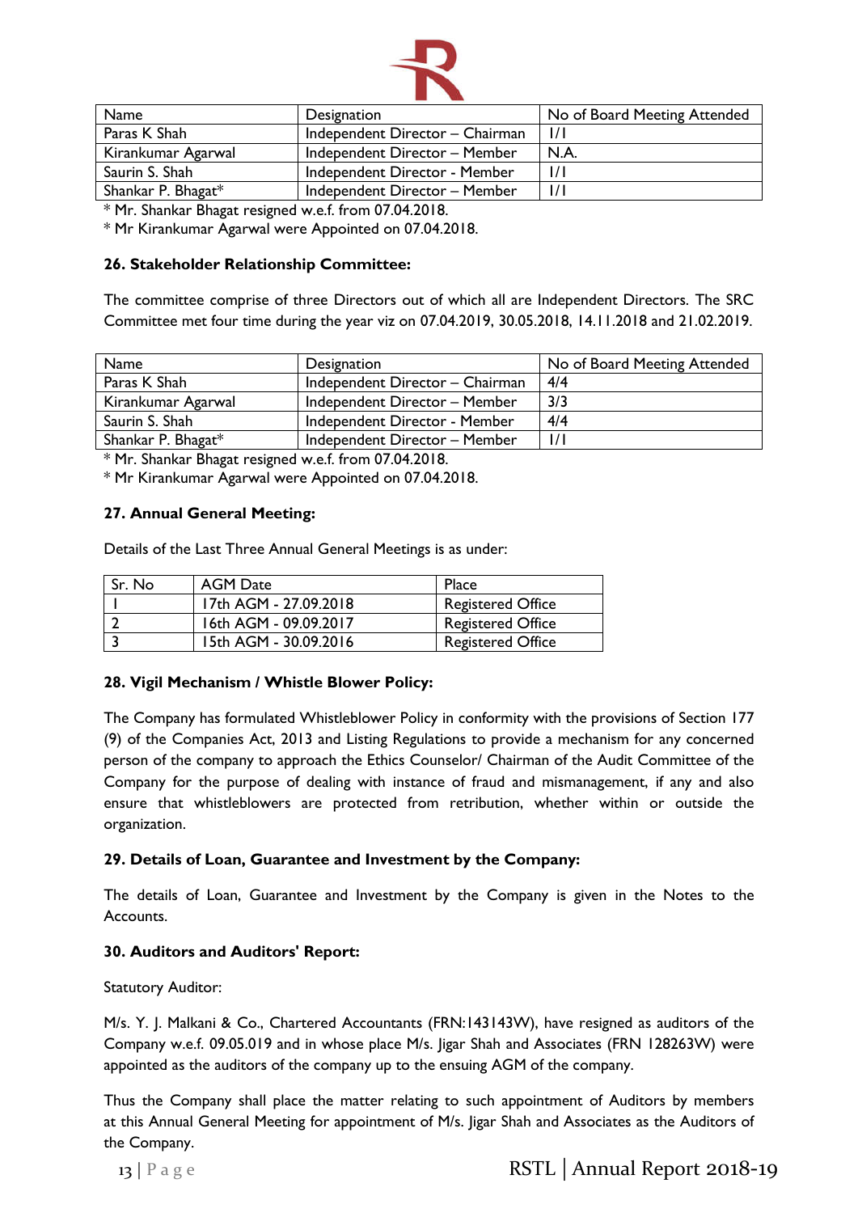| Name | Designation | No of Board Meeting Attended |
|---|---|---|
| Paras K Shah | Independent Director – Chairman | 1/1 |
| Kirankumar Agarwal | Independent Director – Member | N.A. |
| Saurin S. Shah | Independent Director - Member | 1/1 |
| Shankar P. Bhagat* | Independent Director – Member | 1/1 |

* Mr. Shankar Bhagat resigned w.e.f. from 07.04.2018.

* Mr Kirankumar Agarwal were Appointed on 07.04.2018.

**26. Stakeholder Relationship Committee:**

The committee comprise of three Directors out of which all are Independent Directors. The SRC Committee met four time during the year viz on 07.04.2019, 30.05.2018, 14.11.2018 and 21.02.2019.

| Name | Designation | No of Board Meeting Attended |
|---|---|---|
| Paras K Shah | Independent Director – Chairman | 4/4 |
| Kirankumar Agarwal | Independent Director – Member | 3/3 |
| Saurin S. Shah | Independent Director - Member | 4/4 |
| Shankar P. Bhagat* | Independent Director – Member | 1/1 |

* Mr. Shankar Bhagat resigned w.e.f. from 07.04.2018.

* Mr Kirankumar Agarwal were Appointed on 07.04.2018.

**27. Annual General Meeting:**

Details of the Last Three Annual General Meetings is as under:

| Sr. No | AGM Date | Place |
|---|---|---|
| 1 | 17th AGM - 27.09.2018 | Registered Office |
| 2 | 16th AGM - 09.09.2017 | Registered Office |
| 3 | 15th AGM - 30.09.2016 | Registered Office |

**28. Vigil Mechanism / Whistle Blower Policy:**

The Company has formulated Whistleblower Policy in conformity with the provisions of Section 177 (9) of the Companies Act, 2013 and Listing Regulations to provide a mechanism for any concerned person of the company to approach the Ethics Counselor/ Chairman of the Audit Committee of the Company for the purpose of dealing with instance of fraud and mismanagement, if any and also ensure that whistleblowers are protected from retribution, whether within or outside the organization.

**29. Details of Loan, Guarantee and Investment by the Company:**

The details of Loan, Guarantee and Investment by the Company is given in the Notes to the Accounts.

**30. Auditors and Auditors' Report:**

Statutory Auditor:

M/s. Y. J. Malkani & Co., Chartered Accountants (FRN:143143W), have resigned as auditors of the Company w.e.f. 09.05.019 and in whose place M/s. Jigar Shah and Associates (FRN 128263W) were appointed as the auditors of the company up to the ensuing AGM of the company.

Thus the Company shall place the matter relating to such appointment of Auditors by members at this Annual General Meeting for appointment of M/s. Jigar Shah and Associates as the Auditors of the Company.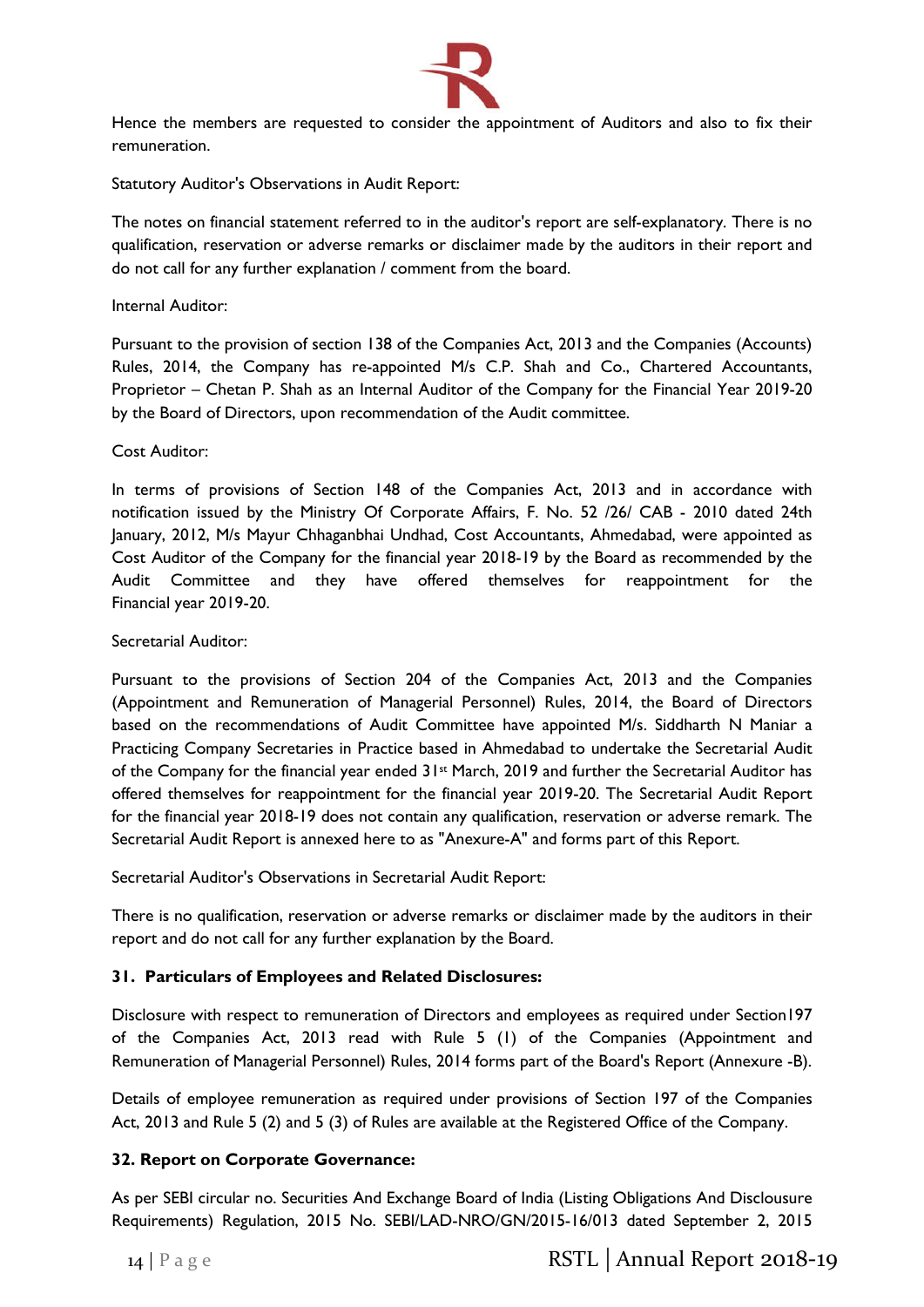Hence the members are requested to consider the appointment of Auditors and also to fix their remuneration.

Statutory Auditor's Observations in Audit Report:

The notes on financial statement referred to in the auditor's report are self-explanatory. There is no qualification, reservation or adverse remarks or disclaimer made by the auditors in their report and do not call for any further explanation / comment from the board.

Internal Auditor:

Pursuant to the provision of section 138 of the Companies Act, 2013 and the Companies (Accounts) Rules, 2014, the Company has re-appointed M/s C.P. Shah and Co., Chartered Accountants, Proprietor – Chetan P. Shah as an Internal Auditor of the Company for the Financial Year 2019-20 by the Board of Directors, upon recommendation of the Audit committee.

Cost Auditor:

In terms of provisions of Section 148 of the Companies Act, 2013 and in accordance with notification issued by the Ministry Of Corporate Affairs, F. No. 52 /26/ CAB - 2010 dated 24th January, 2012, M/s Mayur Chhaganbhai Undhad, Cost Accountants, Ahmedabad, were appointed as Cost Auditor of the Company for the financial year 2018-19 by the Board as recommended by the Audit Committee and they have offered themselves for reappointment for the Financial year 2019-20.

Secretarial Auditor:

Pursuant to the provisions of Section 204 of the Companies Act, 2013 and the Companies (Appointment and Remuneration of Managerial Personnel) Rules, 2014, the Board of Directors based on the recommendations of Audit Committee have appointed M/s. Siddharth N Maniar a Practicing Company Secretaries in Practice based in Ahmedabad to undertake the Secretarial Audit of the Company for the financial year ended 31st March, 2019 and further the Secretarial Auditor has offered themselves for reappointment for the financial year 2019-20. The Secretarial Audit Report for the financial year 2018-19 does not contain any qualification, reservation or adverse remark. The Secretarial Audit Report is annexed here to as "Anexure-A" and forms part of this Report.

Secretarial Auditor's Observations in Secretarial Audit Report:

There is no qualification, reservation or adverse remarks or disclaimer made by the auditors in their report and do not call for any further explanation by the Board.

**31. Particulars of Employees and Related Disclosures:**

Disclosure with respect to remuneration of Directors and employees as required under Section197 of the Companies Act, 2013 read with Rule 5 (1) of the Companies (Appointment and Remuneration of Managerial Personnel) Rules, 2014 forms part of the Board's Report (Annexure -B).

Details of employee remuneration as required under provisions of Section 197 of the Companies Act, 2013 and Rule 5 (2) and 5 (3) of Rules are available at the Registered Office of the Company.

**32. Report on Corporate Governance:**

As per SEBI circular no. Securities And Exchange Board of India (Listing Obligations And Disclousure Requirements) Regulation, 2015 No. SEBI/LAD-NRO/GN/2015-16/013 dated September 2, 2015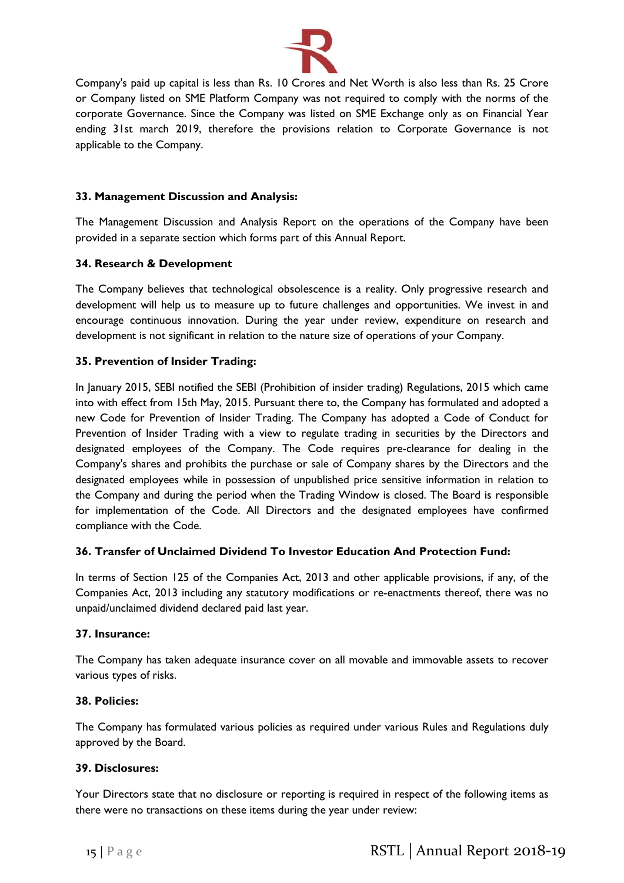Company's paid up capital is less than Rs. 10 Crores and Net Worth is also less than Rs. 25 Crore or Company listed on SME Platform Company was not required to comply with the norms of the corporate Governance. Since the Company was listed on SME Exchange only as on Financial Year ending 31st march 2019, therefore the provisions relation to Corporate Governance is not applicable to the Company.

**33. Management Discussion and Analysis:**

The Management Discussion and Analysis Report on the operations of the Company have been provided in a separate section which forms part of this Annual Report.

**34. Research & Development**

The Company believes that technological obsolescence is a reality. Only progressive research and development will help us to measure up to future challenges and opportunities. We invest in and encourage continuous innovation. During the year under review, expenditure on research and development is not significant in relation to the nature size of operations of your Company.

**35. Prevention of Insider Trading:**

In January 2015, SEBI notified the SEBI (Prohibition of insider trading) Regulations, 2015 which came into with effect from 15th May, 2015. Pursuant there to, the Company has formulated and adopted a new Code for Prevention of Insider Trading. The Company has adopted a Code of Conduct for Prevention of Insider Trading with a view to regulate trading in securities by the Directors and designated employees of the Company. The Code requires pre-clearance for dealing in the Company's shares and prohibits the purchase or sale of Company shares by the Directors and the designated employees while in possession of unpublished price sensitive information in relation to the Company and during the period when the Trading Window is closed. The Board is responsible for implementation of the Code. All Directors and the designated employees have confirmed compliance with the Code.

**36. Transfer of Unclaimed Dividend To Investor Education And Protection Fund:**

In terms of Section 125 of the Companies Act, 2013 and other applicable provisions, if any, of the Companies Act, 2013 including any statutory modifications or re-enactments thereof, there was no unpaid/unclaimed dividend declared paid last year.

**37. Insurance:**

The Company has taken adequate insurance cover on all movable and immovable assets to recover various types of risks.

**38. Policies:**

The Company has formulated various policies as required under various Rules and Regulations duly approved by the Board.

**39. Disclosures:**

Your Directors state that no disclosure or reporting is required in respect of the following items as there were no transactions on these items during the year under review: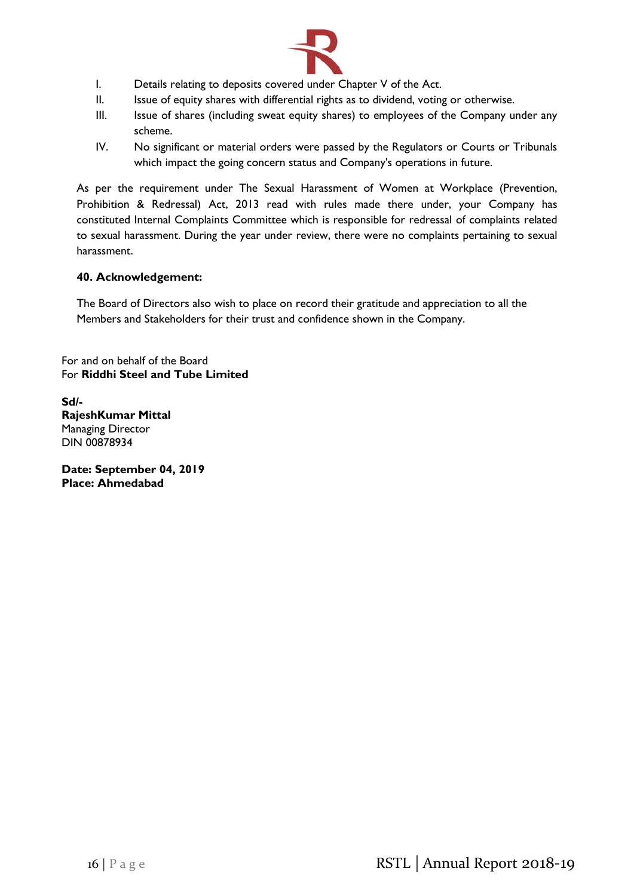I. Details relating to deposits covered under Chapter V of the Act.
II. Issue of equity shares with differential rights as to dividend, voting or otherwise.
III. Issue of shares (including sweat equity shares) to employees of the Company under any scheme.
IV. No significant or material orders were passed by the Regulators or Courts or Tribunals which impact the going concern status and Company's operations in future.

As per the requirement under The Sexual Harassment of Women at Workplace (Prevention, Prohibition & Redressal) Act, 2013 read with rules made there under, your Company has constituted Internal Complaints Committee which is responsible for redressal of complaints related to sexual harassment. During the year under review, there were no complaints pertaining to sexual harassment.

**40. Acknowledgement:**

The Board of Directors also wish to place on record their gratitude and appreciation to all the Members and Stakeholders for their trust and confidence shown in the Company.

For and on behalf of the Board
For **Riddhi Steel and Tube Limited**

**Sd/-**
**RajeshKumar Mittal**
Managing Director
DIN 00878934

**Date: September 04, 2019**
**Place: Ahmedabad**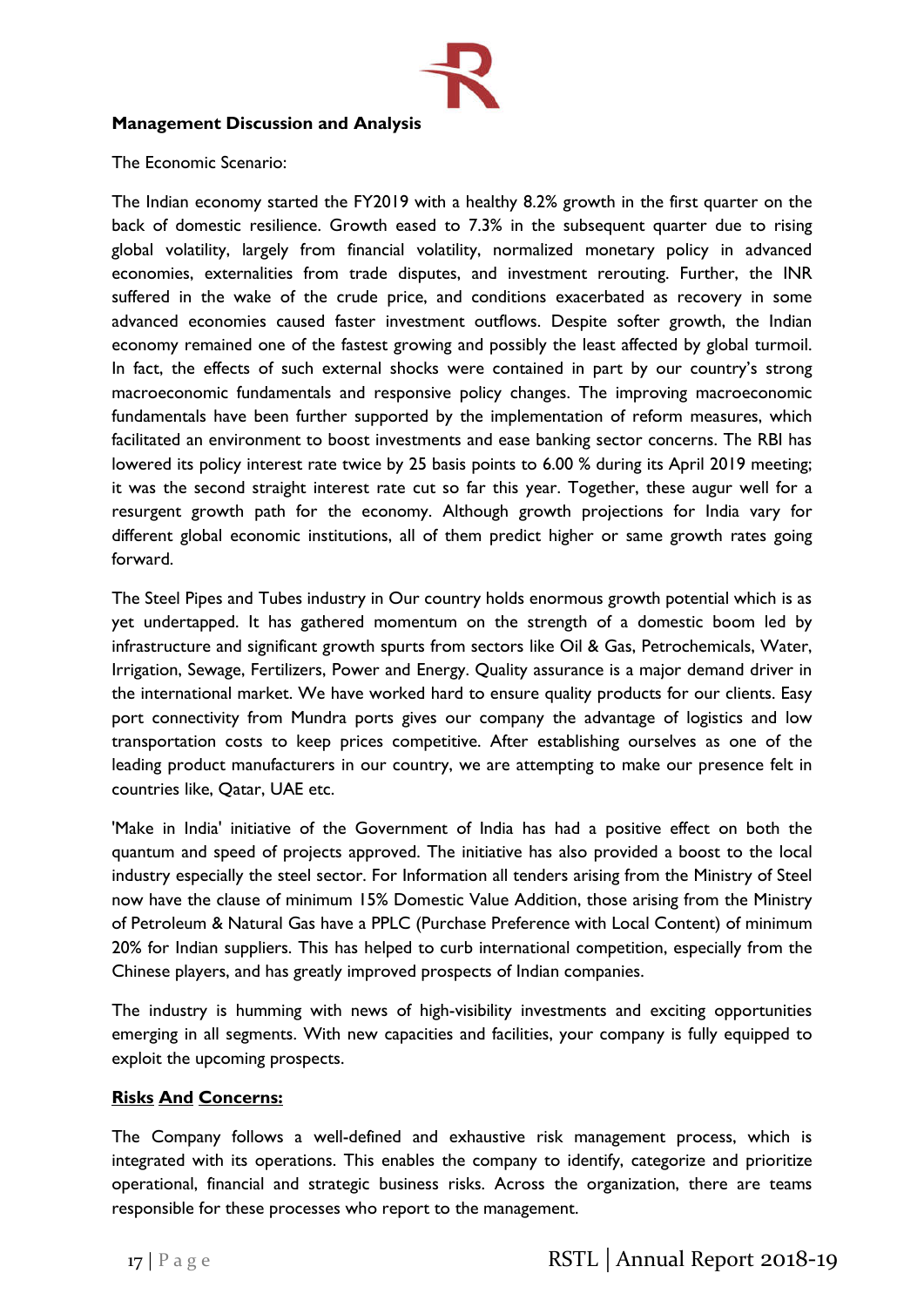**Management Discussion and Analysis**

The Economic Scenario:

The Indian economy started the FY2019 with a healthy 8.2% growth in the first quarter on the back of domestic resilience. Growth eased to 7.3% in the subsequent quarter due to rising global volatility, largely from financial volatility, normalized monetary policy in advanced economies, externalities from trade disputes, and investment rerouting. Further, the INR suffered in the wake of the crude price, and conditions exacerbated as recovery in some advanced economies caused faster investment outflows. Despite softer growth, the Indian economy remained one of the fastest growing and possibly the least affected by global turmoil. In fact, the effects of such external shocks were contained in part by our country's strong macroeconomic fundamentals and responsive policy changes. The improving macroeconomic fundamentals have been further supported by the implementation of reform measures, which facilitated an environment to boost investments and ease banking sector concerns. The RBI has lowered its policy interest rate twice by 25 basis points to 6.00 % during its April 2019 meeting; it was the second straight interest rate cut so far this year. Together, these augur well for a resurgent growth path for the economy. Although growth projections for India vary for different global economic institutions, all of them predict higher or same growth rates going forward.

The Steel Pipes and Tubes industry in Our country holds enormous growth potential which is as yet undertapped. It has gathered momentum on the strength of a domestic boom led by infrastructure and significant growth spurts from sectors like Oil & Gas, Petrochemicals, Water, Irrigation, Sewage, Fertilizers, Power and Energy. Quality assurance is a major demand driver in the international market. We have worked hard to ensure quality products for our clients. Easy port connectivity from Mundra ports gives our company the advantage of logistics and low transportation costs to keep prices competitive. After establishing ourselves as one of the leading product manufacturers in our country, we are attempting to make our presence felt in countries like, Qatar, UAE etc.

'Make in India' initiative of the Government of India has had a positive effect on both the quantum and speed of projects approved. The initiative has also provided a boost to the local industry especially the steel sector. For Information all tenders arising from the Ministry of Steel now have the clause of minimum 15% Domestic Value Addition, those arising from the Ministry of Petroleum & Natural Gas have a PPLC (Purchase Preference with Local Content) of minimum 20% for Indian suppliers. This has helped to curb international competition, especially from the Chinese players, and has greatly improved prospects of Indian companies.

The industry is humming with news of high-visibility investments and exciting opportunities emerging in all segments. With new capacities and facilities, your company is fully equipped to exploit the upcoming prospects.

**Risks And Concerns:**

The Company follows a well-defined and exhaustive risk management process, which is integrated with its operations. This enables the company to identify, categorize and prioritize operational, financial and strategic business risks. Across the organization, there are teams responsible for these processes who report to the management.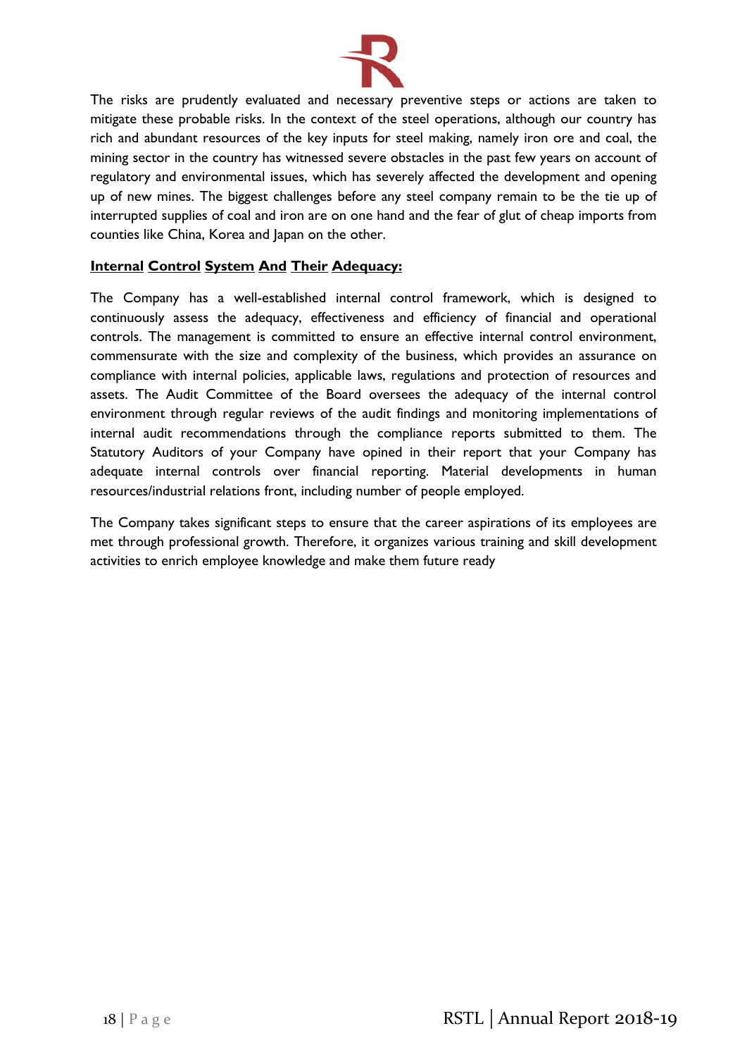The risks are prudently evaluated and necessary preventive steps or actions are taken to mitigate these probable risks. In the context of the steel operations, although our country has rich and abundant resources of the key inputs for steel making, namely iron ore and coal, the mining sector in the country has witnessed severe obstacles in the past few years on account of regulatory and environmental issues, which has severely affected the development and opening up of new mines. The biggest challenges before any steel company remain to be the tie up of interrupted supplies of coal and iron are on one hand and the fear of glut of cheap imports from counties like China, Korea and Japan on the other.

**Internal Control System And Their Adequacy:**

The Company has a well-established internal control framework, which is designed to continuously assess the adequacy, effectiveness and efficiency of financial and operational controls. The management is committed to ensure an effective internal control environment, commensurate with the size and complexity of the business, which provides an assurance on compliance with internal policies, applicable laws, regulations and protection of resources and assets. The Audit Committee of the Board oversees the adequacy of the internal control environment through regular reviews of the audit findings and monitoring implementations of internal audit recommendations through the compliance reports submitted to them. The Statutory Auditors of your Company have opined in their report that your Company has adequate internal controls over financial reporting. Material developments in human resources/industrial relations front, including number of people employed.

The Company takes significant steps to ensure that the career aspirations of its employees are met through professional growth. Therefore, it organizes various training and skill development activities to enrich employee knowledge and make them future ready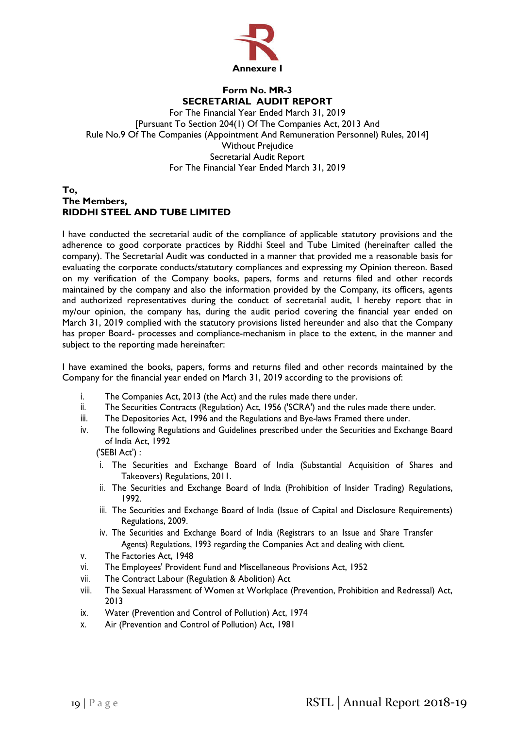**Annexure I**

**Form No. MR-3**
**SECRETARIAL AUDIT REPORT**
For The Financial Year Ended March 31, 2019
[Pursuant To Section 204(1) Of The Companies Act, 2013 And
Rule No.9 Of The Companies (Appointment And Remuneration Personnel) Rules, 2014]
Without Prejudice
Secretarial Audit Report
For The Financial Year Ended March 31, 2019

**To,**
**The Members,**
**RIDDHI STEEL AND TUBE LIMITED**

I have conducted the secretarial audit of the compliance of applicable statutory provisions and the adherence to good corporate practices by Riddhi Steel and Tube Limited (hereinafter called the company). The Secretarial Audit was conducted in a manner that provided me a reasonable basis for evaluating the corporate conducts/statutory compliances and expressing my Opinion thereon. Based on my verification of the Company books, papers, forms and returns filed and other records maintained by the company and also the information provided by the Company, its officers, agents and authorized representatives during the conduct of secretarial audit, I hereby report that in my/our opinion, the company has, during the audit period covering the financial year ended on March 31, 2019 complied with the statutory provisions listed hereunder and also that the Company has proper Board- processes and compliance-mechanism in place to the extent, in the manner and subject to the reporting made hereinafter:

I have examined the books, papers, forms and returns filed and other records maintained by the Company for the financial year ended on March 31, 2019 according to the provisions of:

i. The Companies Act, 2013 (the Act) and the rules made there under.
ii. The Securities Contracts (Regulation) Act, 1956 ('SCRA') and the rules made there under.
iii. The Depositories Act, 1996 and the Regulations and Bye-laws Framed there under.
iv. The following Regulations and Guidelines prescribed under the Securities and Exchange Board of India Act, 1992 ('SEBI Act') :
    i. The Securities and Exchange Board of India (Substantial Acquisition of Shares and Takeovers) Regulations, 2011.
    ii. The Securities and Exchange Board of India (Prohibition of Insider Trading) Regulations, 1992.
    iii. The Securities and Exchange Board of India (Issue of Capital and Disclosure Requirements) Regulations, 2009.
    iv. The Securities and Exchange Board of India (Registrars to an Issue and Share Transfer Agents) Regulations, 1993 regarding the Companies Act and dealing with client.
v. The Factories Act, 1948
vi. The Employees' Provident Fund and Miscellaneous Provisions Act, 1952
vii. The Contract Labour (Regulation & Abolition) Act
viii. The Sexual Harassment of Women at Workplace (Prevention, Prohibition and Redressal) Act, 2013
ix. Water (Prevention and Control of Pollution) Act, 1974
x. Air (Prevention and Control of Pollution) Act, 1981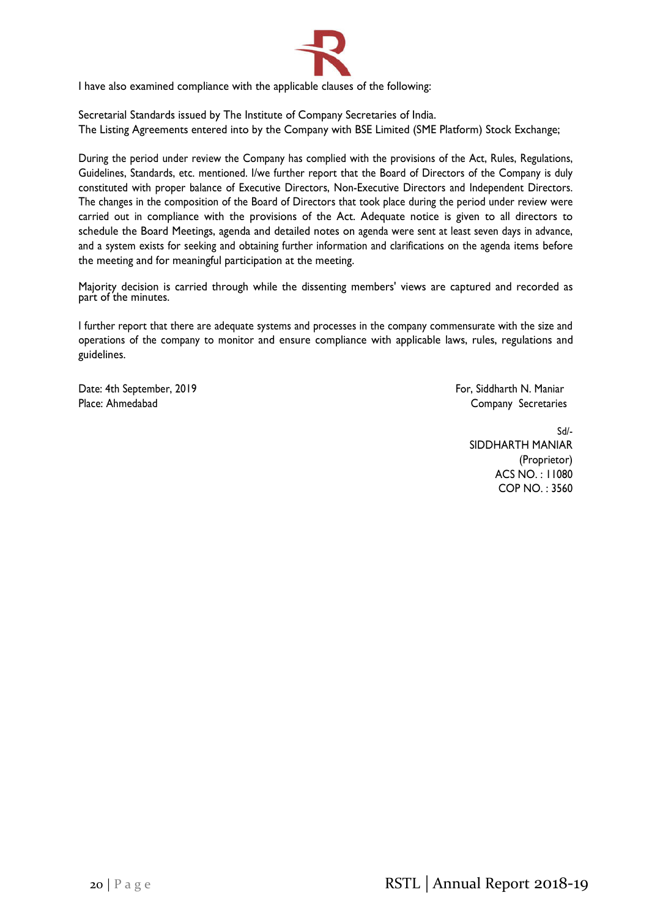I have also examined compliance with the applicable clauses of the following:

Secretarial Standards issued by The Institute of Company Secretaries of India.
The Listing Agreements entered into by the Company with BSE Limited (SME Platform) Stock Exchange;

During the period under review the Company has complied with the provisions of the Act, Rules, Regulations, Guidelines, Standards, etc. mentioned. I/we further report that the Board of Directors of the Company is duly constituted with proper balance of Executive Directors, Non-Executive Directors and Independent Directors. The changes in the composition of the Board of Directors that took place during the period under review were carried out in compliance with the provisions of the Act. Adequate notice is given to all directors to schedule the Board Meetings, agenda and detailed notes on agenda were sent at least seven days in advance, and a system exists for seeking and obtaining further information and clarifications on the agenda items before the meeting and for meaningful participation at the meeting.

Majority decision is carried through while the dissenting members' views are captured and recorded as part of the minutes.

I further report that there are adequate systems and processes in the company commensurate with the size and operations of the company to monitor and ensure compliance with applicable laws, rules, regulations and guidelines.

Date: 4th September, 2019
Place: Ahmedabad

For, Siddharth N. Maniar
Company Secretaries

Sd/-
SIDDHARTH MANIAR
(Proprietor)
ACS NO. : 11080
COP NO. : 3560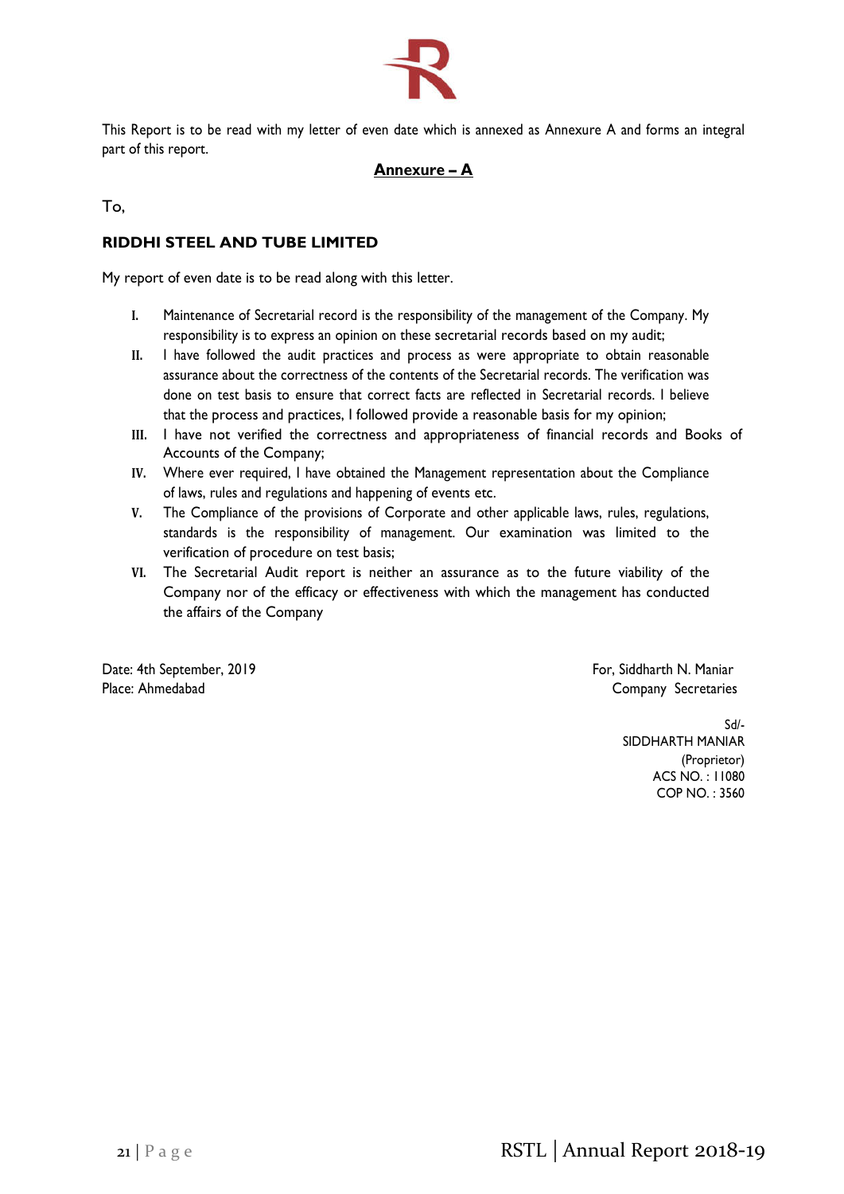This Report is to be read with my letter of even date which is annexed as Annexure A and forms an integral part of this report.

## Annexure – A

To,

**RIDDHI STEEL AND TUBE LIMITED**

My report of even date is to be read along with this letter.

I. Maintenance of Secretarial record is the responsibility of the management of the Company. My responsibility is to express an opinion on these secretarial records based on my audit;
II. I have followed the audit practices and process as were appropriate to obtain reasonable assurance about the correctness of the contents of the Secretarial records. The verification was done on test basis to ensure that correct facts are reflected in Secretarial records. I believe that the process and practices, I followed provide a reasonable basis for my opinion;
III. I have not verified the correctness and appropriateness of financial records and Books of Accounts of the Company;
IV. Where ever required, I have obtained the Management representation about the Compliance of laws, rules and regulations and happening of events etc.
V. The Compliance of the provisions of Corporate and other applicable laws, rules, regulations, standards is the responsibility of management. Our examination was limited to the verification of procedure on test basis;
VI. The Secretarial Audit report is neither an assurance as to the future viability of the Company nor of the efficacy or effectiveness with which the management has conducted the affairs of the Company

Date: 4th September, 2019
Place: Ahmedabad

For, Siddharth N. Maniar
Company Secretaries

Sd/-
SIDDHARTH MANIAR
(Proprietor)
ACS NO. : 11080
COP NO. : 3560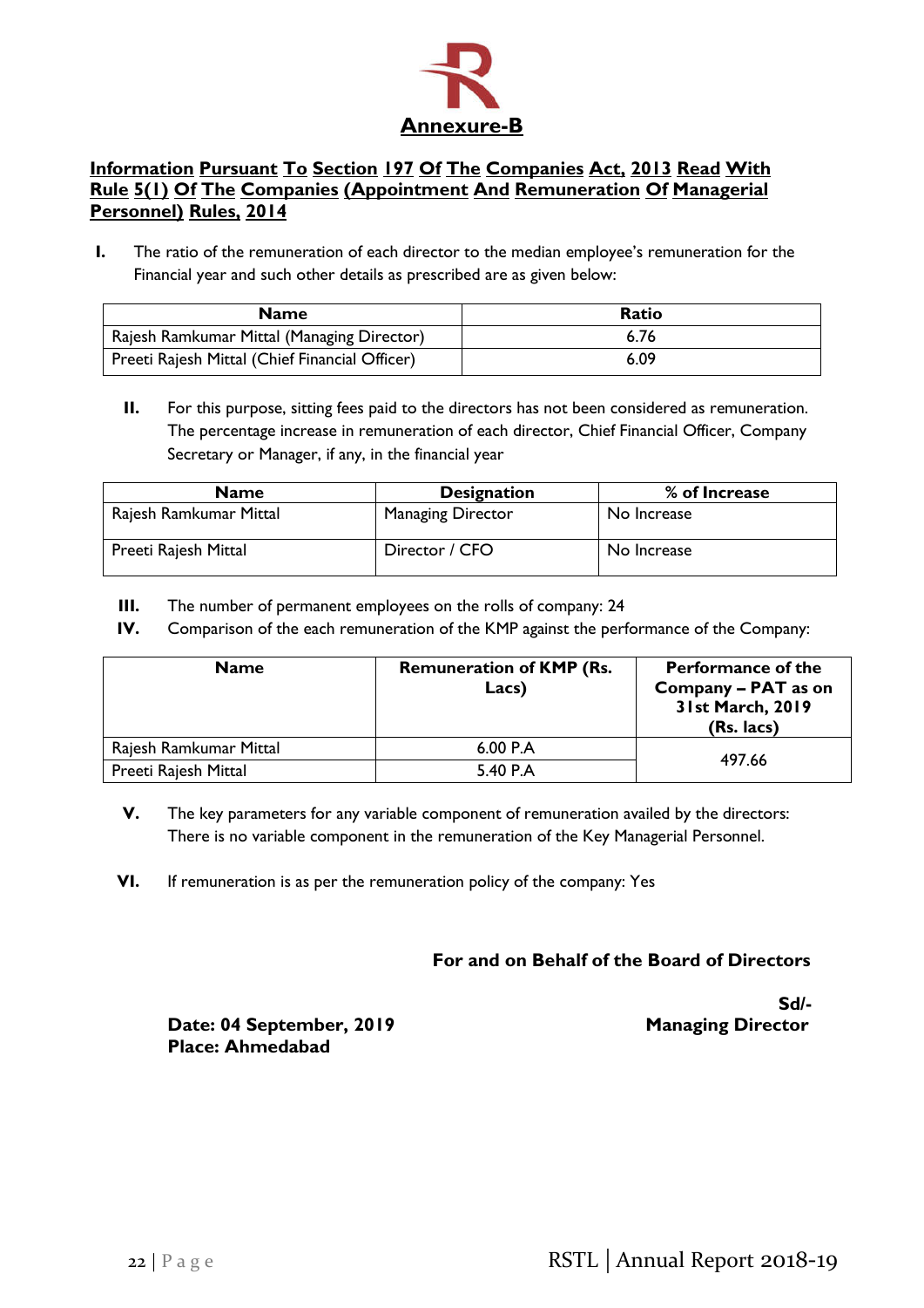# Annexure-B

## Information Pursuant To Section 197 Of The Companies Act, 2013 Read With Rule 5(1) Of The Companies (Appointment And Remuneration Of Managerial Personnel) Rules, 2014

**I.** The ratio of the remuneration of each director to the median employee's remuneration for the Financial year and such other details as prescribed are as given below:

| Name | Ratio |
|---|---|
| Rajesh Ramkumar Mittal (Managing Director) | 6.76 |
| Preeti Rajesh Mittal (Chief Financial Officer) | 6.09 |

**II.** For this purpose, sitting fees paid to the directors has not been considered as remuneration. The percentage increase in remuneration of each director, Chief Financial Officer, Company Secretary or Manager, if any, in the financial year

| Name | Designation | % of Increase |
|---|---|---|
| Rajesh Ramkumar Mittal | Managing Director | No Increase |
| Preeti Rajesh Mittal | Director / CFO | No Increase |

**III.** The number of permanent employees on the rolls of company: 24

**IV.** Comparison of the each remuneration of the KMP against the performance of the Company:

| Name | Remuneration of KMP (Rs. Lacs) | Performance of the Company – PAT as on 31st March, 2019 (Rs. lacs) |
|---|---|---|
| Rajesh Ramkumar Mittal | 6.00 P.A | 497.66 |
| Preeti Rajesh Mittal | 5.40 P.A | |

**V.** The key parameters for any variable component of remuneration availed by the directors: There is no variable component in the remuneration of the Key Managerial Personnel.

**VI.** If remuneration is as per the remuneration policy of the company: Yes

**For and on Behalf of the Board of Directors**

**Sd/-**
**Managing Director**

**Date: 04 September, 2019**
**Place: Ahmedabad**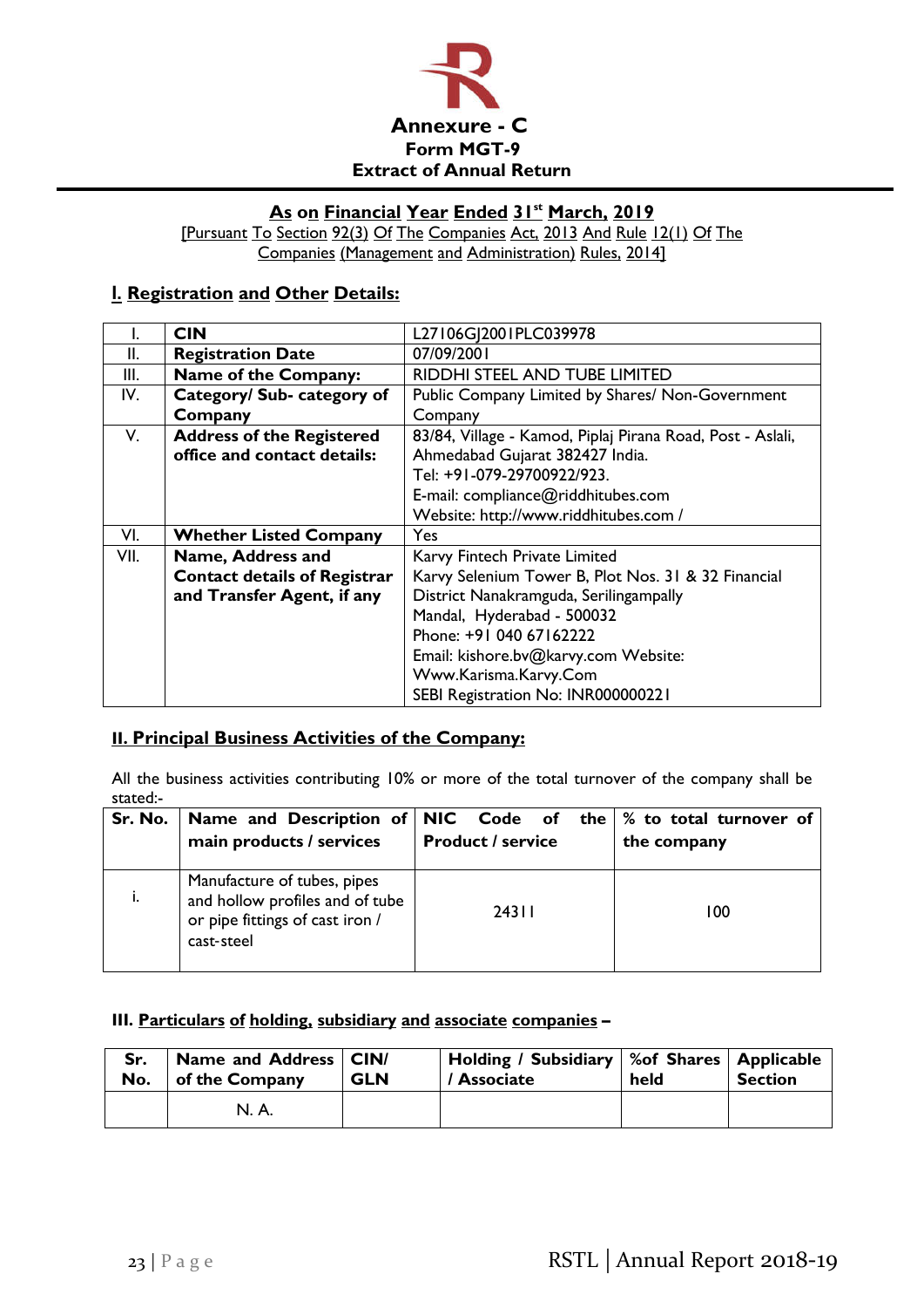# Annexure - C

## Form MGT-9

## Extract of Annual Return

**As on Financial Year Ended 31st March, 2019**

[Pursuant To Section 92(3) Of The Companies Act, 2013 And Rule 12(1) Of The Companies (Management and Administration) Rules, 2014]

### I. Registration and Other Details:

| | | |
|---|---|---|
| I. | **CIN** | L27106GJ2001PLC039978 |
| II. | **Registration Date** | 07/09/2001 |
| III. | **Name of the Company:** | RIDDHI STEEL AND TUBE LIMITED |
| IV. | **Category/ Sub- category of Company** | Public Company Limited by Shares/ Non-Government Company |
| V. | **Address of the Registered office and contact details:** | 83/84, Village - Kamod, Piplaj Pirana Road, Post - Aslali, Ahmedabad Gujarat 382427 India.<br>Tel: +91-079-29700922/923.<br>E-mail: compliance@riddhitubes.com<br>Website: http://www.riddhitubes.com / |
| VI. | **Whether Listed Company** | Yes |
| VII. | **Name, Address and Contact details of Registrar and Transfer Agent, if any** | Karvy Fintech Private Limited<br>Karvy Selenium Tower B, Plot Nos. 31 & 32 Financial District Nanakramguda, Serilingampally Mandal, Hyderabad - 500032<br>Phone: +91 040 67162222<br>Email: kishore.bv@karvy.com Website: Www.Karisma.Karvy.Com<br>SEBI Registration No: INR000000221 |

### II. Principal Business Activities of the Company:

All the business activities contributing 10% or more of the total turnover of the company shall be stated:-

| Sr. No. | Name and Description of main products / services | NIC Code of the Product / service | % to total turnover of the company |
|---|---|---|---|
| i. | Manufacture of tubes, pipes and hollow profiles and of tube or pipe fittings of cast iron / cast-steel | 24311 | 100 |

### III. Particulars of holding, subsidiary and associate companies –

| Sr. No. | Name and Address of the Company | CIN/ GLN | Holding / Subsidiary / Associate | %of Shares held | Applicable Section |
|---|---|---|---|---|---|
| | N. A. | | | | |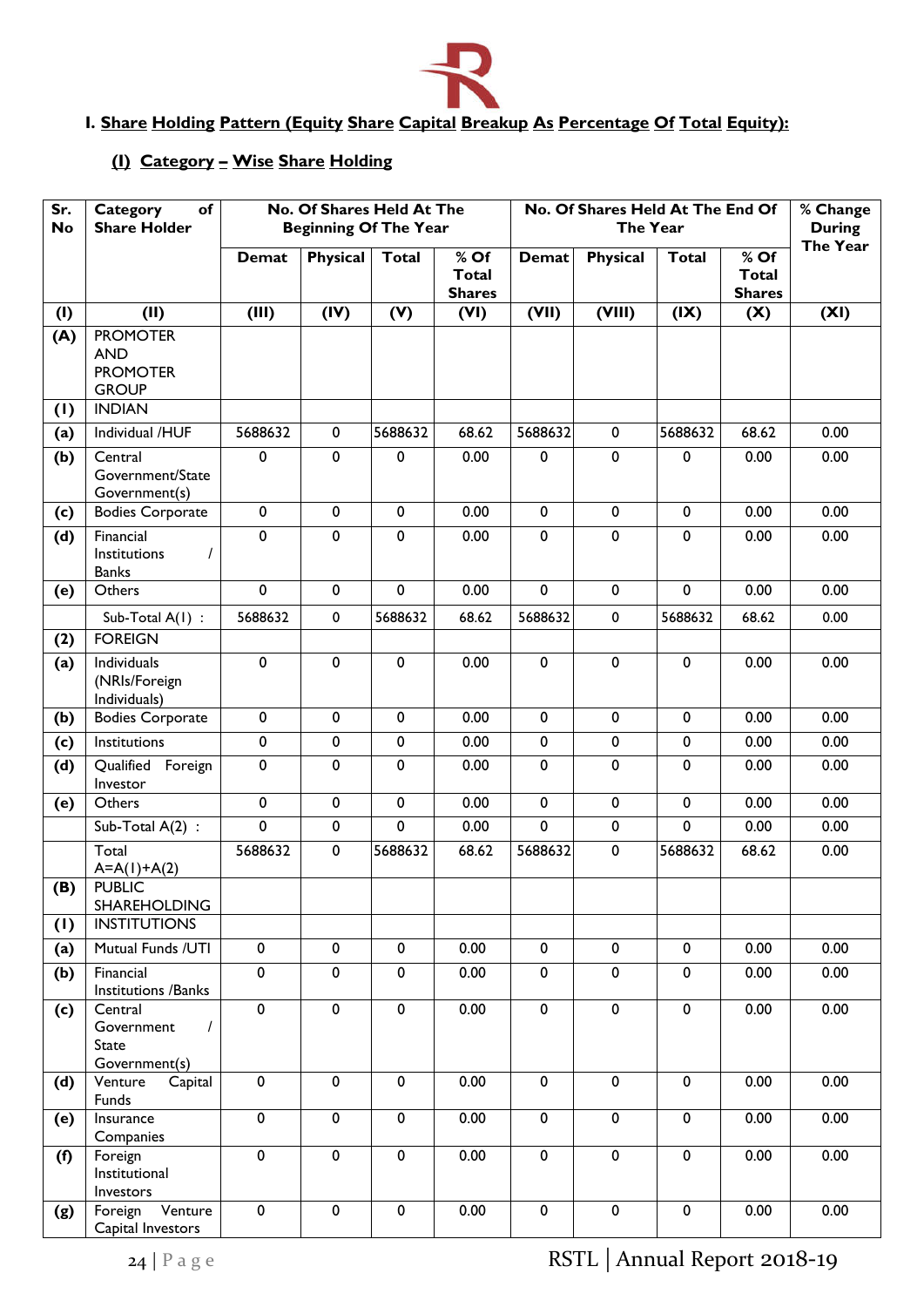## I. Share Holding Pattern (Equity Share Capital Breakup As Percentage Of Total Equity):

### (I) Category – Wise Share Holding

| Sr. No | Category of Share Holder | No. Of Shares Held At The Beginning Of The Year | | | | No. Of Shares Held At The End Of The Year | | | | % Change During The Year |
|---|---|---|---|---|---|---|---|---|---|---|
| | | Demat | Physical | Total | % Of Total Shares | Demat | Physical | Total | % Of Total Shares | |
| (I) | (II) | (III) | (IV) | (V) | (VI) | (VII) | (VIII) | (IX) | (X) | (XI) |
| (A) | PROMOTER AND PROMOTER GROUP | | | | | | | | | |
| (1) | INDIAN | | | | | | | | | |
| (a) | Individual /HUF | 5688632 | 0 | 5688632 | 68.62 | 5688632 | 0 | 5688632 | 68.62 | 0.00 |
| (b) | Central Government/State Government(s) | 0 | 0 | 0 | 0.00 | 0 | 0 | 0 | 0.00 | 0.00 |
| (c) | Bodies Corporate | 0 | 0 | 0 | 0.00 | 0 | 0 | 0 | 0.00 | 0.00 |
| (d) | Financial Institutions / Banks | 0 | 0 | 0 | 0.00 | 0 | 0 | 0 | 0.00 | 0.00 |
| (e) | Others | 0 | 0 | 0 | 0.00 | 0 | 0 | 0 | 0.00 | 0.00 |
| | Sub-Total A(1) : | 5688632 | 0 | 5688632 | 68.62 | 5688632 | 0 | 5688632 | 68.62 | 0.00 |
| (2) | FOREIGN | | | | | | | | | |
| (a) | Individuals (NRIs/Foreign Individuals) | 0 | 0 | 0 | 0.00 | 0 | 0 | 0 | 0.00 | 0.00 |
| (b) | Bodies Corporate | 0 | 0 | 0 | 0.00 | 0 | 0 | 0 | 0.00 | 0.00 |
| (c) | Institutions | 0 | 0 | 0 | 0.00 | 0 | 0 | 0 | 0.00 | 0.00 |
| (d) | Qualified Foreign Investor | 0 | 0 | 0 | 0.00 | 0 | 0 | 0 | 0.00 | 0.00 |
| (e) | Others | 0 | 0 | 0 | 0.00 | 0 | 0 | 0 | 0.00 | 0.00 |
| | Sub-Total A(2) : | 0 | 0 | 0 | 0.00 | 0 | 0 | 0 | 0.00 | 0.00 |
| | Total A=A(1)+A(2) | 5688632 | 0 | 5688632 | 68.62 | 5688632 | 0 | 5688632 | 68.62 | 0.00 |
| (B) | PUBLIC SHAREHOLDING | | | | | | | | | |
| (1) | INSTITUTIONS | | | | | | | | | |
| (a) | Mutual Funds /UTI | 0 | 0 | 0 | 0.00 | 0 | 0 | 0 | 0.00 | 0.00 |
| (b) | Financial Institutions /Banks | 0 | 0 | 0 | 0.00 | 0 | 0 | 0 | 0.00 | 0.00 |
| (c) | Central Government / State Government(s) | 0 | 0 | 0 | 0.00 | 0 | 0 | 0 | 0.00 | 0.00 |
| (d) | Venture Capital Funds | 0 | 0 | 0 | 0.00 | 0 | 0 | 0 | 0.00 | 0.00 |
| (e) | Insurance Companies | 0 | 0 | 0 | 0.00 | 0 | 0 | 0 | 0.00 | 0.00 |
| (f) | Foreign Institutional Investors | 0 | 0 | 0 | 0.00 | 0 | 0 | 0 | 0.00 | 0.00 |
| (g) | Foreign Venture Capital Investors | 0 | 0 | 0 | 0.00 | 0 | 0 | 0 | 0.00 | 0.00 |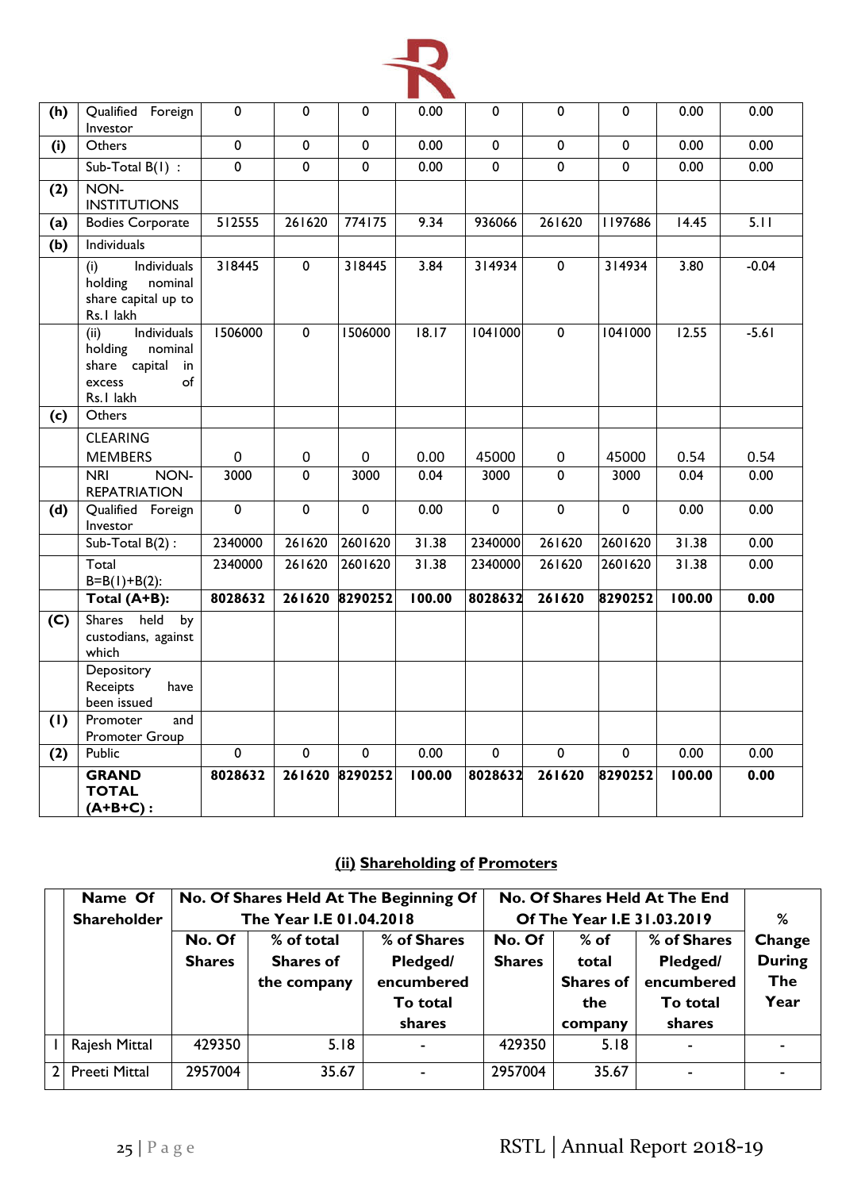| (h) | Qualified Foreign Investor | 0 | 0 | 0 | 0.00 | 0 | 0 | 0 | 0.00 | 0.00 |
|---|---|---|---|---|---|---|---|---|---|---|
| (i) | Others | 0 | 0 | 0 | 0.00 | 0 | 0 | 0 | 0.00 | 0.00 |
| | Sub-Total B(1) : | 0 | 0 | 0 | 0.00 | 0 | 0 | 0 | 0.00 | 0.00 |
| (2) | NON-INSTITUTIONS | | | | | | | | | |
| (a) | Bodies Corporate | 512555 | 261620 | 774175 | 9.34 | 936066 | 261620 | 1197686 | 14.45 | 5.11 |
| (b) | Individuals | | | | | | | | | |
| | (i) Individuals holding nominal share capital up to Rs.1 lakh | 318445 | 0 | 318445 | 3.84 | 314934 | 0 | 314934 | 3.80 | -0.04 |
| | (ii) Individuals holding nominal share capital in excess of Rs.1 lakh | 1506000 | 0 | 1506000 | 18.17 | 1041000 | 0 | 1041000 | 12.55 | -5.61 |
| (c) | Others | | | | | | | | | |
| | CLEARING MEMBERS | 0 | 0 | 0 | 0.00 | 45000 | 0 | 45000 | 0.54 | 0.54 |
| | NRI NON-REPATRIATION | 3000 | 0 | 3000 | 0.04 | 3000 | 0 | 3000 | 0.04 | 0.00 |
| (d) | Qualified Foreign Investor | 0 | 0 | 0 | 0.00 | 0 | 0 | 0 | 0.00 | 0.00 |
| | Sub-Total B(2) : | 2340000 | 261620 | 2601620 | 31.38 | 2340000 | 261620 | 2601620 | 31.38 | 0.00 |
| | Total B=B(1)+B(2): | 2340000 | 261620 | 2601620 | 31.38 | 2340000 | 261620 | 2601620 | 31.38 | 0.00 |
| | **Total (A+B):** | **8028632** | **261620** | **8290252** | **100.00** | **8028632** | **261620** | **8290252** | **100.00** | **0.00** |
| (C) | Shares held by custodians, against which | | | | | | | | | |
| | Depository Receipts have been issued | | | | | | | | | |
| (1) | Promoter and Promoter Group | | | | | | | | | |
| (2) | Public | 0 | 0 | 0 | 0.00 | 0 | 0 | 0 | 0.00 | 0.00 |
| | **GRAND TOTAL (A+B+C) :** | **8028632** | **261620** | **8290252** | **100.00** | **8028632** | **261620** | **8290252** | **100.00** | **0.00** |

## (ii) Shareholding of Promoters

| | Name Of Shareholder | No. Of Shares Held At The Beginning Of The Year I.E 01.04.2018 | | | No. Of Shares Held At The End Of The Year I.E 31.03.2019 | | | % Change During The Year |
|---|---|---|---|---|---|---|---|---|
| | | No. Of Shares | % of total Shares of the company | % of Shares Pledged/ encumbered To total shares | No. Of Shares | % of total Shares of the company | % of Shares Pledged/ encumbered To total shares | |
| 1 | Rajesh Mittal | 429350 | 5.18 | - | 429350 | 5.18 | - | - |
| 2 | Preeti Mittal | 2957004 | 35.67 | - | 2957004 | 35.67 | - | - |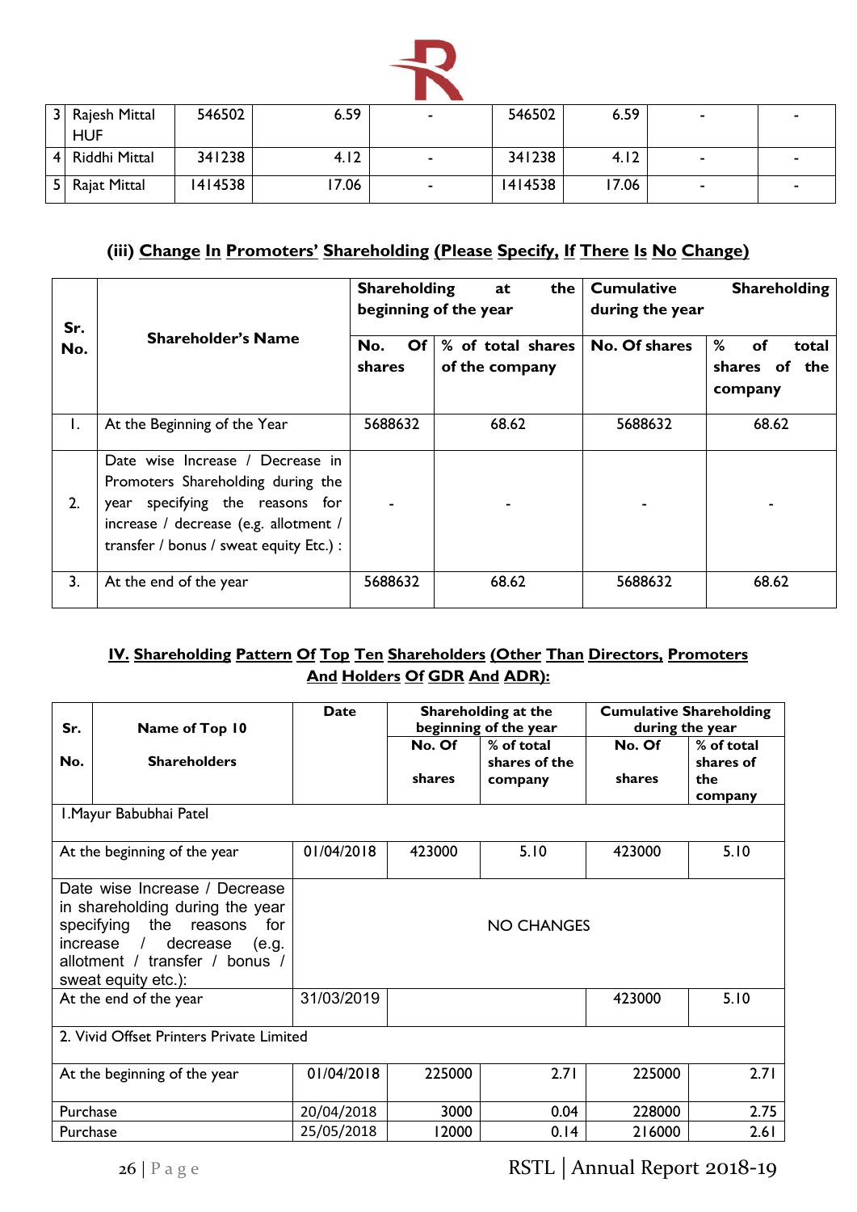| 3 | Rajesh Mittal HUF | 546502 | 6.59 | - | 546502 | 6.59 | - | - |
|---|---|---|---|---|---|---|---|---|
| 4 | Riddhi Mittal | 341238 | 4.12 | - | 341238 | 4.12 | - | - |
| 5 | Rajat Mittal | 1414538 | 17.06 | - | 1414538 | 17.06 | - | - |

### (iii) Change In Promoters' Shareholding (Please Specify, If There Is No Change)

| Sr. No. | Shareholder's Name | Shareholding at the beginning of the year | | Cumulative Shareholding during the year | |
|---|---|---|---|---|---|
| | | No. Of shares | % of total shares of the company | No. Of shares | % of total shares of the company |
| 1. | At the Beginning of the Year | 5688632 | 68.62 | 5688632 | 68.62 |
| 2. | Date wise Increase / Decrease in Promoters Shareholding during the year specifying the reasons for increase / decrease (e.g. allotment / transfer / bonus / sweat equity Etc.) : | - | - | - | - |
| 3. | At the end of the year | 5688632 | 68.62 | 5688632 | 68.62 |

### IV. Shareholding Pattern Of Top Ten Shareholders (Other Than Directors, Promoters And Holders Of GDR And ADR):

| Sr. No. | Name of Top 10 Shareholders | Date | Shareholding at the beginning of the year | | Cumulative Shareholding during the year | |
|---|---|---|---|---|---|---|
| | | | No. Of shares | % of total shares of the company | No. Of shares | % of total shares of the company |
| 1.Mayur Babubhai Patel | | | | | | |
| At the beginning of the year | | 01/04/2018 | 423000 | 5.10 | 423000 | 5.10 |
| Date wise Increase / Decrease in shareholding during the year specifying the reasons for increase / decrease (e.g. allotment / transfer / bonus / sweat equity etc.): | | NO CHANGES | | | | |
| At the end of the year | | 31/03/2019 | | | 423000 | 5.10 |
| 2. Vivid Offset Printers Private Limited | | | | | | |
| At the beginning of the year | | 01/04/2018 | 225000 | 2.71 | 225000 | 2.71 |
| Purchase | | 20/04/2018 | 3000 | 0.04 | 228000 | 2.75 |
| Purchase | | 25/05/2018 | 12000 | 0.14 | 216000 | 2.61 |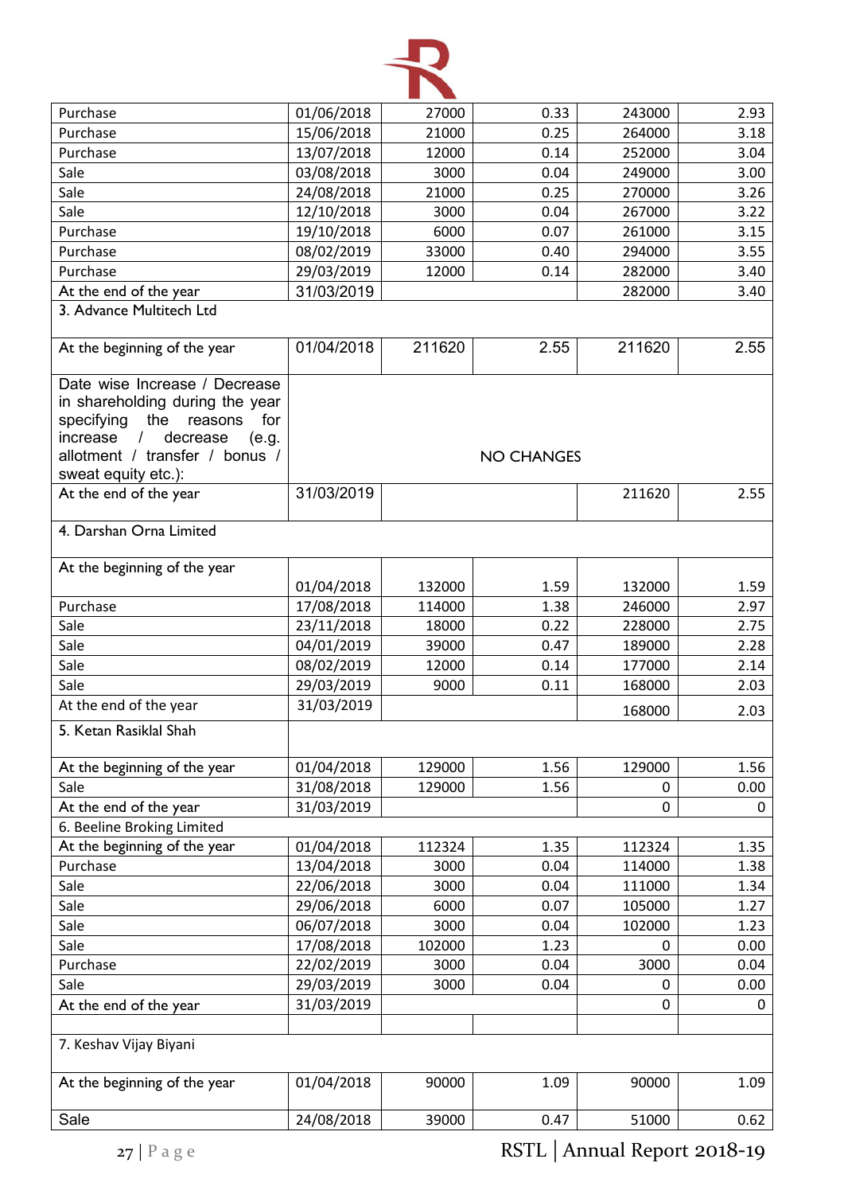| | | | | | |
|---|---|---|---|---|---|
| Purchase | 01/06/2018 | 27000 | 0.33 | 243000 | 2.93 |
| Purchase | 15/06/2018 | 21000 | 0.25 | 264000 | 3.18 |
| Purchase | 13/07/2018 | 12000 | 0.14 | 252000 | 3.04 |
| Sale | 03/08/2018 | 3000 | 0.04 | 249000 | 3.00 |
| Sale | 24/08/2018 | 21000 | 0.25 | 270000 | 3.26 |
| Sale | 12/10/2018 | 3000 | 0.04 | 267000 | 3.22 |
| Purchase | 19/10/2018 | 6000 | 0.07 | 261000 | 3.15 |
| Purchase | 08/02/2019 | 33000 | 0.40 | 294000 | 3.55 |
| Purchase | 29/03/2019 | 12000 | 0.14 | 282000 | 3.40 |
| At the end of the year | 31/03/2019 | | | 282000 | 3.40 |
| 3. Advance Multitech Ltd | | | | | |
| At the beginning of the year | 01/04/2018 | 211620 | 2.55 | 211620 | 2.55 |
| Date wise Increase / Decrease in shareholding during the year specifying the reasons for increase / decrease (e.g. allotment / transfer / bonus / sweat equity etc.): | NO CHANGES | | | | |
| At the end of the year | 31/03/2019 | | | 211620 | 2.55 |
| 4. Darshan Orna Limited | | | | | |
| At the beginning of the year | 01/04/2018 | 132000 | 1.59 | 132000 | 1.59 |
| Purchase | 17/08/2018 | 114000 | 1.38 | 246000 | 2.97 |
| Sale | 23/11/2018 | 18000 | 0.22 | 228000 | 2.75 |
| Sale | 04/01/2019 | 39000 | 0.47 | 189000 | 2.28 |
| Sale | 08/02/2019 | 12000 | 0.14 | 177000 | 2.14 |
| Sale | 29/03/2019 | 9000 | 0.11 | 168000 | 2.03 |
| At the end of the year | 31/03/2019 | | | 168000 | 2.03 |
| 5. Ketan Rasiklal Shah | | | | | |
| At the beginning of the year | 01/04/2018 | 129000 | 1.56 | 129000 | 1.56 |
| Sale | 31/08/2018 | 129000 | 1.56 | 0 | 0.00 |
| At the end of the year | 31/03/2019 | | | 0 | 0 |
| 6. Beeline Broking Limited | | | | | |
| At the beginning of the year | 01/04/2018 | 112324 | 1.35 | 112324 | 1.35 |
| Purchase | 13/04/2018 | 3000 | 0.04 | 114000 | 1.38 |
| Sale | 22/06/2018 | 3000 | 0.04 | 111000 | 1.34 |
| Sale | 29/06/2018 | 6000 | 0.07 | 105000 | 1.27 |
| Sale | 06/07/2018 | 3000 | 0.04 | 102000 | 1.23 |
| Sale | 17/08/2018 | 102000 | 1.23 | 0 | 0.00 |
| Purchase | 22/02/2019 | 3000 | 0.04 | 3000 | 0.04 |
| Sale | 29/03/2019 | 3000 | 0.04 | 0 | 0.00 |
| At the end of the year | 31/03/2019 | | | 0 | 0 |
| | | | | | |
| 7. Keshav Vijay Biyani | | | | | |
| At the beginning of the year | 01/04/2018 | 90000 | 1.09 | 90000 | 1.09 |
| Sale | 24/08/2018 | 39000 | 0.47 | 51000 | 0.62 |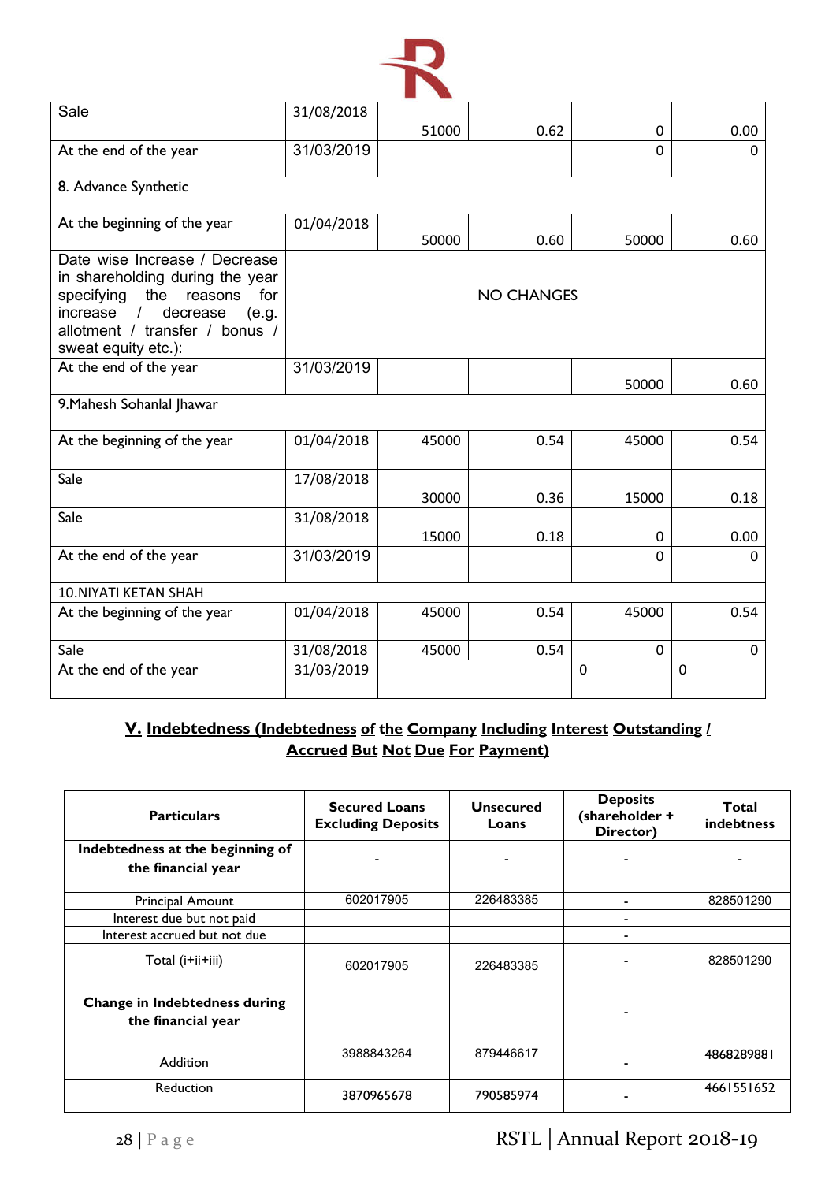| | | | | | |
|---|---|---|---|---|---|
| Sale | 31/08/2018 | 51000 | 0.62 | 0 | 0.00 |
| At the end of the year | 31/03/2019 | | | 0 | 0 |
| 8. Advance Synthetic | | | | | |
| At the beginning of the year | 01/04/2018 | 50000 | 0.60 | 50000 | 0.60 |
| Date wise Increase / Decrease in shareholding during the year specifying the reasons for increase / decrease (e.g. allotment / transfer / bonus / sweat equity etc.): | NO CHANGES | | | | |
| At the end of the year | 31/03/2019 | | | 50000 | 0.60 |
| 9.Mahesh Sohanlal Jhawar | | | | | |
| At the beginning of the year | 01/04/2018 | 45000 | 0.54 | 45000 | 0.54 |
| Sale | 17/08/2018 | 30000 | 0.36 | 15000 | 0.18 |
| Sale | 31/08/2018 | 15000 | 0.18 | 0 | 0.00 |
| At the end of the year | 31/03/2019 | | | 0 | 0 |
| 10.NIYATI KETAN SHAH | | | | | |
| At the beginning of the year | 01/04/2018 | 45000 | 0.54 | 45000 | 0.54 |
| Sale | 31/08/2018 | 45000 | 0.54 | 0 | 0 |
| At the end of the year | 31/03/2019 | | | 0 | 0 |

## V. Indebtedness (Indebtedness of the Company Including Interest Outstanding / Accrued But Not Due For Payment)

| Particulars | Secured Loans Excluding Deposits | Unsecured Loans | Deposits (shareholder + Director) | Total indebtness |
|---|---|---|---|---|
| **Indebtedness at the beginning of the financial year** | - | - | - | - |
| Principal Amount | 602017905 | 226483385 | - | 828501290 |
| Interest due but not paid | | | - | |
| Interest accrued but not due | | | - | |
| Total (i+ii+iii) | 602017905 | 226483385 | - | 828501290 |
| **Change in Indebtedness during the financial year** | | | - | |
| Addition | 3988843264 | 879446617 | - | 4868289881 |
| Reduction | 3870965678 | 790585974 | - | 4661551652 |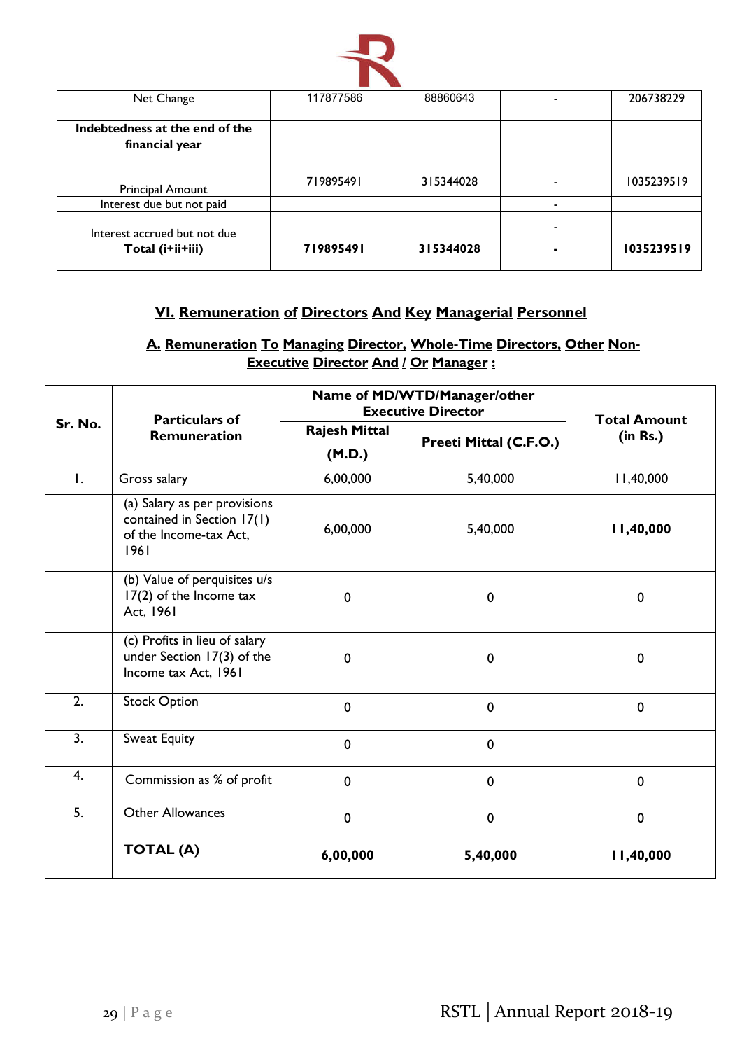| Net Change | 117877586 | 88860643 | - | 206738229 |
|---|---|---|---|---|
| **Indebtedness at the end of the financial year** | | | | |
| Principal Amount | 719895491 | 315344028 | - | 1035239519 |
| Interest due but not paid | | | - | |
| Interest accrued but not due | | | - | |
| **Total (i+ii+iii)** | **719895491** | **315344028** | **-** | **1035239519** |

## VI. Remuneration of Directors And Key Managerial Personnel

### A. Remuneration To Managing Director, Whole-Time Directors, Other Non-Executive Director And / Or Manager :

| Sr. No. | Particulars of Remuneration | Name of MD/WTD/Manager/other Executive Director | | Total Amount (in Rs.) |
|---|---|---|---|---|
| | | Rajesh Mittal (M.D.) | Preeti Mittal (C.F.O.) | |
| 1. | Gross salary | 6,00,000 | 5,40,000 | 11,40,000 |
| | (a) Salary as per provisions contained in Section 17(1) of the Income-tax Act, 1961 | 6,00,000 | 5,40,000 | **11,40,000** |
| | (b) Value of perquisites u/s 17(2) of the Income tax Act, 1961 | 0 | 0 | 0 |
| | (c) Profits in lieu of salary under Section 17(3) of the Income tax Act, 1961 | 0 | 0 | 0 |
| 2. | Stock Option | 0 | 0 | 0 |
| 3. | Sweat Equity | 0 | 0 | |
| 4. | Commission as % of profit | 0 | 0 | 0 |
| 5. | Other Allowances | 0 | 0 | 0 |
| | **TOTAL (A)** | **6,00,000** | **5,40,000** | **11,40,000** |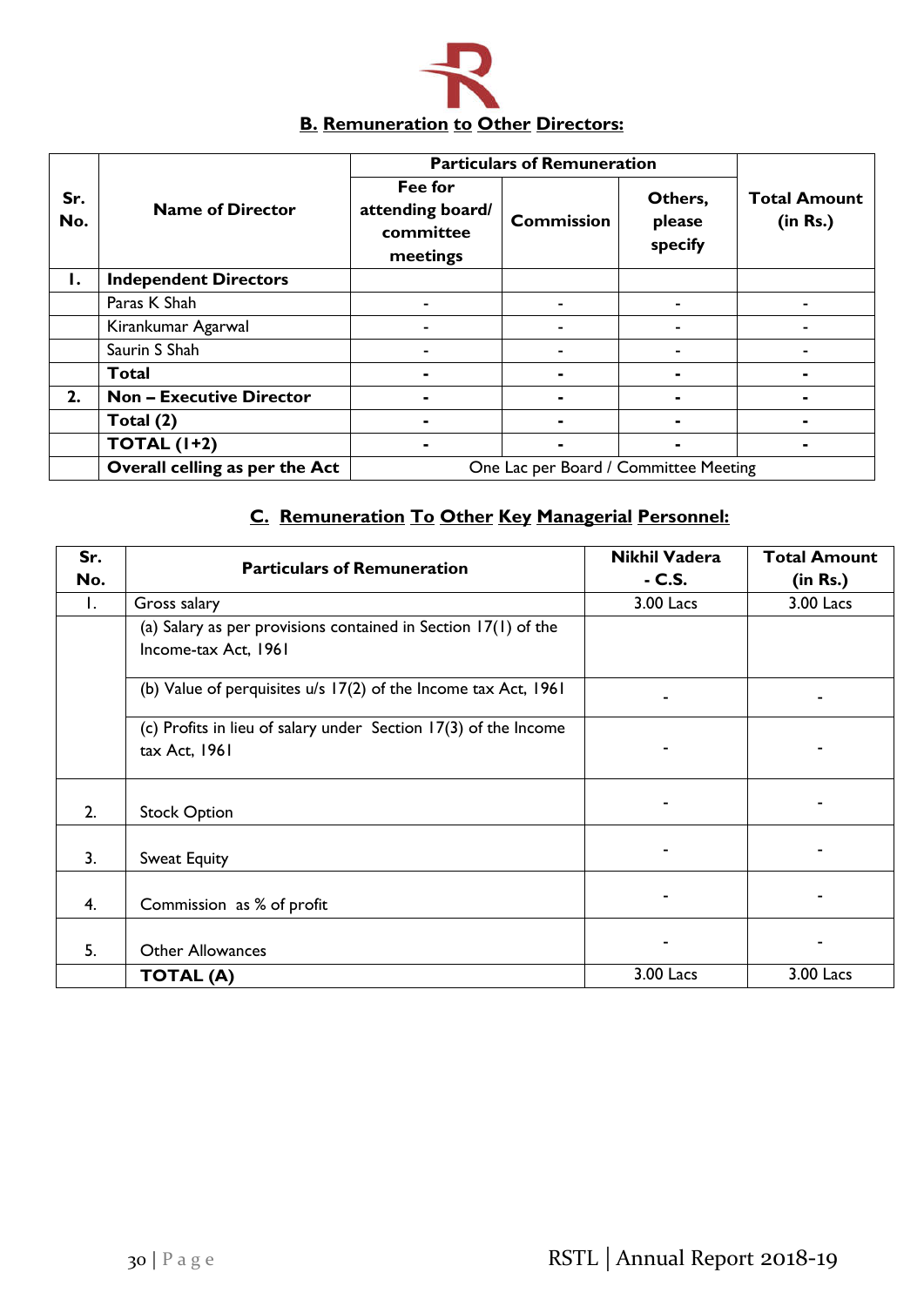## B. Remuneration to Other Directors:

| Sr. No. | Name of Director | Particulars of Remuneration | | | Total Amount (in Rs.) |
|---|---|---|---|---|---|
| | | Fee for attending board/ committee meetings | Commission | Others, please specify | |
| **I.** | **Independent Directors** | | | | |
| | Paras K Shah | - | - | - | - |
| | Kirankumar Agarwal | - | - | - | - |
| | Saurin S Shah | - | - | - | - |
| | **Total** | - | - | - | - |
| **2.** | **Non – Executive Director** | - | - | - | - |
| | **Total (2)** | - | - | - | - |
| | **TOTAL (1+2)** | - | - | - | - |
| | **Overall celling as per the Act** | One Lac per Board / Committee Meeting | | | |

## C. Remuneration To Other Key Managerial Personnel:

| Sr. No. | Particulars of Remuneration | Nikhil Vadera - C.S. | Total Amount (in Rs.) |
|---|---|---|---|
| 1. | Gross salary | 3.00 Lacs | 3.00 Lacs |
| | (a) Salary as per provisions contained in Section 17(1) of the Income-tax Act, 1961 | | |
| | (b) Value of perquisites u/s 17(2) of the Income tax Act, 1961 | - | - |
| | (c) Profits in lieu of salary under Section 17(3) of the Income tax Act, 1961 | - | - |
| 2. | Stock Option | - | - |
| 3. | Sweat Equity | - | - |
| 4. | Commission as % of profit | - | - |
| 5. | Other Allowances | - | - |
| | **TOTAL (A)** | 3.00 Lacs | 3.00 Lacs |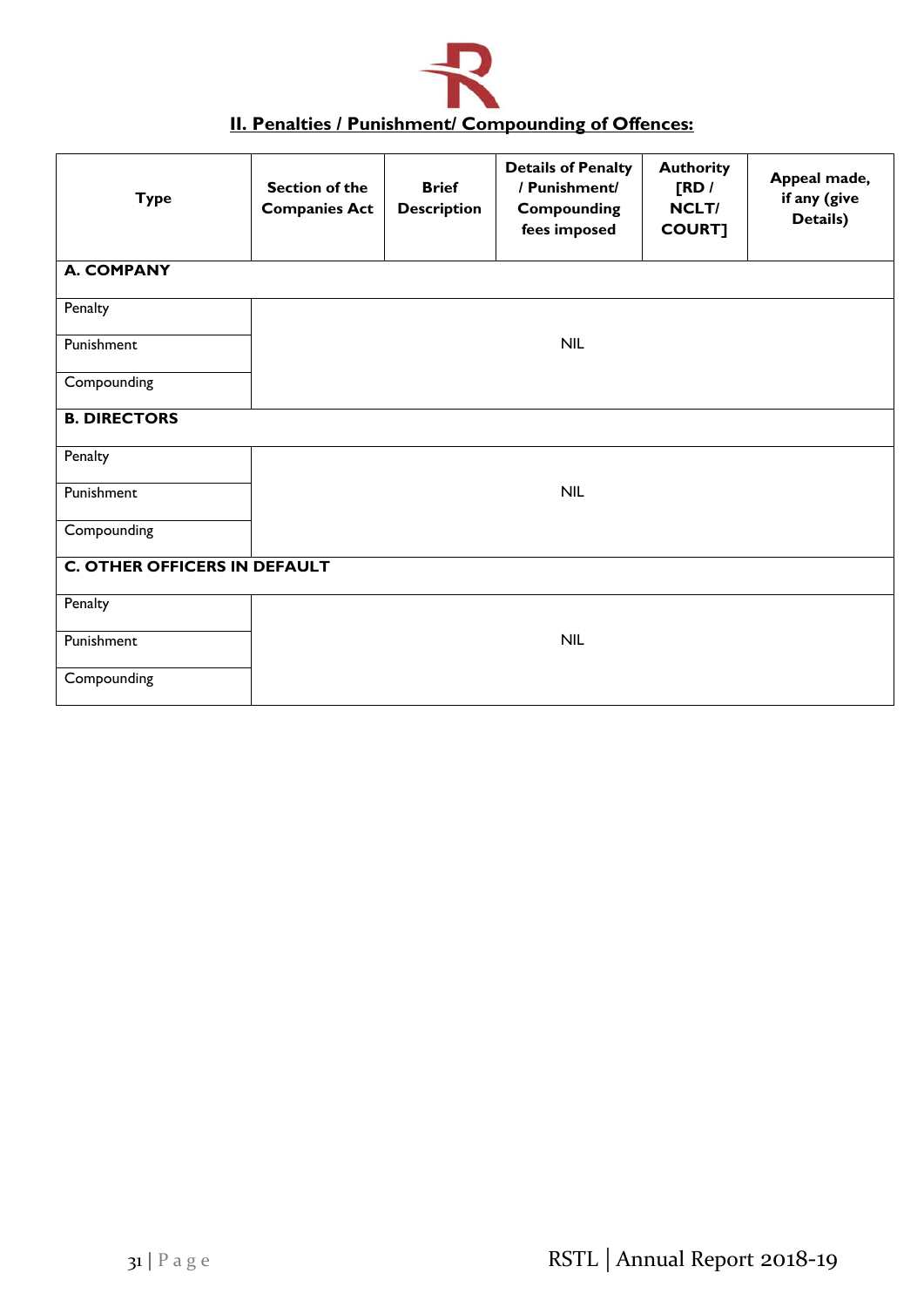## II. Penalties / Punishment/ Compounding of Offences:

| Type | Section of the Companies Act | Brief Description | Details of Penalty / Punishment/ Compounding fees imposed | Authority [RD / NCLT/ COURT] | Appeal made, if any (give Details) |
|---|---|---|---|---|---|
| **A. COMPANY** | | | | | |
| Penalty | | | | | |
| Punishment | | | NIL | | |
| Compounding | | | | | |
| **B. DIRECTORS** | | | | | |
| Penalty | | | | | |
| Punishment | | | NIL | | |
| Compounding | | | | | |
| **C. OTHER OFFICERS IN DEFAULT** | | | | | |
| Penalty | | | | | |
| Punishment | | | NIL | | |
| Compounding | | | | | |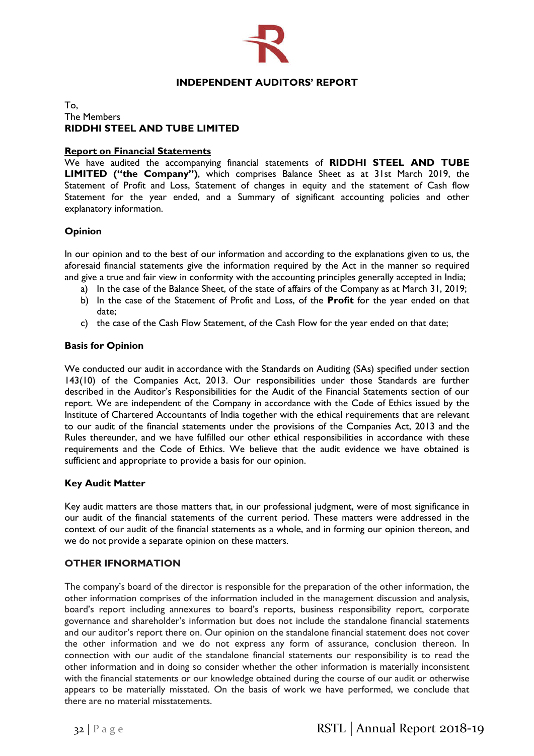## INDEPENDENT AUDITORS' REPORT

To,
The Members
**RIDDHI STEEL AND TUBE LIMITED**

**Report on Financial Statements**

We have audited the accompanying financial statements of **RIDDHI STEEL AND TUBE LIMITED ("the Company")**, which comprises Balance Sheet as at 31st March 2019, the Statement of Profit and Loss, Statement of changes in equity and the statement of Cash flow Statement for the year ended, and a Summary of significant accounting policies and other explanatory information.

### Opinion

In our opinion and to the best of our information and according to the explanations given to us, the aforesaid financial statements give the information required by the Act in the manner so required and give a true and fair view in conformity with the accounting principles generally accepted in India;

a) In the case of the Balance Sheet, of the state of affairs of the Company as at March 31, 2019;
b) In the case of the Statement of Profit and Loss, of the **Profit** for the year ended on that date;
c) the case of the Cash Flow Statement, of the Cash Flow for the year ended on that date;

### Basis for Opinion

We conducted our audit in accordance with the Standards on Auditing (SAs) specified under section 143(10) of the Companies Act, 2013. Our responsibilities under those Standards are further described in the Auditor's Responsibilities for the Audit of the Financial Statements section of our report. We are independent of the Company in accordance with the Code of Ethics issued by the Institute of Chartered Accountants of India together with the ethical requirements that are relevant to our audit of the financial statements under the provisions of the Companies Act, 2013 and the Rules thereunder, and we have fulfilled our other ethical responsibilities in accordance with these requirements and the Code of Ethics. We believe that the audit evidence we have obtained is sufficient and appropriate to provide a basis for our opinion.

### Key Audit Matter

Key audit matters are those matters that, in our professional judgment, were of most significance in our audit of the financial statements of the current period. These matters were addressed in the context of our audit of the financial statements as a whole, and in forming our opinion thereon, and we do not provide a separate opinion on these matters.

### OTHER IFNORMATION

The company's board of the director is responsible for the preparation of the other information, the other information comprises of the information included in the management discussion and analysis, board's report including annexures to board's reports, business responsibility report, corporate governance and shareholder's information but does not include the standalone financial statements and our auditor's report there on. Our opinion on the standalone financial statement does not cover the other information and we do not express any form of assurance, conclusion thereon. In connection with our audit of the standalone financial statements our responsibility is to read the other information and in doing so consider whether the other information is materially inconsistent with the financial statements or our knowledge obtained during the course of our audit or otherwise appears to be materially misstated. On the basis of work we have performed, we conclude that there are no material misstatements.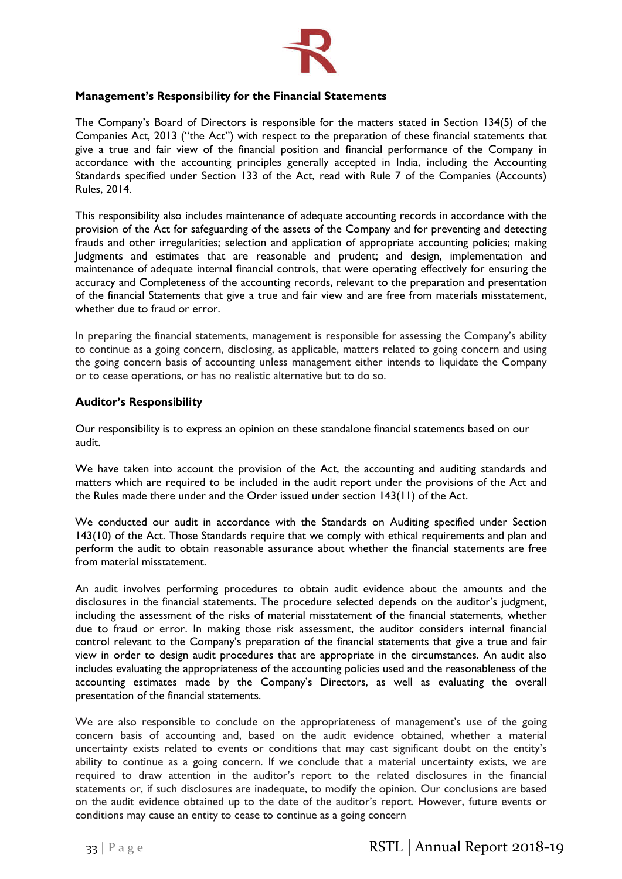### Management's Responsibility for the Financial Statements

The Company's Board of Directors is responsible for the matters stated in Section 134(5) of the Companies Act, 2013 ("the Act") with respect to the preparation of these financial statements that give a true and fair view of the financial position and financial performance of the Company in accordance with the accounting principles generally accepted in India, including the Accounting Standards specified under Section 133 of the Act, read with Rule 7 of the Companies (Accounts) Rules, 2014.

This responsibility also includes maintenance of adequate accounting records in accordance with the provision of the Act for safeguarding of the assets of the Company and for preventing and detecting frauds and other irregularities; selection and application of appropriate accounting policies; making Judgments and estimates that are reasonable and prudent; and design, implementation and maintenance of adequate internal financial controls, that were operating effectively for ensuring the accuracy and Completeness of the accounting records, relevant to the preparation and presentation of the financial Statements that give a true and fair view and are free from materials misstatement, whether due to fraud or error.

In preparing the financial statements, management is responsible for assessing the Company's ability to continue as a going concern, disclosing, as applicable, matters related to going concern and using the going concern basis of accounting unless management either intends to liquidate the Company or to cease operations, or has no realistic alternative but to do so.

### Auditor's Responsibility

Our responsibility is to express an opinion on these standalone financial statements based on our audit.

We have taken into account the provision of the Act, the accounting and auditing standards and matters which are required to be included in the audit report under the provisions of the Act and the Rules made there under and the Order issued under section 143(11) of the Act.

We conducted our audit in accordance with the Standards on Auditing specified under Section 143(10) of the Act. Those Standards require that we comply with ethical requirements and plan and perform the audit to obtain reasonable assurance about whether the financial statements are free from material misstatement.

An audit involves performing procedures to obtain audit evidence about the amounts and the disclosures in the financial statements. The procedure selected depends on the auditor's judgment, including the assessment of the risks of material misstatement of the financial statements, whether due to fraud or error. In making those risk assessment, the auditor considers internal financial control relevant to the Company's preparation of the financial statements that give a true and fair view in order to design audit procedures that are appropriate in the circumstances. An audit also includes evaluating the appropriateness of the accounting policies used and the reasonableness of the accounting estimates made by the Company's Directors, as well as evaluating the overall presentation of the financial statements.

We are also responsible to conclude on the appropriateness of management's use of the going concern basis of accounting and, based on the audit evidence obtained, whether a material uncertainty exists related to events or conditions that may cast significant doubt on the entity's ability to continue as a going concern. If we conclude that a material uncertainty exists, we are required to draw attention in the auditor's report to the related disclosures in the financial statements or, if such disclosures are inadequate, to modify the opinion. Our conclusions are based on the audit evidence obtained up to the date of the auditor's report. However, future events or conditions may cause an entity to cease to continue as a going concern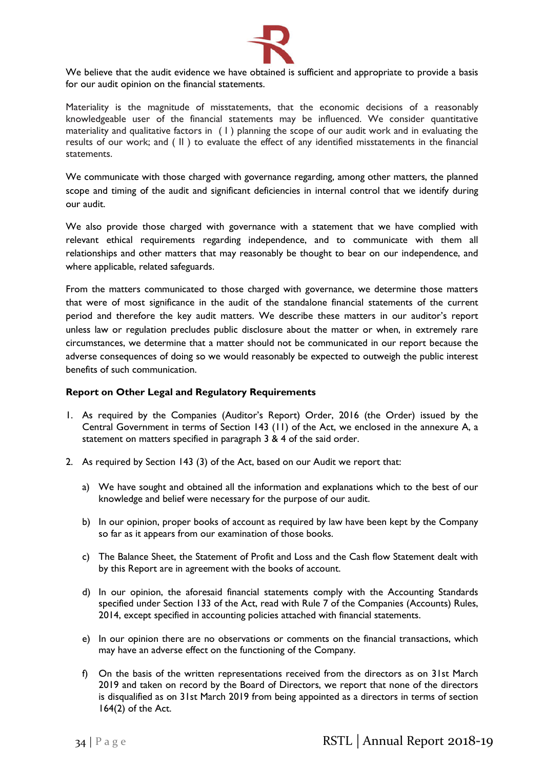We believe that the audit evidence we have obtained is sufficient and appropriate to provide a basis for our audit opinion on the financial statements.

Materiality is the magnitude of misstatements, that the economic decisions of a reasonably knowledgeable user of the financial statements may be influenced. We consider quantitative materiality and qualitative factors in ( I ) planning the scope of our audit work and in evaluating the results of our work; and ( II ) to evaluate the effect of any identified misstatements in the financial statements.

We communicate with those charged with governance regarding, among other matters, the planned scope and timing of the audit and significant deficiencies in internal control that we identify during our audit.

We also provide those charged with governance with a statement that we have complied with relevant ethical requirements regarding independence, and to communicate with them all relationships and other matters that may reasonably be thought to bear on our independence, and where applicable, related safeguards.

From the matters communicated to those charged with governance, we determine those matters that were of most significance in the audit of the standalone financial statements of the current period and therefore the key audit matters. We describe these matters in our auditor's report unless law or regulation precludes public disclosure about the matter or when, in extremely rare circumstances, we determine that a matter should not be communicated in our report because the adverse consequences of doing so we would reasonably be expected to outweigh the public interest benefits of such communication.

**Report on Other Legal and Regulatory Requirements**

1. As required by the Companies (Auditor's Report) Order, 2016 (the Order) issued by the Central Government in terms of Section 143 (11) of the Act, we enclosed in the annexure A, a statement on matters specified in paragraph 3 & 4 of the said order.

2. As required by Section 143 (3) of the Act, based on our Audit we report that:

   a) We have sought and obtained all the information and explanations which to the best of our knowledge and belief were necessary for the purpose of our audit.

   b) In our opinion, proper books of account as required by law have been kept by the Company so far as it appears from our examination of those books.

   c) The Balance Sheet, the Statement of Profit and Loss and the Cash flow Statement dealt with by this Report are in agreement with the books of account.

   d) In our opinion, the aforesaid financial statements comply with the Accounting Standards specified under Section 133 of the Act, read with Rule 7 of the Companies (Accounts) Rules, 2014, except specified in accounting policies attached with financial statements.

   e) In our opinion there are no observations or comments on the financial transactions, which may have an adverse effect on the functioning of the Company.

   f) On the basis of the written representations received from the directors as on 31st March 2019 and taken on record by the Board of Directors, we report that none of the directors is disqualified as on 31st March 2019 from being appointed as a directors in terms of section 164(2) of the Act.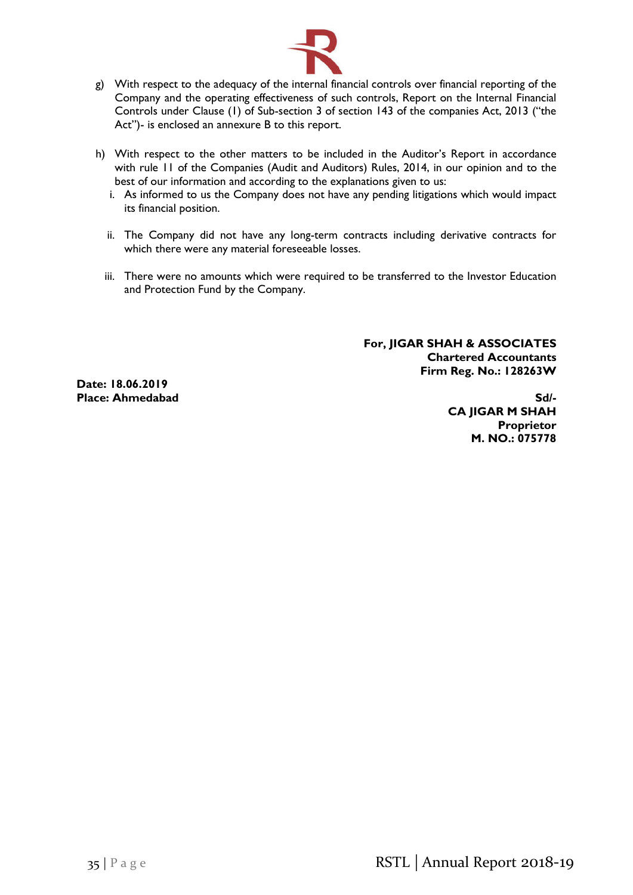g) With respect to the adequacy of the internal financial controls over financial reporting of the Company and the operating effectiveness of such controls, Report on the Internal Financial Controls under Clause (I) of Sub-section 3 of section 143 of the companies Act, 2013 ("the Act")- is enclosed an annexure B to this report.

h) With respect to the other matters to be included in the Auditor's Report in accordance with rule 11 of the Companies (Audit and Auditors) Rules, 2014, in our opinion and to the best of our information and according to the explanations given to us:

   i. As informed to us the Company does not have any pending litigations which would impact its financial position.

   ii. The Company did not have any long-term contracts including derivative contracts for which there were any material foreseeable losses.

   iii. There were no amounts which were required to be transferred to the Investor Education and Protection Fund by the Company.

**For, JIGAR SHAH & ASSOCIATES**
**Chartered Accountants**
**Firm Reg. No.: 128263W**

**Date: 18.06.2019**
**Place: Ahmedabad**

**Sd/-**
**CA JIGAR M SHAH**
**Proprietor**
**M. NO.: 075778**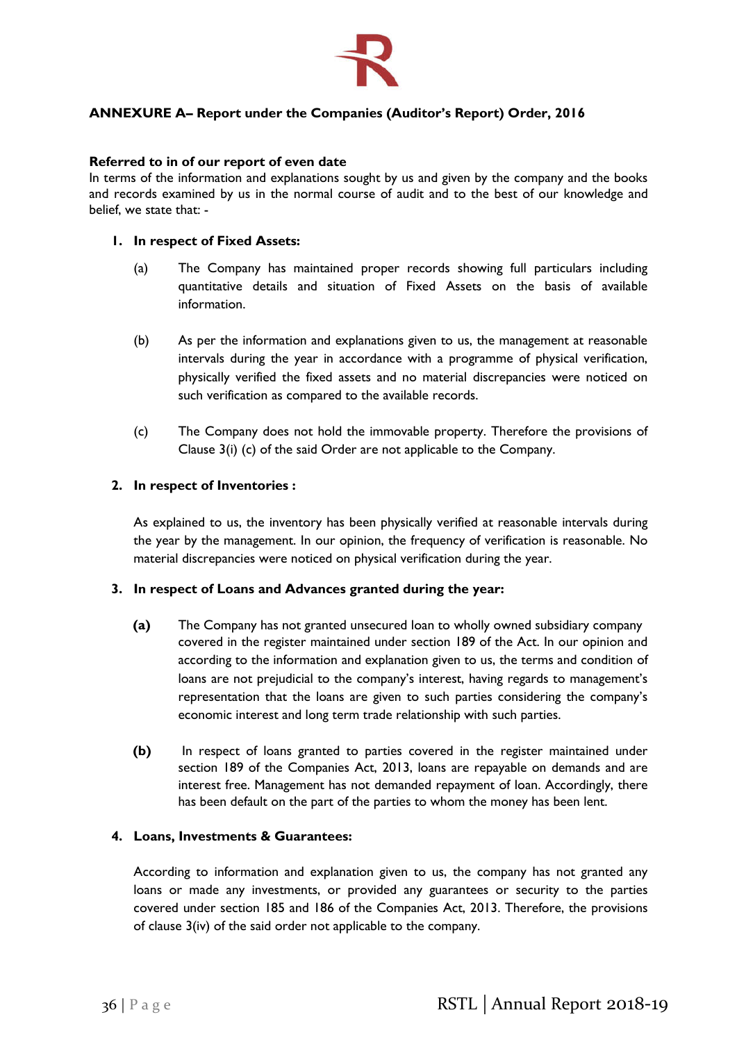## ANNEXURE A– Report under the Companies (Auditor's Report) Order, 2016

**Referred to in of our report of even date**

In terms of the information and explanations sought by us and given by the company and the books and records examined by us in the normal course of audit and to the best of our knowledge and belief, we state that: -

1. **In respect of Fixed Assets:**

   (a) The Company has maintained proper records showing full particulars including quantitative details and situation of Fixed Assets on the basis of available information.

   (b) As per the information and explanations given to us, the management at reasonable intervals during the year in accordance with a programme of physical verification, physically verified the fixed assets and no material discrepancies were noticed on such verification as compared to the available records.

   (c) The Company does not hold the immovable property. Therefore the provisions of Clause 3(i) (c) of the said Order are not applicable to the Company.

2. **In respect of Inventories :**

   As explained to us, the inventory has been physically verified at reasonable intervals during the year by the management. In our opinion, the frequency of verification is reasonable. No material discrepancies were noticed on physical verification during the year.

3. **In respect of Loans and Advances granted during the year:**

   **(a)** The Company has not granted unsecured loan to wholly owned subsidiary company covered in the register maintained under section 189 of the Act. In our opinion and according to the information and explanation given to us, the terms and condition of loans are not prejudicial to the company's interest, having regards to management's representation that the loans are given to such parties considering the company's economic interest and long term trade relationship with such parties.

   **(b)** In respect of loans granted to parties covered in the register maintained under section 189 of the Companies Act, 2013, loans are repayable on demands and are interest free. Management has not demanded repayment of loan. Accordingly, there has been default on the part of the parties to whom the money has been lent.

4. **Loans, Investments & Guarantees:**

   According to information and explanation given to us, the company has not granted any loans or made any investments, or provided any guarantees or security to the parties covered under section 185 and 186 of the Companies Act, 2013. Therefore, the provisions of clause 3(iv) of the said order not applicable to the company.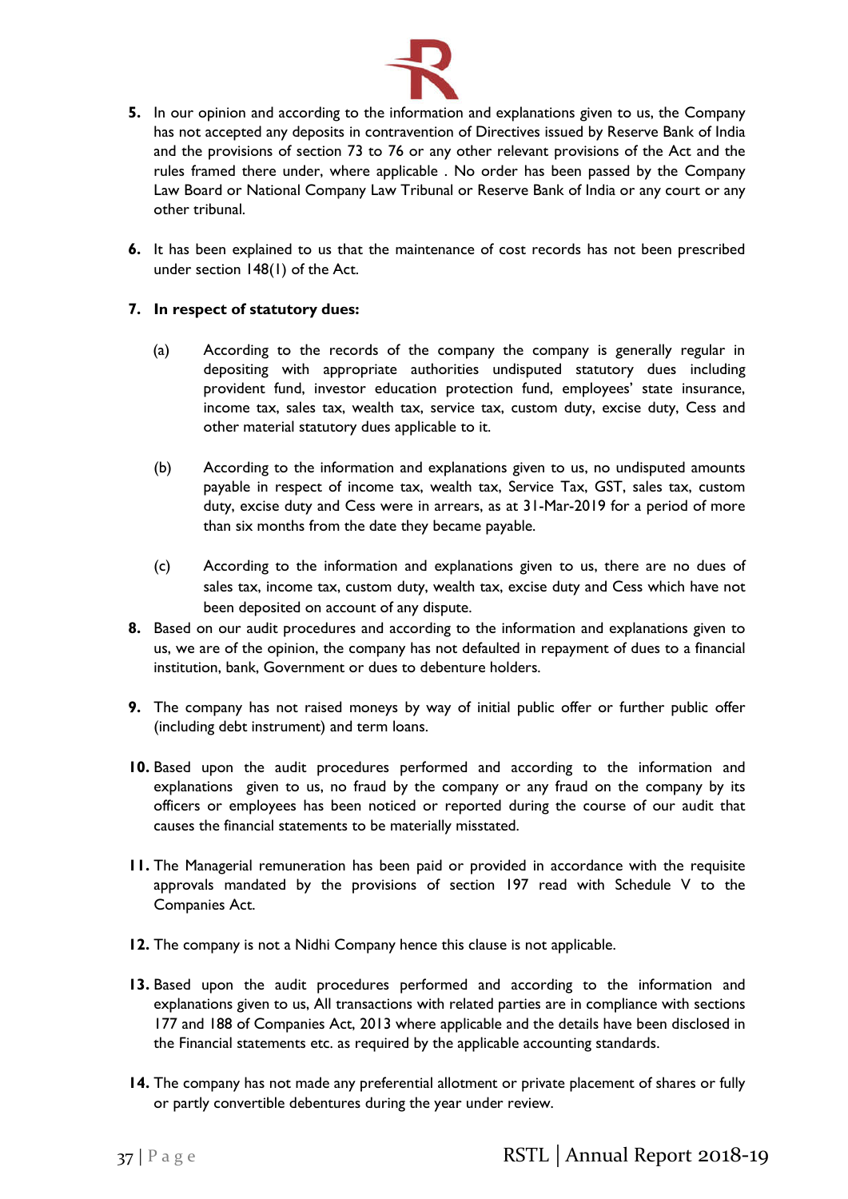**5.** In our opinion and according to the information and explanations given to us, the Company has not accepted any deposits in contravention of Directives issued by Reserve Bank of India and the provisions of section 73 to 76 or any other relevant provisions of the Act and the rules framed there under, where applicable . No order has been passed by the Company Law Board or National Company Law Tribunal or Reserve Bank of India or any court or any other tribunal.

**6.** It has been explained to us that the maintenance of cost records has not been prescribed under section 148(1) of the Act.

**7. In respect of statutory dues:**

(a) According to the records of the company the company is generally regular in depositing with appropriate authorities undisputed statutory dues including provident fund, investor education protection fund, employees' state insurance, income tax, sales tax, wealth tax, service tax, custom duty, excise duty, Cess and other material statutory dues applicable to it.

(b) According to the information and explanations given to us, no undisputed amounts payable in respect of income tax, wealth tax, Service Tax, GST, sales tax, custom duty, excise duty and Cess were in arrears, as at 31-Mar-2019 for a period of more than six months from the date they became payable.

(c) According to the information and explanations given to us, there are no dues of sales tax, income tax, custom duty, wealth tax, excise duty and Cess which have not been deposited on account of any dispute.

**8.** Based on our audit procedures and according to the information and explanations given to us, we are of the opinion, the company has not defaulted in repayment of dues to a financial institution, bank, Government or dues to debenture holders.

**9.** The company has not raised moneys by way of initial public offer or further public offer (including debt instrument) and term loans.

**10.** Based upon the audit procedures performed and according to the information and explanations given to us, no fraud by the company or any fraud on the company by its officers or employees has been noticed or reported during the course of our audit that causes the financial statements to be materially misstated.

**11.** The Managerial remuneration has been paid or provided in accordance with the requisite approvals mandated by the provisions of section 197 read with Schedule V to the Companies Act.

**12.** The company is not a Nidhi Company hence this clause is not applicable.

**13.** Based upon the audit procedures performed and according to the information and explanations given to us, All transactions with related parties are in compliance with sections 177 and 188 of Companies Act, 2013 where applicable and the details have been disclosed in the Financial statements etc. as required by the applicable accounting standards.

**14.** The company has not made any preferential allotment or private placement of shares or fully or partly convertible debentures during the year under review.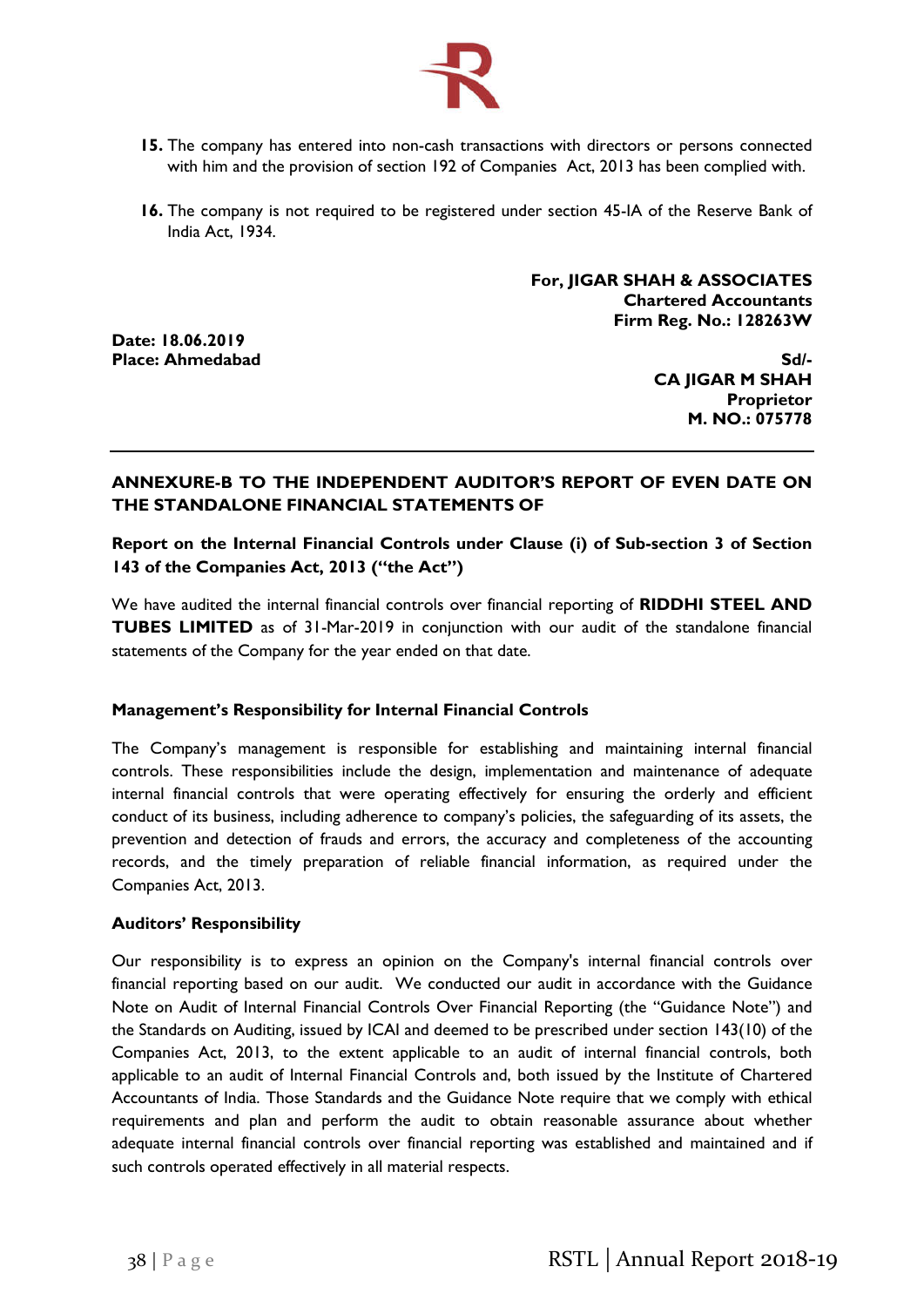**15.** The company has entered into non-cash transactions with directors or persons connected with him and the provision of section 192 of Companies Act, 2013 has been complied with.

**16.** The company is not required to be registered under section 45-IA of the Reserve Bank of India Act, 1934.

**For, JIGAR SHAH & ASSOCIATES**
**Chartered Accountants**
**Firm Reg. No.: 128263W**

**Date: 18.06.2019**
**Place: Ahmedabad**

**Sd/-**
**CA JIGAR M SHAH**
**Proprietor**
**M. NO.: 075778**

---

## ANNEXURE-B TO THE INDEPENDENT AUDITOR'S REPORT OF EVEN DATE ON THE STANDALONE FINANCIAL STATEMENTS OF

### Report on the Internal Financial Controls under Clause (i) of Sub-section 3 of Section 143 of the Companies Act, 2013 ("the Act")

We have audited the internal financial controls over financial reporting of **RIDDHI STEEL AND TUBES LIMITED** as of 31-Mar-2019 in conjunction with our audit of the standalone financial statements of the Company for the year ended on that date.

### Management's Responsibility for Internal Financial Controls

The Company's management is responsible for establishing and maintaining internal financial controls. These responsibilities include the design, implementation and maintenance of adequate internal financial controls that were operating effectively for ensuring the orderly and efficient conduct of its business, including adherence to company's policies, the safeguarding of its assets, the prevention and detection of frauds and errors, the accuracy and completeness of the accounting records, and the timely preparation of reliable financial information, as required under the Companies Act, 2013.

### Auditors' Responsibility

Our responsibility is to express an opinion on the Company's internal financial controls over financial reporting based on our audit. We conducted our audit in accordance with the Guidance Note on Audit of Internal Financial Controls Over Financial Reporting (the "Guidance Note") and the Standards on Auditing, issued by ICAI and deemed to be prescribed under section 143(10) of the Companies Act, 2013, to the extent applicable to an audit of internal financial controls, both applicable to an audit of Internal Financial Controls and, both issued by the Institute of Chartered Accountants of India. Those Standards and the Guidance Note require that we comply with ethical requirements and plan and perform the audit to obtain reasonable assurance about whether adequate internal financial controls over financial reporting was established and maintained and if such controls operated effectively in all material respects.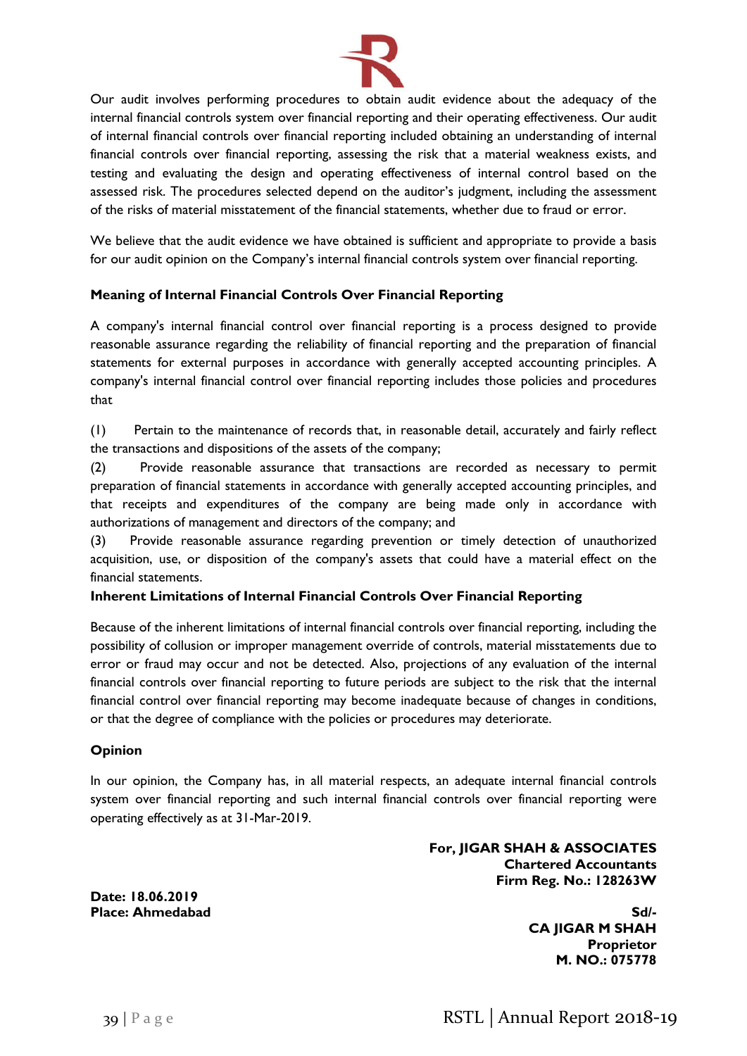Our audit involves performing procedures to obtain audit evidence about the adequacy of the internal financial controls system over financial reporting and their operating effectiveness. Our audit of internal financial controls over financial reporting included obtaining an understanding of internal financial controls over financial reporting, assessing the risk that a material weakness exists, and testing and evaluating the design and operating effectiveness of internal control based on the assessed risk. The procedures selected depend on the auditor's judgment, including the assessment of the risks of material misstatement of the financial statements, whether due to fraud or error.

We believe that the audit evidence we have obtained is sufficient and appropriate to provide a basis for our audit opinion on the Company's internal financial controls system over financial reporting.

**Meaning of Internal Financial Controls Over Financial Reporting**

A company's internal financial control over financial reporting is a process designed to provide reasonable assurance regarding the reliability of financial reporting and the preparation of financial statements for external purposes in accordance with generally accepted accounting principles. A company's internal financial control over financial reporting includes those policies and procedures that

(1) Pertain to the maintenance of records that, in reasonable detail, accurately and fairly reflect the transactions and dispositions of the assets of the company;

(2) Provide reasonable assurance that transactions are recorded as necessary to permit preparation of financial statements in accordance with generally accepted accounting principles, and that receipts and expenditures of the company are being made only in accordance with authorizations of management and directors of the company; and

(3) Provide reasonable assurance regarding prevention or timely detection of unauthorized acquisition, use, or disposition of the company's assets that could have a material effect on the financial statements.

**Inherent Limitations of Internal Financial Controls Over Financial Reporting**

Because of the inherent limitations of internal financial controls over financial reporting, including the possibility of collusion or improper management override of controls, material misstatements due to error or fraud may occur and not be detected. Also, projections of any evaluation of the internal financial controls over financial reporting to future periods are subject to the risk that the internal financial control over financial reporting may become inadequate because of changes in conditions, or that the degree of compliance with the policies or procedures may deteriorate.

**Opinion**

In our opinion, the Company has, in all material respects, an adequate internal financial controls system over financial reporting and such internal financial controls over financial reporting were operating effectively as at 31-Mar-2019.

**For, JIGAR SHAH & ASSOCIATES**
**Chartered Accountants**
**Firm Reg. No.: 128263W**

**Date: 18.06.2019**
**Place: Ahmedabad**

**Sd/-**
**CA JIGAR M SHAH**
**Proprietor**
**M. NO.: 075778**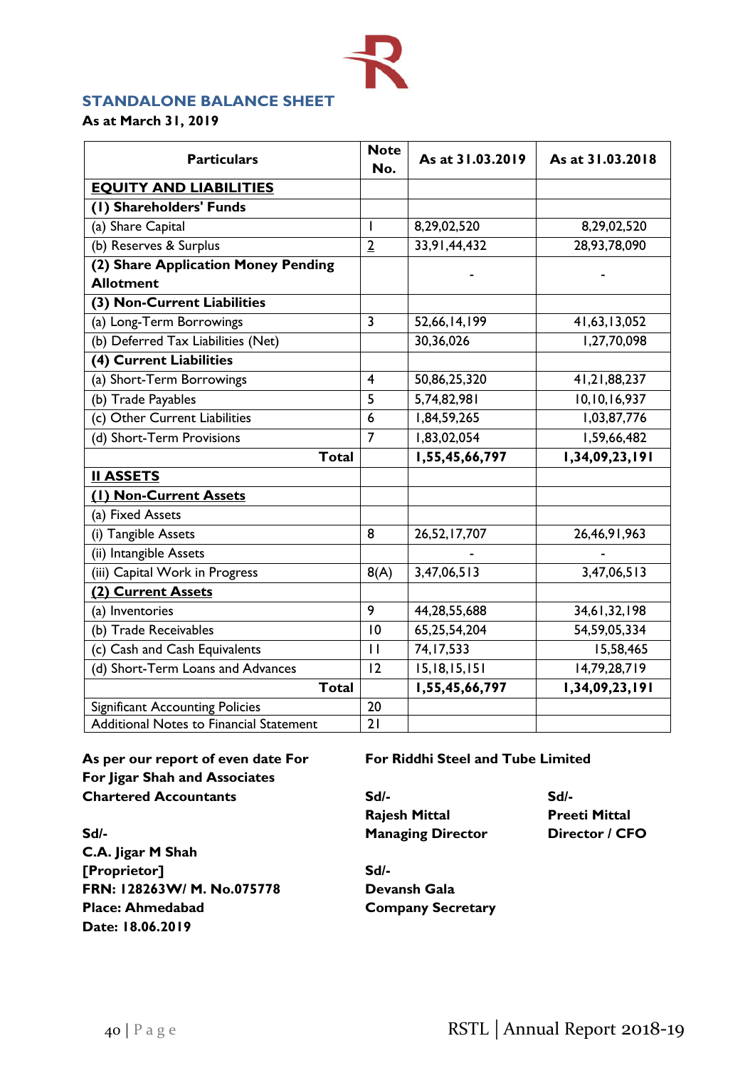## STANDALONE BALANCE SHEET

**As at March 31, 2019**

| Particulars | Note No. | As at 31.03.2019 | As at 31.03.2018 |
|---|---|---|---|
| **EQUITY AND LIABILITIES** | | | |
| **(1) Shareholders' Funds** | | | |
| (a) Share Capital | 1 | 8,29,02,520 | 8,29,02,520 |
| (b) Reserves & Surplus | 2 | 33,91,44,432 | 28,93,78,090 |
| **(2) Share Application Money Pending Allotment** | | - | - |
| **(3) Non-Current Liabilities** | | | |
| (a) Long-Term Borrowings | 3 | 52,66,14,199 | 41,63,13,052 |
| (b) Deferred Tax Liabilities (Net) | | 30,36,026 | 1,27,70,098 |
| **(4) Current Liabilities** | | | |
| (a) Short-Term Borrowings | 4 | 50,86,25,320 | 41,21,88,237 |
| (b) Trade Payables | 5 | 5,74,82,981 | 10,10,16,937 |
| (c) Other Current Liabilities | 6 | 1,84,59,265 | 1,03,87,776 |
| (d) Short-Term Provisions | 7 | 1,83,02,054 | 1,59,66,482 |
| **Total** | | **1,55,45,66,797** | **1,34,09,23,191** |
| **II ASSETS** | | | |
| **(1) Non-Current Assets** | | | |
| (a) Fixed Assets | | | |
| (i) Tangible Assets | 8 | 26,52,17,707 | 26,46,91,963 |
| (ii) Intangible Assets | | - | - |
| (iii) Capital Work in Progress | 8(A) | 3,47,06,513 | 3,47,06,513 |
| **(2) Current Assets** | | | |
| (a) Inventories | 9 | 44,28,55,688 | 34,61,32,198 |
| (b) Trade Receivables | 10 | 65,25,54,204 | 54,59,05,334 |
| (c) Cash and Cash Equivalents | 11 | 74,17,533 | 15,58,465 |
| (d) Short-Term Loans and Advances | 12 | 15,18,15,151 | 14,79,28,719 |
| **Total** | | **1,55,45,66,797** | **1,34,09,23,191** |
| Significant Accounting Policies | 20 | | |
| Additional Notes to Financial Statement | 21 | | |

**As per our report of even date For**
**For Jigar Shah and Associates**
**Chartered Accountants**

**Sd/-**
**C.A. Jigar M Shah**
**[Proprietor]**
**FRN: 128263W/ M. No.075778**
**Place: Ahmedabad**
**Date: 18.06.2019**

**For Riddhi Steel and Tube Limited**

**Sd/-**
**Rajesh Mittal**
**Managing Director**

**Sd/-**
**Preeti Mittal**
**Director / CFO**

**Sd/-**
**Devansh Gala**
**Company Secretary**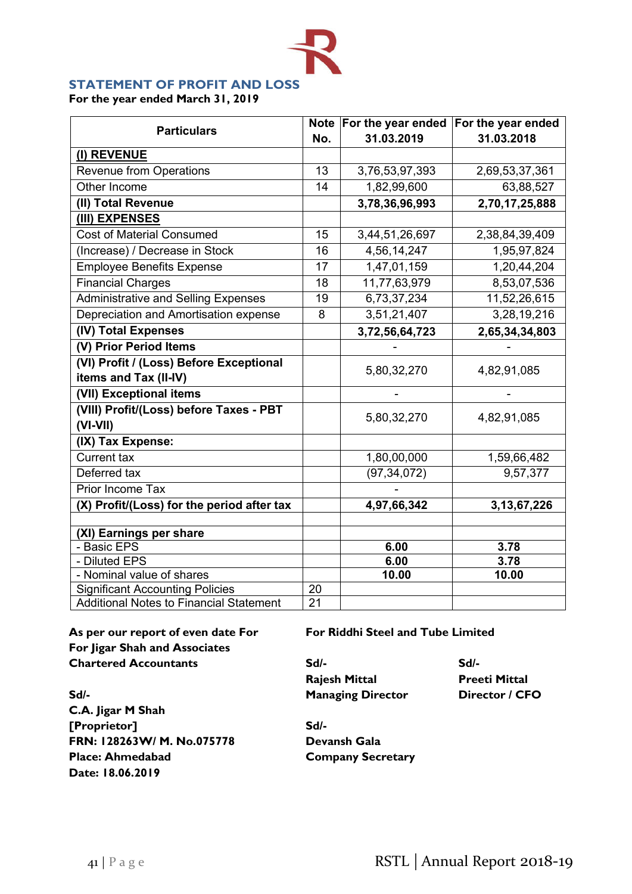## STATEMENT OF PROFIT AND LOSS

**For the year ended March 31, 2019**

| Particulars | Note No. | For the year ended 31.03.2019 | For the year ended 31.03.2018 |
|---|---|---|---|
| **(I) REVENUE** | | | |
| Revenue from Operations | 13 | 3,76,53,97,393 | 2,69,53,37,361 |
| Other Income | 14 | 1,82,99,600 | 63,88,527 |
| **(II) Total Revenue** | | **3,78,36,96,993** | **2,70,17,25,888** |
| **(III) EXPENSES** | | | |
| Cost of Material Consumed | 15 | 3,44,51,26,697 | 2,38,84,39,409 |
| (Increase) / Decrease in Stock | 16 | 4,56,14,247 | 1,95,97,824 |
| Employee Benefits Expense | 17 | 1,47,01,159 | 1,20,44,204 |
| Financial Charges | 18 | 11,77,63,979 | 8,53,07,536 |
| Administrative and Selling Expenses | 19 | 6,73,37,234 | 11,52,26,615 |
| Depreciation and Amortisation expense | 8 | 3,51,21,407 | 3,28,19,216 |
| **(IV) Total Expenses** | | **3,72,56,64,723** | **2,65,34,34,803** |
| **(V) Prior Period Items** | | - | - |
| **(VI) Profit / (Loss) Before Exceptional items and Tax (II-IV)** | | 5,80,32,270 | 4,82,91,085 |
| **(VII) Exceptional items** | | - | - |
| **(VIII) Profit/(Loss) before Taxes - PBT (VI-VII)** | | 5,80,32,270 | 4,82,91,085 |
| **(IX) Tax Expense:** | | | |
| Current tax | | 1,80,00,000 | 1,59,66,482 |
| Deferred tax | | (97,34,072) | 9,57,377 |
| Prior Income Tax | | - | |
| **(X) Profit/(Loss) for the period after tax** | | **4,97,66,342** | **3,13,67,226** |
| | | | |
| **(XI) Earnings per share** | | | |
| - Basic EPS | | **6.00** | **3.78** |
| - Diluted EPS | | **6.00** | **3.78** |
| - Nominal value of shares | | **10.00** | **10.00** |
| Significant Accounting Policies | 20 | | |
| Additional Notes to Financial Statement | 21 | | |

**As per our report of even date For**
**For Jigar Shah and Associates**
**Chartered Accountants**

**Sd/-**
**C.A. Jigar M Shah**
**[Proprietor]**
**FRN: 128263W/ M. No.075778**
**Place: Ahmedabad**
**Date: 18.06.2019**

**For Riddhi Steel and Tube Limited**

**Sd/-**
**Rajesh Mittal**
**Managing Director**

**Sd/-**
**Preeti Mittal**
**Director / CFO**

**Sd/-**
**Devansh Gala**
**Company Secretary**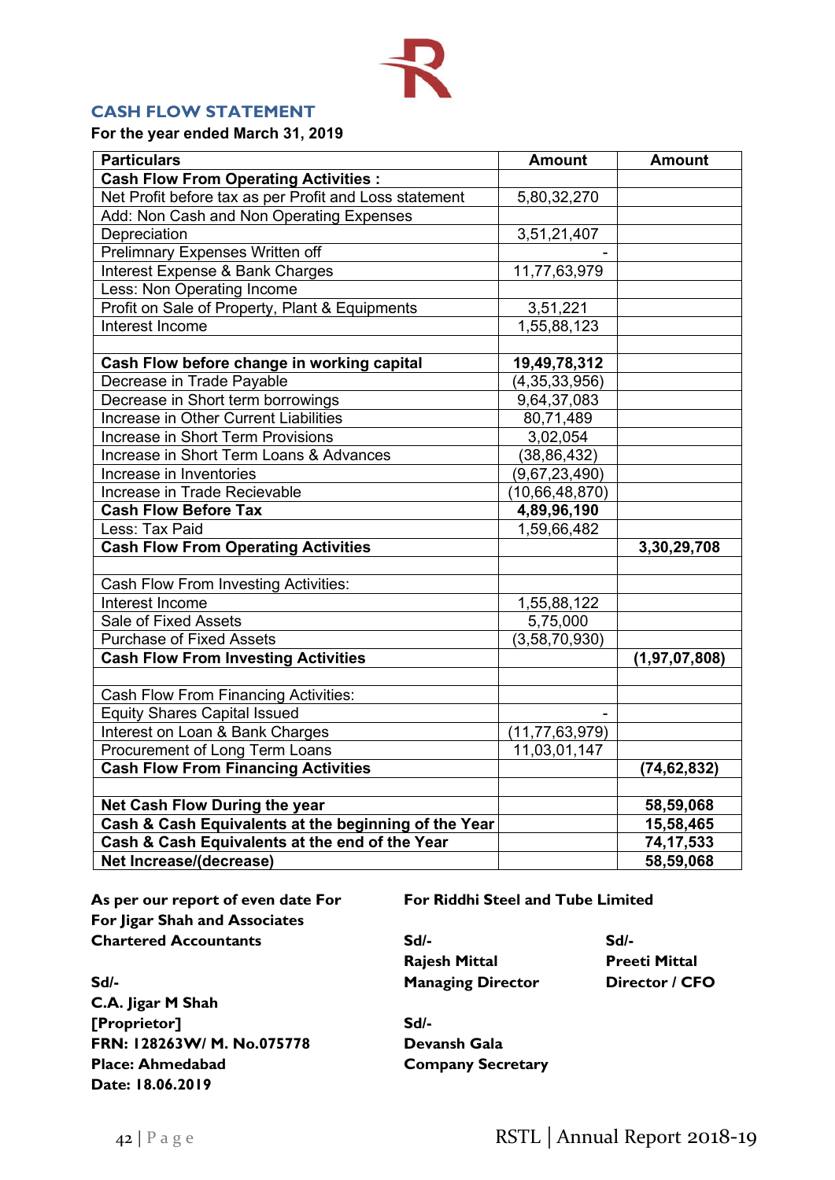## CASH FLOW STATEMENT

**For the year ended March 31, 2019**

| Particulars | Amount | Amount |
|---|---|---|
| **Cash Flow From Operating Activities :** | | |
| Net Profit before tax as per Profit and Loss statement | 5,80,32,270 | |
| Add: Non Cash and Non Operating Expenses | | |
| Depreciation | 3,51,21,407 | |
| Prelimnary Expenses Written off | - | |
| Interest Expense & Bank Charges | 11,77,63,979 | |
| Less: Non Operating Income | | |
| Profit on Sale of Property, Plant & Equipments | 3,51,221 | |
| Interest Income | 1,55,88,123 | |
| | | |
| **Cash Flow before change in working capital** | **19,49,78,312** | |
| Decrease in Trade Payable | (4,35,33,956) | |
| Decrease in Short term borrowings | 9,64,37,083 | |
| Increase in Other Current Liabilities | 80,71,489 | |
| Increase in Short Term Provisions | 3,02,054 | |
| Increase in Short Term Loans & Advances | (38,86,432) | |
| Increase in Inventories | (9,67,23,490) | |
| Increase in Trade Recievable | (10,66,48,870) | |
| **Cash Flow Before Tax** | **4,89,96,190** | |
| Less: Tax Paid | 1,59,66,482 | |
| **Cash Flow From Operating Activities** | | **3,30,29,708** |
| | | |
| Cash Flow From Investing Activities: | | |
| Interest Income | 1,55,88,122 | |
| Sale of Fixed Assets | 5,75,000 | |
| Purchase of Fixed Assets | (3,58,70,930) | |
| **Cash Flow From Investing Activities** | | **(1,97,07,808)** |
| | | |
| Cash Flow From Financing Activities: | | |
| Equity Shares Capital Issued | - | |
| Interest on Loan & Bank Charges | (11,77,63,979) | |
| Procurement of Long Term Loans | 11,03,01,147 | |
| **Cash Flow From Financing Activities** | | **(74,62,832)** |
| | | |
| **Net Cash Flow During the year** | | **58,59,068** |
| **Cash & Cash Equivalents at the beginning of the Year** | | **15,58,465** |
| **Cash & Cash Equivalents at the end of the Year** | | **74,17,533** |
| **Net Increase/(decrease)** | | **58,59,068** |

**As per our report of even date For**
**For Jigar Shah and Associates**
**Chartered Accountants**

**Sd/-**
**C.A. Jigar M Shah**
**[Proprietor]**
**FRN: 128263W/ M. No.075778**
**Place: Ahmedabad**
**Date: 18.06.2019**

**For Riddhi Steel and Tube Limited**

**Sd/-**
**Rajesh Mittal**
**Managing Director**

**Sd/-**
**Preeti Mittal**
**Director / CFO**

**Sd/-**
**Devansh Gala**
**Company Secretary**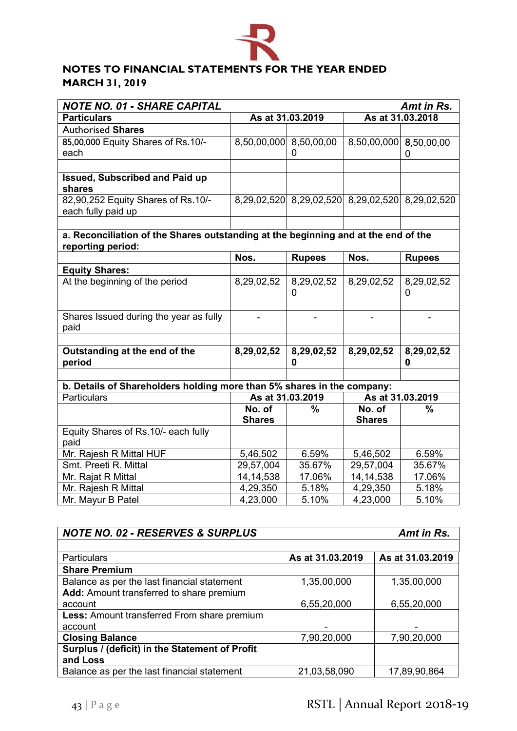## NOTES TO FINANCIAL STATEMENTS FOR THE YEAR ENDED MARCH 31, 2019

| *NOTE NO. 01 - SHARE CAPITAL* | | | | *Amt in Rs.* |
|---|---|---|---|---|
| **Particulars** | **As at 31.03.2019** | | **As at 31.03.2018** | |
| Authorised **Shares** | | | | |
| 85,00,000 Equity Shares of Rs.10/- each | 8,50,00,000 | 8,50,00,000 | 8,50,00,000 | 8,50,00,000 |
| | | | | |
| **Issued, Subscribed and Paid up shares** | | | | |
| 82,90,252 Equity Shares of Rs.10/- each fully paid up | 8,29,02,520 | 8,29,02,520 | 8,29,02,520 | 8,29,02,520 |
| | | | | |
| **a. Reconciliation of the Shares outstanding at the beginning and at the end of the reporting period:** | | | | |
| | **Nos.** | **Rupees** | **Nos.** | **Rupees** |
| **Equity Shares:** | | | | |
| At the beginning of the period | 8,29,02,52 | 8,29,02,520 | 8,29,02,52 | 8,29,02,520 |
| | | | | |
| Shares Issued during the year as fully paid | - | - | - | - |
| | | | | |
| **Outstanding at the end of the period** | **8,29,02,52** | **8,29,02,520** | **8,29,02,52** | **8,29,02,520** |
| | | | | |
| **b. Details of Shareholders holding more than 5% shares in the company:** | | | | |
| Particulars | **As at 31.03.2019** | | **As at 31.03.2019** | |
| | **No. of Shares** | **%** | **No. of Shares** | **%** |
| Equity Shares of Rs.10/- each fully paid | | | | |
| Mr. Rajesh R Mittal HUF | 5,46,502 | 6.59% | 5,46,502 | 6.59% |
| Smt. Preeti R. Mittal | 29,57,004 | 35.67% | 29,57,004 | 35.67% |
| Mr. Rajat R Mittal | 14,14,538 | 17.06% | 14,14,538 | 17.06% |
| Mr. Rajesh R Mittal | 4,29,350 | 5.18% | 4,29,350 | 5.18% |
| Mr. Mayur B Patel | 4,23,000 | 5.10% | 4,23,000 | 5.10% |

| *NOTE NO. 02 - RESERVES & SURPLUS* | | *Amt in Rs.* |
|---|---|---|
| | | |
| Particulars | **As at 31.03.2019** | **As at 31.03.2019** |
| **Share Premium** | | |
| Balance as per the last financial statement | 1,35,00,000 | 1,35,00,000 |
| **Add:** Amount transferred to share premium account | 6,55,20,000 | 6,55,20,000 |
| **Less:** Amount transferred From share premium account | - | - |
| **Closing Balance** | 7,90,20,000 | 7,90,20,000 |
| **Surplus / (deficit) in the Statement of Profit and Loss** | | |
| Balance as per the last financial statement | 21,03,58,090 | 17,89,90,864 |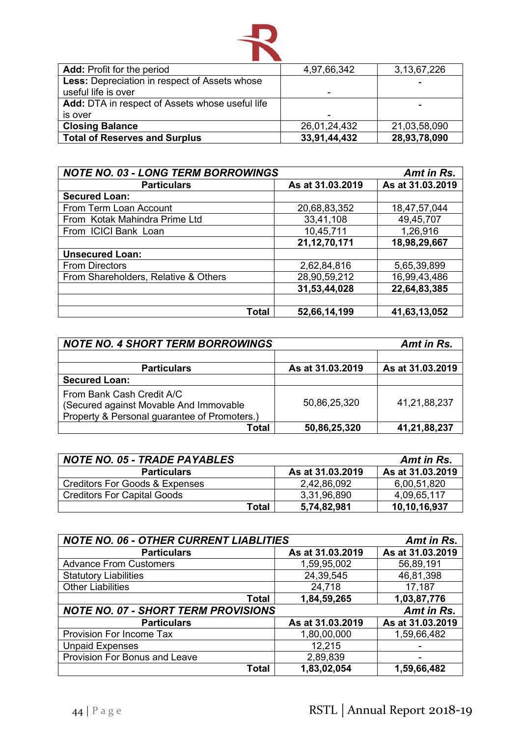| | | |
|---|---|---|
| **Add:** Profit for the period | 4,97,66,342 | 3,13,67,226 |
| **Less:** Depreciation in respect of Assets whose useful life is over | - | - |
| **Add:** DTA in respect of Assets whose useful life is over | - | - |
| **Closing Balance** | 26,01,24,432 | 21,03,58,090 |
| **Total of Reserves and Surplus** | **33,91,44,432** | **28,93,78,090** |

| ***NOTE NO. 03 - LONG TERM BORROWINGS*** | | ***Amt in Rs.*** |
|---|---|---|
| **Particulars** | **As at 31.03.2019** | **As at 31.03.2019** |
| **Secured Loan:** | | |
| From Term Loan Account | 20,68,83,352 | 18,47,57,044 |
| From Kotak Mahindra Prime Ltd | 33,41,108 | 49,45,707 |
| From ICICI Bank Loan | 10,45,711 | 1,26,916 |
| | **21,12,70,171** | **18,98,29,667** |
| **Unsecured Loan:** | | |
| From Directors | 2,62,84,816 | 5,65,39,899 |
| From Shareholders, Relative & Others | 28,90,59,212 | 16,99,43,486 |
| | **31,53,44,028** | **22,64,83,385** |
| | | |
| **Total** | **52,66,14,199** | **41,63,13,052** |

| ***NOTE NO. 4 SHORT TERM BORROWINGS*** | | ***Amt in Rs.*** |
|---|---|---|
| | | |
| **Particulars** | **As at 31.03.2019** | **As at 31.03.2019** |
| **Secured Loan:** | | |
| From Bank Cash Credit A/C (Secured against Movable And Immovable Property & Personal guarantee of Promoters.) | 50,86,25,320 | 41,21,88,237 |
| **Total** | **50,86,25,320** | **41,21,88,237** |

| ***NOTE NO. 05 - TRADE PAYABLES*** | | ***Amt in Rs.*** |
|---|---|---|
| **Particulars** | **As at 31.03.2019** | **As at 31.03.2019** |
| Creditors For Goods & Expenses | 2,42,86,092 | 6,00,51,820 |
| Creditors For Capital Goods | 3,31,96,890 | 4,09,65,117 |
| **Total** | **5,74,82,981** | **10,10,16,937** |

| ***NOTE NO. 06 - OTHER CURRENT LIABLITIES*** | | ***Amt in Rs.*** |
|---|---|---|
| **Particulars** | **As at 31.03.2019** | **As at 31.03.2019** |
| Advance From Customers | 1,59,95,002 | 56,89,191 |
| Statutory Liabilities | 24,39,545 | 46,81,398 |
| Other Liabilities | 24,718 | 17,187 |
| **Total** | **1,84,59,265** | **1,03,87,776** |

| ***NOTE NO. 07 - SHORT TERM PROVISIONS*** | | ***Amt in Rs.*** |
|---|---|---|
| **Particulars** | **As at 31.03.2019** | **As at 31.03.2019** |
| Provision For Income Tax | 1,80,00,000 | 1,59,66,482 |
| Unpaid Expenses | 12,215 | - |
| Provision For Bonus and Leave | 2,89,839 | - |
| **Total** | **1,83,02,054** | **1,59,66,482** |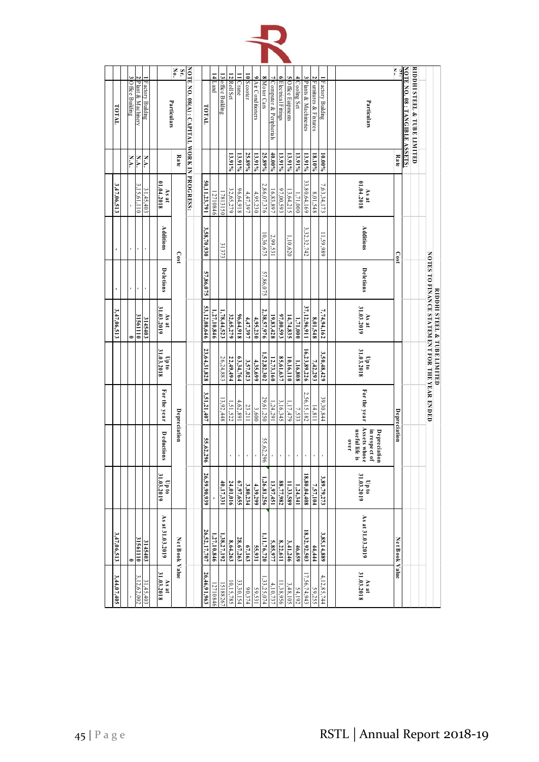RIDDHI STEEL & TUBE LIMITED

NOTES TO FINANCE STATEMENT FOR THE YEAR ENDED

RIDDHI STEEL & TUBE LIMITED

NOTE NO. 08 : TANGIBLE ASSETS:

| Sr. No. | Particulars | Rate | Cost | | | | Depreciation | | | | Net Book Value | |
|---|---|---|---|---|---|---|---|---|---|---|---|---|
| | | | As at 01.04.2018 | Additions | Deletions | As at 31.03.2019 | Up to 31.03.2018 | For the year | Depreciation in respect of Assets whose useful life is over | Up to 31.03.2019 | As at 31.03.2019 | As at 31.03.2018 |
| 1 | Factory Building | 10.00% | 7,63,34,173 | 11,59,989 | | 7,74,94,162 | 3,50,48,429 | 39,30,844 | - | 3,89,79,273 | 3,85,14,889 | 4,12,85,744 |
| 2 | Furnitures & Fixtures | 18.10% | 8,01,548 | | | 8,01,548 | 7,42,293 | 14,811 | - | 7,57,104 | 44,444 | 59,255 |
| 3 | Plants & Machineries | 13.91% | 33,80,64,169 | 3,32,32,742 | | 37,12,96,911 | 16,23,89,226 | 2,56,15,182 | - | 18,80,04,408 | 18,32,92,503 | 17,56,74,943 |
| 4 | Cooling Set | 13.91% | 1,71,000 | | | 1,71,000 | 1,16,808 | 7,533 | - | 1,24,341 | 46,659 | 54,192 |
| 5 | Office Equipments | 13.91% | 13,64,215 | 1,10,620 | | 14,74,835 | 10,16,110 | 1,17,479 | - | 11,33,589 | 3,41,246 | 3,48,105 |
| 6 | Electrical Fittings | 13.91% | 97,00,593 | | | 97,00,593 | 85,61,637 | 3,16,345 | - | 88,77,982 | 8,22,611 | 11,38,956 |
| 7 | Computer & Peripherals | 40.00% | 16,83,897 | 2,99,531 | | 19,83,428 | 12,73,160 | 1,24,291 | - | 13,97,451 | 5,85,977 | 4,10,737 |
| 8 | Motor Cars | 25.89% | 2,86,07,376 | 10,36,675 | 57,86,075 | 2,38,57,976 | 1,52,82,302 | 29,61,250 | 55,62,296 | 1,26,81,256 | 1,11,76,720 | 1,33,25,074 |
| 9 | Air Condinitoners | 13.91% | 4,95,230 | | | 4,95,230 | 4,35,699 | 3,600 | - | 4,39,299 | 55,931 | 59,531 |
| 10 | Scooter | 25.89% | 4,47,397 | | | 4,47,397 | 3,57,023 | 23,211 | - | 3,80,234 | 67,163 | 90,374 |
| 11 | Crane | 13.91% | 96,64,918 | | | 96,64,918 | 63,34,764 | 4,62,891 | - | 67,97,655 | 28,67,263 | 33,30,154 |
| 12 | Roll Set | 13.91% | 32,65,279 | | | 32,65,279 | 22,49,494 | 1,51,522 | - | 24,01,016 | 8,64,263 | 10,15,785 |
| 13 | office Building | | 17813150 | 31373 | | 1,78,44,523 | 26,24,883 | 13,92,448 | | 40,17,331 | 1,38,27,192 | 15188267 |
| 14 | Land | | 12710846 | | | 1,27,10,846 | | | | - | 1,27,10,846 | 12710846 |
| | TOTAL | | 50,11,23,791 | 3,58,70,930 | 57,86,075 | 53,12,08,646 | 23,64,31,828 | 3,51,21,407 | 55,62,296 | 26,59,90,939 | 26,52,17,707 | 26,46,91,963 |

NOTE NO. 08(A) : CAPITAL WORK IN PROGRESS:

| Sr. No. | Particulars | Rate | Cost | | | | Net Book Value | |
|---|---|---|---|---|---|---|---|---|
| | | | As at 01.04.2018 | Additions | Deletions | As at 31.03.2019 | As at 31.03.2019 | As at 31.03.2018 |
| 1 | Factory Building | N.A. | 31,45,403 | - | - | 3145403 | 3145403 | 31,45,403 |
| 2 | Plant & Machinery | N.A. | 3,15,61,110 | - | - | 31561110 | 31561110 | 3,12,62,002 |
| 3 | Office Building | N.A. | - | - | - | 0 | 0 | - |
| | TOTAL | | 3,47,06,513 | - | - | 3,47,06,513 | 3,47,06,513 | 3,44,07,405 |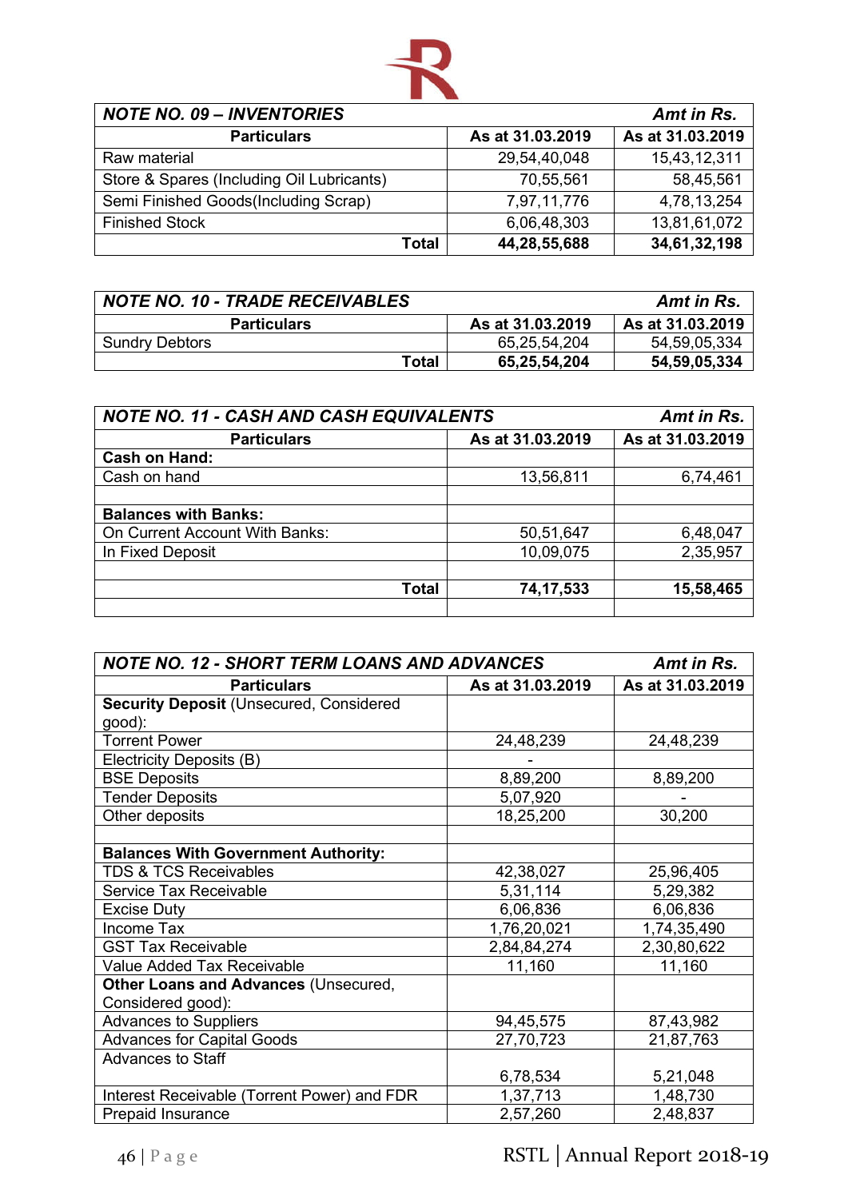| *NOTE NO. 09 – INVENTORIES* | | *Amt in Rs.* |
|---|---|---|
| **Particulars** | **As at 31.03.2019** | **As at 31.03.2019** |
| Raw material | 29,54,40,048 | 15,43,12,311 |
| Store & Spares (Including Oil Lubricants) | 70,55,561 | 58,45,561 |
| Semi Finished Goods(Including Scrap) | 7,97,11,776 | 4,78,13,254 |
| Finished Stock | 6,06,48,303 | 13,81,61,072 |
| **Total** | **44,28,55,688** | **34,61,32,198** |

| *NOTE NO. 10 - TRADE RECEIVABLES* | | *Amt in Rs.* |
|---|---|---|
| **Particulars** | **As at 31.03.2019** | **As at 31.03.2019** |
| Sundry Debtors | 65,25,54,204 | 54,59,05,334 |
| **Total** | **65,25,54,204** | **54,59,05,334** |

| *NOTE NO. 11 - CASH AND CASH EQUIVALENTS* | | *Amt in Rs.* |
|---|---|---|
| **Particulars** | **As at 31.03.2019** | **As at 31.03.2019** |
| **Cash on Hand:** | | |
| Cash on hand | 13,56,811 | 6,74,461 |
| | | |
| **Balances with Banks:** | | |
| On Current Account With Banks: | 50,51,647 | 6,48,047 |
| In Fixed Deposit | 10,09,075 | 2,35,957 |
| | | |
| **Total** | **74,17,533** | **15,58,465** |
| | | |

| *NOTE NO. 12 - SHORT TERM LOANS AND ADVANCES* | | *Amt in Rs.* |
|---|---|---|
| **Particulars** | **As at 31.03.2019** | **As at 31.03.2019** |
| **Security Deposit** (Unsecured, Considered good): | | |
| Torrent Power | 24,48,239 | 24,48,239 |
| Electricity Deposits (B) | - | |
| BSE Deposits | 8,89,200 | 8,89,200 |
| Tender Deposits | 5,07,920 | - |
| Other deposits | 18,25,200 | 30,200 |
| | | |
| **Balances With Government Authority:** | | |
| TDS & TCS Receivables | 42,38,027 | 25,96,405 |
| Service Tax Receivable | 5,31,114 | 5,29,382 |
| Excise Duty | 6,06,836 | 6,06,836 |
| Income Tax | 1,76,20,021 | 1,74,35,490 |
| GST Tax Receivable | 2,84,84,274 | 2,30,80,622 |
| Value Added Tax Receivable | 11,160 | 11,160 |
| **Other Loans and Advances** (Unsecured, Considered good): | | |
| Advances to Suppliers | 94,45,575 | 87,43,982 |
| Advances for Capital Goods | 27,70,723 | 21,87,763 |
| Advances to Staff | 6,78,534 | 5,21,048 |
| Interest Receivable (Torrent Power) and FDR | 1,37,713 | 1,48,730 |
| Prepaid Insurance | 2,57,260 | 2,48,837 |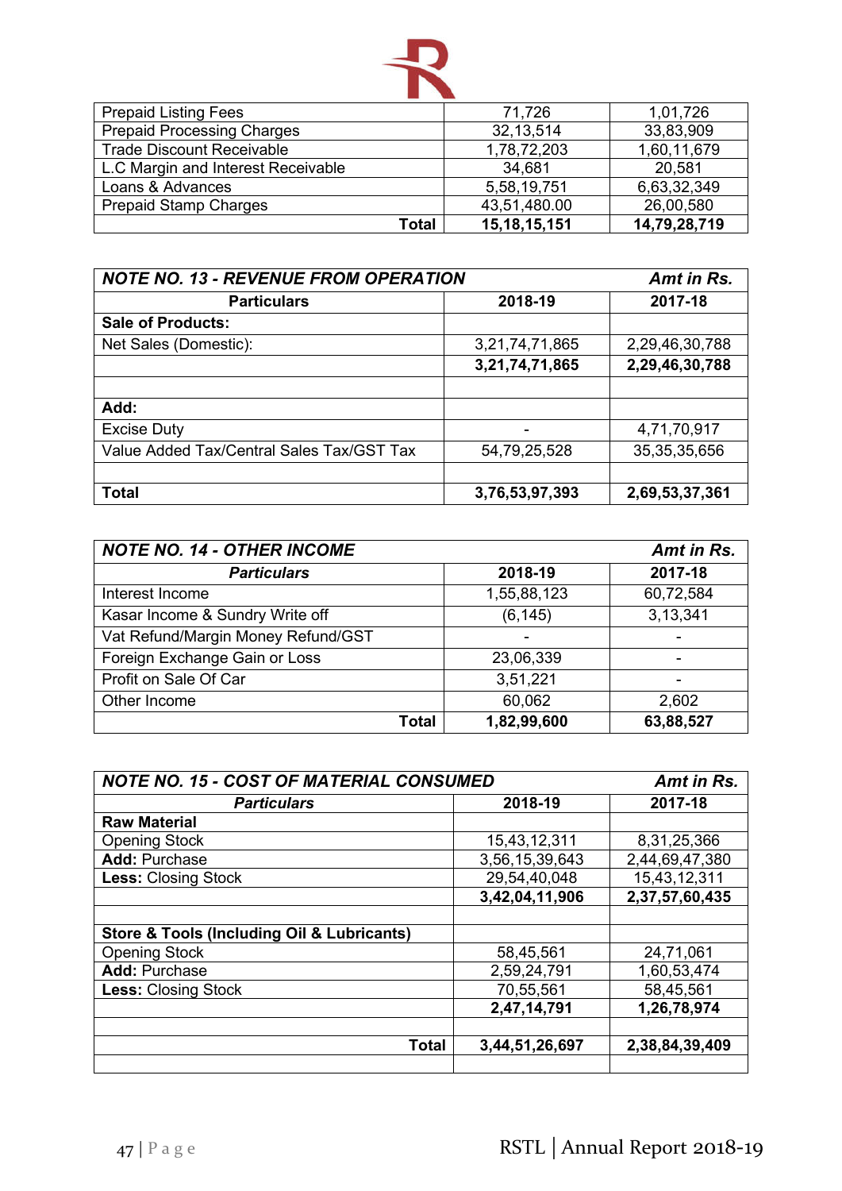| | | |
|---|---|---|
| Prepaid Listing Fees | 71,726 | 1,01,726 |
| Prepaid Processing Charges | 32,13,514 | 33,83,909 |
| Trade Discount Receivable | 1,78,72,203 | 1,60,11,679 |
| L.C Margin and Interest Receivable | 34,681 | 20,581 |
| Loans & Advances | 5,58,19,751 | 6,63,32,349 |
| Prepaid Stamp Charges | 43,51,480.00 | 26,00,580 |
| **Total** | **15,18,15,151** | **14,79,28,719** |

| ***NOTE NO. 13 - REVENUE FROM OPERATION*** | | ***Amt in Rs.*** |
|---|---|---|
| **Particulars** | **2018-19** | **2017-18** |
| **Sale of Products:** | | |
| Net Sales (Domestic): | 3,21,74,71,865 | 2,29,46,30,788 |
| | **3,21,74,71,865** | **2,29,46,30,788** |
| | | |
| **Add:** | | |
| Excise Duty | - | 4,71,70,917 |
| Value Added Tax/Central Sales Tax/GST Tax | 54,79,25,528 | 35,35,35,656 |
| | | |
| **Total** | **3,76,53,97,393** | **2,69,53,37,361** |

| ***NOTE NO. 14 - OTHER INCOME*** | | ***Amt in Rs.*** |
|---|---|---|
| ***Particulars*** | **2018-19** | **2017-18** |
| Interest Income | 1,55,88,123 | 60,72,584 |
| Kasar Income & Sundry Write off | (6,145) | 3,13,341 |
| Vat Refund/Margin Money Refund/GST | - | - |
| Foreign Exchange Gain or Loss | 23,06,339 | - |
| Profit on Sale Of Car | 3,51,221 | - |
| Other Income | 60,062 | 2,602 |
| **Total** | **1,82,99,600** | **63,88,527** |

| ***NOTE NO. 15 - COST OF MATERIAL CONSUMED*** | | ***Amt in Rs.*** |
|---|---|---|
| ***Particulars*** | **2018-19** | **2017-18** |
| **Raw Material** | | |
| Opening Stock | 15,43,12,311 | 8,31,25,366 |
| **Add:** Purchase | 3,56,15,39,643 | 2,44,69,47,380 |
| **Less:** Closing Stock | 29,54,40,048 | 15,43,12,311 |
| | **3,42,04,11,906** | **2,37,57,60,435** |
| | | |
| **Store & Tools (Including Oil & Lubricants)** | | |
| Opening Stock | 58,45,561 | 24,71,061 |
| **Add:** Purchase | 2,59,24,791 | 1,60,53,474 |
| **Less:** Closing Stock | 70,55,561 | 58,45,561 |
| | **2,47,14,791** | **1,26,78,974** |
| | | |
| **Total** | **3,44,51,26,697** | **2,38,84,39,409** |
| | | |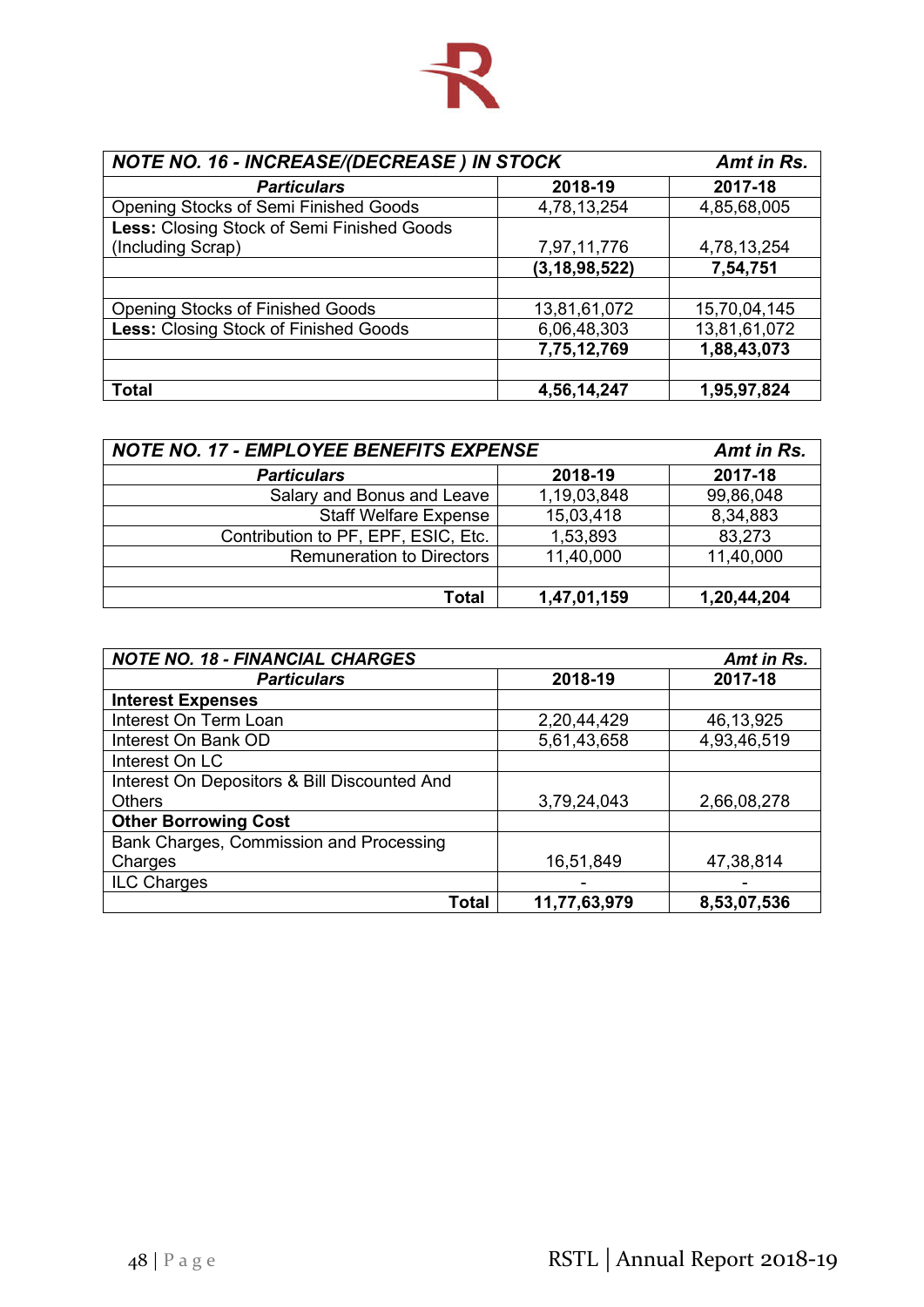| NOTE NO. 16 - INCREASE/(DECREASE ) IN STOCK | | Amt in Rs. |
|---|---|---|
| ***Particulars*** | **2018-19** | **2017-18** |
| Opening Stocks of Semi Finished Goods | 4,78,13,254 | 4,85,68,005 |
| **Less:** Closing Stock of Semi Finished Goods (Including Scrap) | 7,97,11,776 | 4,78,13,254 |
| | **(3,18,98,522)** | **7,54,751** |
| | | |
| Opening Stocks of Finished Goods | 13,81,61,072 | 15,70,04,145 |
| **Less:** Closing Stock of Finished Goods | 6,06,48,303 | 13,81,61,072 |
| | **7,75,12,769** | **1,88,43,073** |
| | | |
| **Total** | **4,56,14,247** | **1,95,97,824** |

| NOTE NO. 17 - EMPLOYEE BENEFITS EXPENSE | | Amt in Rs. |
|---|---|---|
| ***Particulars*** | **2018-19** | **2017-18** |
| Salary and Bonus and Leave | 1,19,03,848 | 99,86,048 |
| Staff Welfare Expense | 15,03,418 | 8,34,883 |
| Contribution to PF, EPF, ESIC, Etc. | 1,53,893 | 83,273 |
| Remuneration to Directors | 11,40,000 | 11,40,000 |
| | | |
| **Total** | **1,47,01,159** | **1,20,44,204** |

| NOTE NO. 18 - FINANCIAL CHARGES | | Amt in Rs. |
|---|---|---|
| ***Particulars*** | **2018-19** | **2017-18** |
| **Interest Expenses** | | |
| Interest On Term Loan | 2,20,44,429 | 46,13,925 |
| Interest On Bank OD | 5,61,43,658 | 4,93,46,519 |
| Interest On LC | | |
| Interest On Depositors & Bill Discounted And Others | 3,79,24,043 | 2,66,08,278 |
| **Other Borrowing Cost** | | |
| Bank Charges, Commission and Processing Charges | 16,51,849 | 47,38,814 |
| ILC Charges | - | - |
| **Total** | **11,77,63,979** | **8,53,07,536** |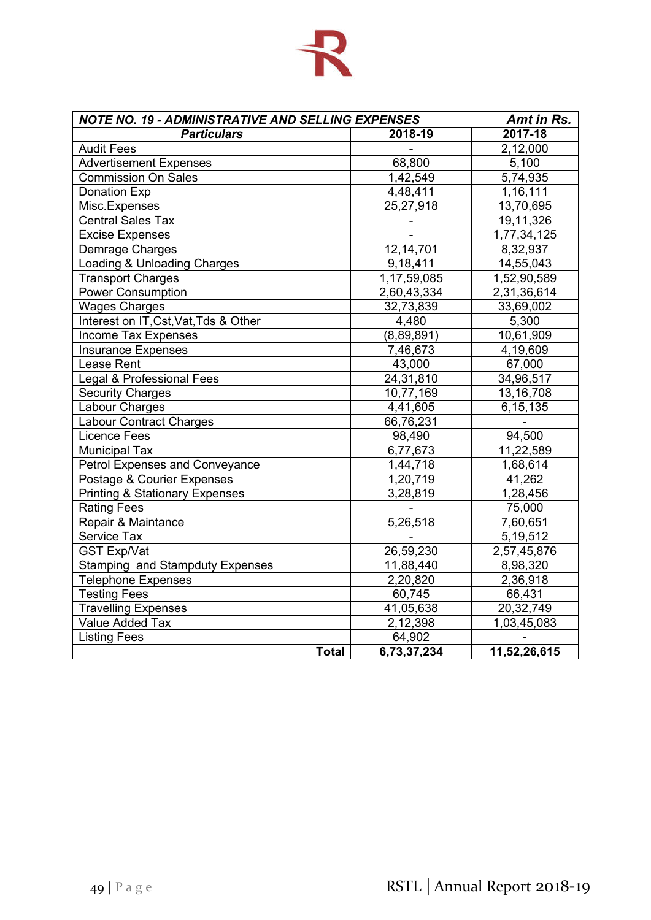| NOTE NO. 19 - ADMINISTRATIVE AND SELLING EXPENSES | | Amt in Rs. |
|---|---|---|
| **Particulars** | **2018-19** | **2017-18** |
| Audit Fees | - | 2,12,000 |
| Advertisement Expenses | 68,800 | 5,100 |
| Commission On Sales | 1,42,549 | 5,74,935 |
| Donation Exp | 4,48,411 | 1,16,111 |
| Misc.Expenses | 25,27,918 | 13,70,695 |
| Central Sales Tax | - | 19,11,326 |
| Excise Expenses | - | 1,77,34,125 |
| Demrage Charges | 12,14,701 | 8,32,937 |
| Loading & Unloading Charges | 9,18,411 | 14,55,043 |
| Transport Charges | 1,17,59,085 | 1,52,90,589 |
| Power Consumption | 2,60,43,334 | 2,31,36,614 |
| Wages Charges | 32,73,839 | 33,69,002 |
| Interest on IT,Cst,Vat,Tds & Other | 4,480 | 5,300 |
| Income Tax Expenses | (8,89,891) | 10,61,909 |
| Insurance Expenses | 7,46,673 | 4,19,609 |
| Lease Rent | 43,000 | 67,000 |
| Legal & Professional Fees | 24,31,810 | 34,96,517 |
| Security Charges | 10,77,169 | 13,16,708 |
| Labour Charges | 4,41,605 | 6,15,135 |
| Labour Contract Charges | 66,76,231 | - |
| Licence Fees | 98,490 | 94,500 |
| Municipal Tax | 6,77,673 | 11,22,589 |
| Petrol Expenses and Conveyance | 1,44,718 | 1,68,614 |
| Postage & Courier Expenses | 1,20,719 | 41,262 |
| Printing & Stationary Expenses | 3,28,819 | 1,28,456 |
| Rating Fees | - | 75,000 |
| Repair & Maintance | 5,26,518 | 7,60,651 |
| Service Tax | - | 5,19,512 |
| GST Exp/Vat | 26,59,230 | 2,57,45,876 |
| Stamping and Stampduty Expenses | 11,88,440 | 8,98,320 |
| Telephone Expenses | 2,20,820 | 2,36,918 |
| Testing Fees | 60,745 | 66,431 |
| Travelling Expenses | 41,05,638 | 20,32,749 |
| Value Added Tax | 2,12,398 | 1,03,45,083 |
| Listing Fees | 64,902 | - |
| **Total** | **6,73,37,234** | **11,52,26,615** |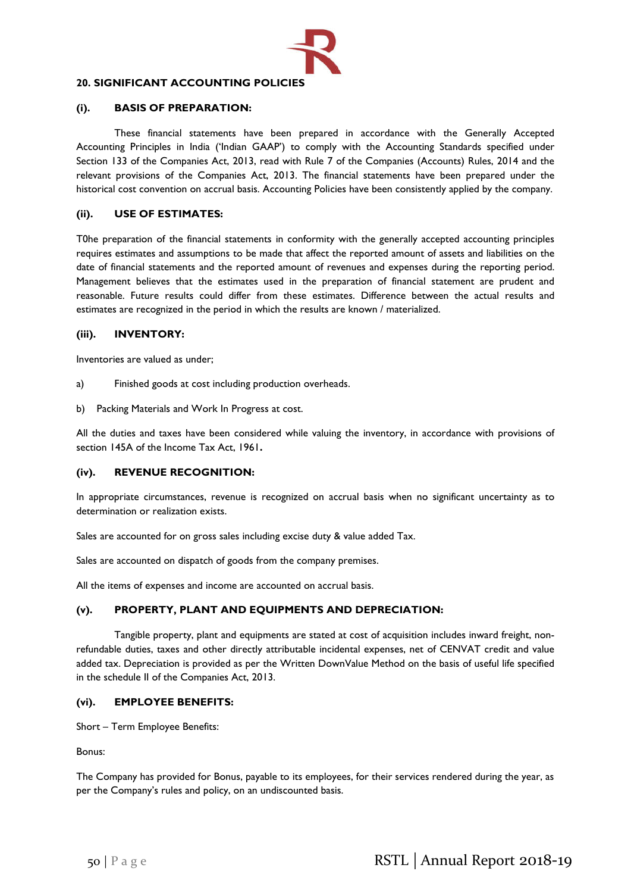## 20. SIGNIFICANT ACCOUNTING POLICIES

### (i). BASIS OF PREPARATION:

These financial statements have been prepared in accordance with the Generally Accepted Accounting Principles in India ('Indian GAAP') to comply with the Accounting Standards specified under Section 133 of the Companies Act, 2013, read with Rule 7 of the Companies (Accounts) Rules, 2014 and the relevant provisions of the Companies Act, 2013. The financial statements have been prepared under the historical cost convention on accrual basis. Accounting Policies have been consistently applied by the company.

### (ii). USE OF ESTIMATES:

T0he preparation of the financial statements in conformity with the generally accepted accounting principles requires estimates and assumptions to be made that affect the reported amount of assets and liabilities on the date of financial statements and the reported amount of revenues and expenses during the reporting period. Management believes that the estimates used in the preparation of financial statement are prudent and reasonable. Future results could differ from these estimates. Difference between the actual results and estimates are recognized in the period in which the results are known / materialized.

### (iii). INVENTORY:

Inventories are valued as under;

a) Finished goods at cost including production overheads.

b) Packing Materials and Work In Progress at cost.

All the duties and taxes have been considered while valuing the inventory, in accordance with provisions of section 145A of the Income Tax Act, 1961**.**

### (iv). REVENUE RECOGNITION:

In appropriate circumstances, revenue is recognized on accrual basis when no significant uncertainty as to determination or realization exists.

Sales are accounted for on gross sales including excise duty & value added Tax.

Sales are accounted on dispatch of goods from the company premises.

All the items of expenses and income are accounted on accrual basis.

### (v). PROPERTY, PLANT AND EQUIPMENTS AND DEPRECIATION:

Tangible property, plant and equipments are stated at cost of acquisition includes inward freight, non-refundable duties, taxes and other directly attributable incidental expenses, net of CENVAT credit and value added tax. Depreciation is provided as per the Written DownValue Method on the basis of useful life specified in the schedule II of the Companies Act, 2013.

### (vi). EMPLOYEE BENEFITS:

Short – Term Employee Benefits:

Bonus:

The Company has provided for Bonus, payable to its employees, for their services rendered during the year, as per the Company's rules and policy, on an undiscounted basis.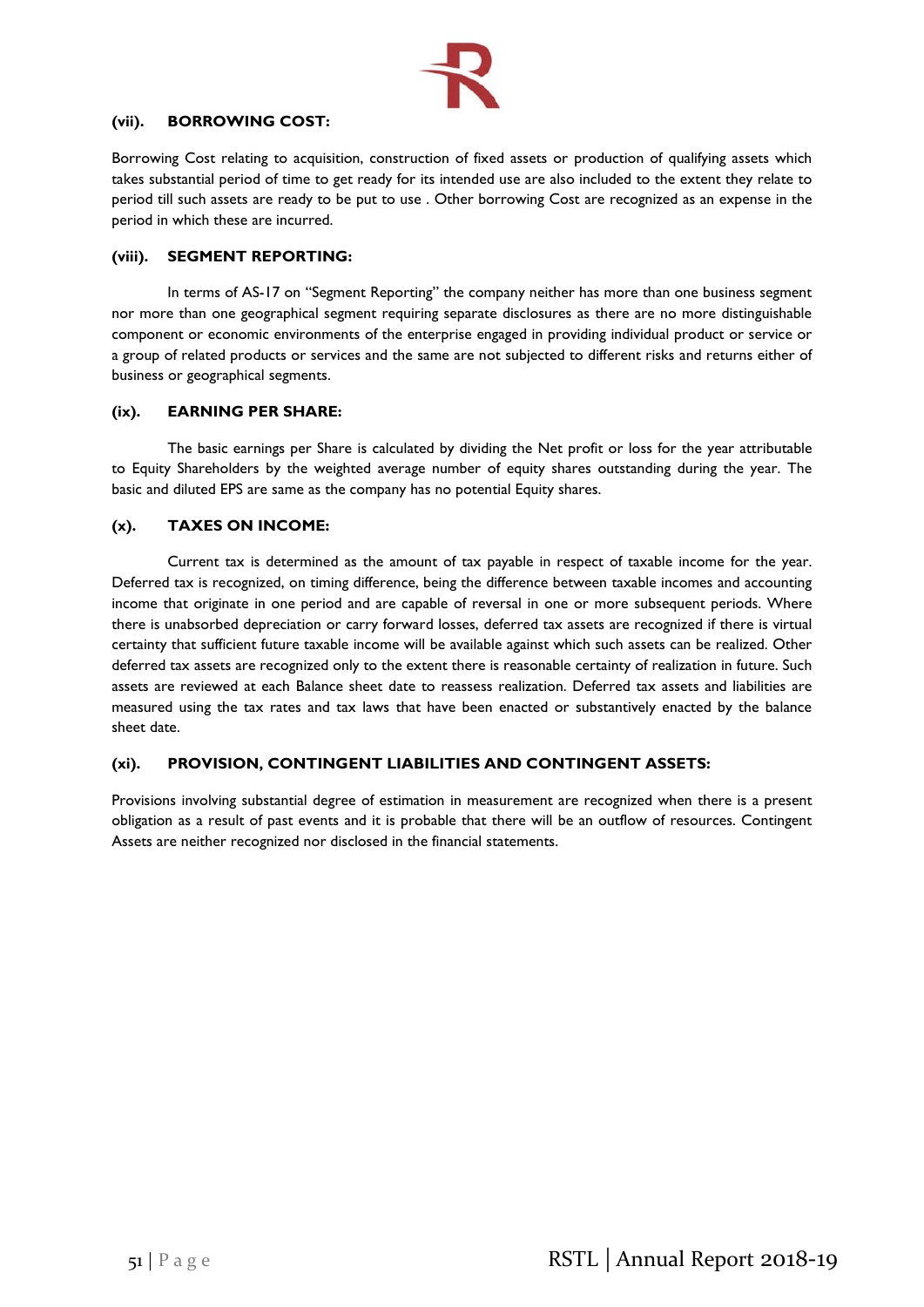#### (vii). BORROWING COST:

Borrowing Cost relating to acquisition, construction of fixed assets or production of qualifying assets which takes substantial period of time to get ready for its intended use are also included to the extent they relate to period till such assets are ready to be put to use . Other borrowing Cost are recognized as an expense in the period in which these are incurred.

#### (viii). SEGMENT REPORTING:

In terms of AS-17 on "Segment Reporting" the company neither has more than one business segment nor more than one geographical segment requiring separate disclosures as there are no more distinguishable component or economic environments of the enterprise engaged in providing individual product or service or a group of related products or services and the same are not subjected to different risks and returns either of business or geographical segments.

#### (ix). EARNING PER SHARE:

The basic earnings per Share is calculated by dividing the Net profit or loss for the year attributable to Equity Shareholders by the weighted average number of equity shares outstanding during the year. The basic and diluted EPS are same as the company has no potential Equity shares.

#### (x). TAXES ON INCOME:

Current tax is determined as the amount of tax payable in respect of taxable income for the year. Deferred tax is recognized, on timing difference, being the difference between taxable incomes and accounting income that originate in one period and are capable of reversal in one or more subsequent periods. Where there is unabsorbed depreciation or carry forward losses, deferred tax assets are recognized if there is virtual certainty that sufficient future taxable income will be available against which such assets can be realized. Other deferred tax assets are recognized only to the extent there is reasonable certainty of realization in future. Such assets are reviewed at each Balance sheet date to reassess realization. Deferred tax assets and liabilities are measured using the tax rates and tax laws that have been enacted or substantively enacted by the balance sheet date.

#### (xi). PROVISION, CONTINGENT LIABILITIES AND CONTINGENT ASSETS:

Provisions involving substantial degree of estimation in measurement are recognized when there is a present obligation as a result of past events and it is probable that there will be an outflow of resources. Contingent Assets are neither recognized nor disclosed in the financial statements.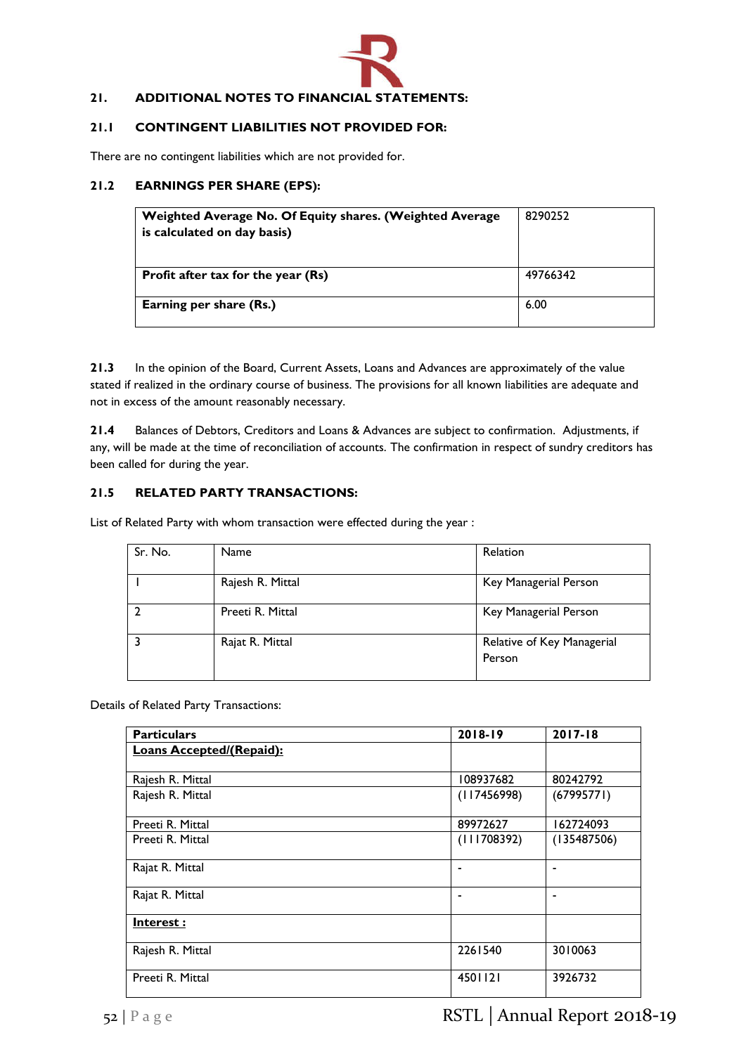## 21. ADDITIONAL NOTES TO FINANCIAL STATEMENTS:

### 21.1 CONTINGENT LIABILITIES NOT PROVIDED FOR:

There are no contingent liabilities which are not provided for.

### 21.2 EARNINGS PER SHARE (EPS):

| | |
|---|---|
| **Weighted Average No. Of Equity shares. (Weighted Average is calculated on day basis)** | 8290252 |
| **Profit after tax for the year (Rs)** | 49766342 |
| **Earning per share (Rs.)** | 6.00 |

**21.3** In the opinion of the Board, Current Assets, Loans and Advances are approximately of the value stated if realized in the ordinary course of business. The provisions for all known liabilities are adequate and not in excess of the amount reasonably necessary.

**21.4** Balances of Debtors, Creditors and Loans & Advances are subject to confirmation. Adjustments, if any, will be made at the time of reconciliation of accounts. The confirmation in respect of sundry creditors has been called for during the year.

### 21.5 RELATED PARTY TRANSACTIONS:

List of Related Party with whom transaction were effected during the year :

| Sr. No. | Name | Relation |
|---|---|---|
| 1 | Rajesh R. Mittal | Key Managerial Person |
| 2 | Preeti R. Mittal | Key Managerial Person |
| 3 | Rajat R. Mittal | Relative of Key Managerial Person |

Details of Related Party Transactions:

| **Particulars** | **2018-19** | **2017-18** |
|---|---|---|
| **Loans Accepted/(Repaid):** | | |
| Rajesh R. Mittal | 108937682 | 80242792 |
| Rajesh R. Mittal | (117456998) | (67995771) |
| Preeti R. Mittal | 89972627 | 162724093 |
| Preeti R. Mittal | (111708392) | (135487506) |
| Rajat R. Mittal | - | - |
| Rajat R. Mittal | - | - |
| **Interest :** | | |
| Rajesh R. Mittal | 2261540 | 3010063 |
| Preeti R. Mittal | 4501121 | 3926732 |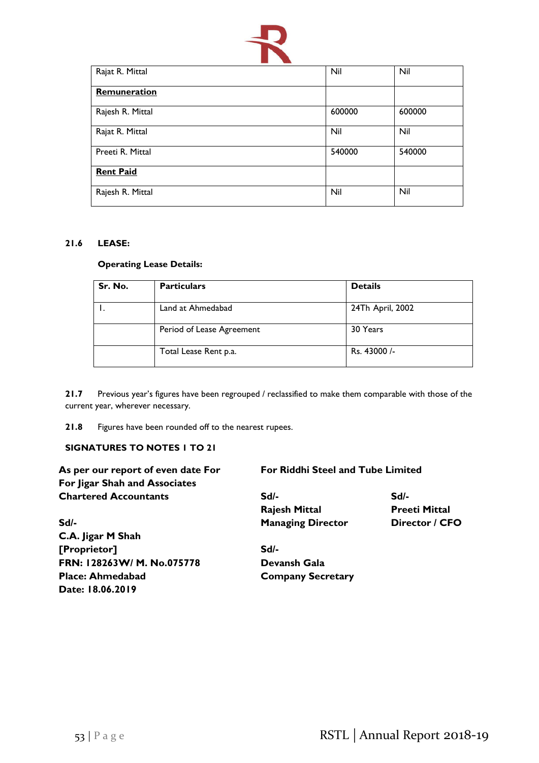| | | |
|---|---|---|
| Rajat R. Mittal | Nil | Nil |
| **Remuneration** | | |
| Rajesh R. Mittal | 600000 | 600000 |
| Rajat R. Mittal | Nil | Nil |
| Preeti R. Mittal | 540000 | 540000 |
| **Rent Paid** | | |
| Rajesh R. Mittal | Nil | Nil |

**21.6 LEASE:**

**Operating Lease Details:**

| Sr. No. | Particulars | Details |
|---|---|---|
| I. | Land at Ahmedabad | 24Th April, 2002 |
| | Period of Lease Agreement | 30 Years |
| | Total Lease Rent p.a. | Rs. 43000 /- |

**21.7** Previous year's figures have been regrouped / reclassified to make them comparable with those of the current year, wherever necessary.

**21.8** Figures have been rounded off to the nearest rupees.

**SIGNATURES TO NOTES 1 TO 21**

**As per our report of even date For**
**For Jigar Shah and Associates**
**Chartered Accountants**

**Sd/-**
**C.A. Jigar M Shah**
**[Proprietor]**
**FRN: 128263W/ M. No.075778**
**Place: Ahmedabad**
**Date: 18.06.2019**

**For Riddhi Steel and Tube Limited**

**Sd/-**
**Rajesh Mittal**
**Managing Director**

**Sd/-**
**Preeti Mittal**
**Director / CFO**

**Sd/-**
**Devansh Gala**
**Company Secretary**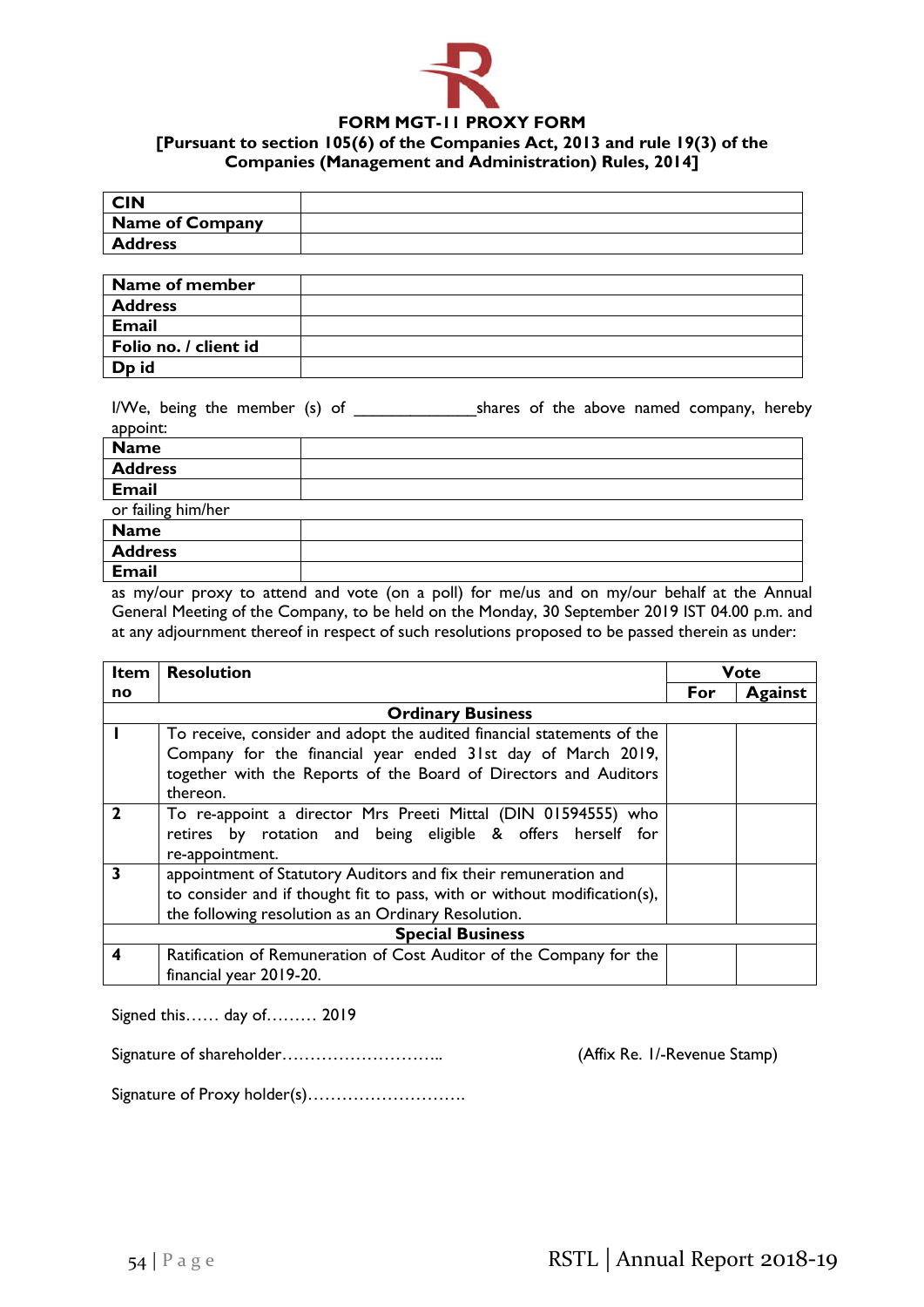**FORM MGT-11 PROXY FORM**

**[Pursuant to section 105(6) of the Companies Act, 2013 and rule 19(3) of the Companies (Management and Administration) Rules, 2014]**

| | |
|---|---|
| **CIN** | |
| **Name of Company** | |
| **Address** | |

| | |
|---|---|
| **Name of member** | |
| **Address** | |
| **Email** | |
| **Folio no. / client id** | |
| **Dp id** | |

I/We, being the member (s) of _____________shares of the above named company, hereby appoint:

| | |
|---|---|
| **Name** | |
| **Address** | |
| **Email** | |

or failing him/her

| | |
|---|---|
| **Name** | |
| **Address** | |
| **Email** | |

as my/our proxy to attend and vote (on a poll) for me/us and on my/our behalf at the Annual General Meeting of the Company, to be held on the Monday, 30 September 2019 IST 04.00 p.m. and at any adjournment thereof in respect of such resolutions proposed to be passed therein as under:

| Item no | Resolution | Vote | |
|---|---|---|---|
| | | For | Against |
| | **Ordinary Business** | | |
| 1 | To receive, consider and adopt the audited financial statements of the Company for the financial year ended 31st day of March 2019, together with the Reports of the Board of Directors and Auditors thereon. | | |
| 2 | To re-appoint a director Mrs Preeti Mittal (DIN 01594555) who retires by rotation and being eligible & offers herself for re-appointment. | | |
| 3 | appointment of Statutory Auditors and fix their remuneration and to consider and if thought fit to pass, with or without modification(s), the following resolution as an Ordinary Resolution. | | |
| | **Special Business** | | |
| 4 | Ratification of Remuneration of Cost Auditor of the Company for the financial year 2019-20. | | |

Signed this…… day of……… 2019

Signature of shareholder……………………….. (Affix Re. 1/-Revenue Stamp)

Signature of Proxy holder(s)……………………….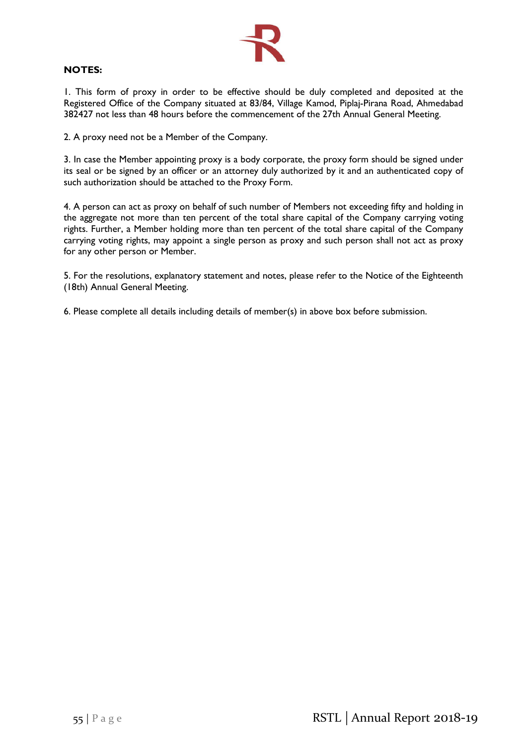**NOTES:**

1. This form of proxy in order to be effective should be duly completed and deposited at the Registered Office of the Company situated at 83/84, Village Kamod, Piplaj-Pirana Road, Ahmedabad 382427 not less than 48 hours before the commencement of the 27th Annual General Meeting.

2. A proxy need not be a Member of the Company.

3. In case the Member appointing proxy is a body corporate, the proxy form should be signed under its seal or be signed by an officer or an attorney duly authorized by it and an authenticated copy of such authorization should be attached to the Proxy Form.

4. A person can act as proxy on behalf of such number of Members not exceeding fifty and holding in the aggregate not more than ten percent of the total share capital of the Company carrying voting rights. Further, a Member holding more than ten percent of the total share capital of the Company carrying voting rights, may appoint a single person as proxy and such person shall not act as proxy for any other person or Member.

5. For the resolutions, explanatory statement and notes, please refer to the Notice of the Eighteenth (18th) Annual General Meeting.

6. Please complete all details including details of member(s) in above box before submission.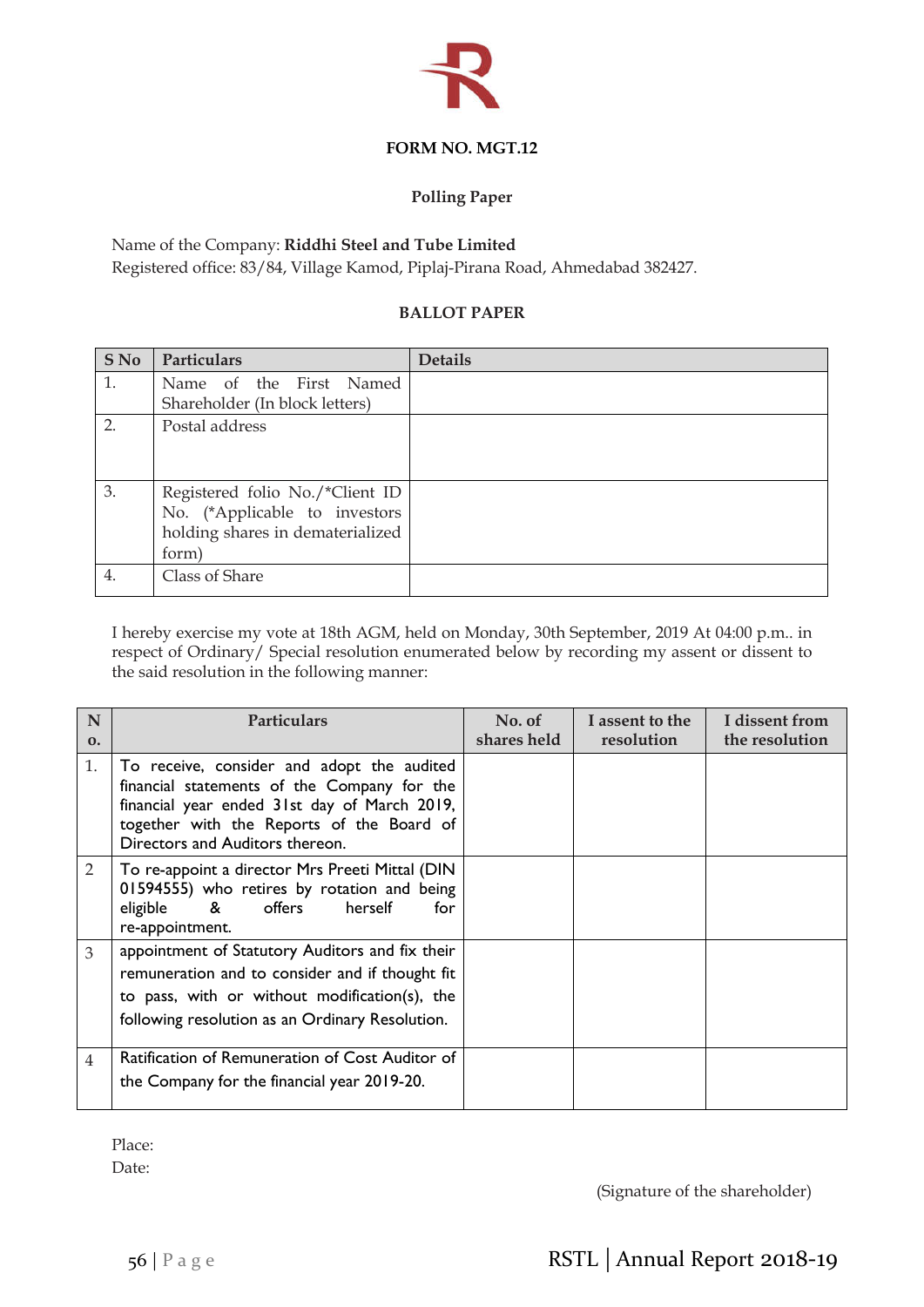**FORM NO. MGT.12**

**Polling Paper**

Name of the Company: **Riddhi Steel and Tube Limited**
Registered office: 83/84, Village Kamod, Piplaj-Pirana Road, Ahmedabad 382427.

**BALLOT PAPER**

| S No | Particulars | Details |
|---|---|---|
| 1. | Name of the First Named Shareholder (In block letters) | |
| 2. | Postal address | |
| 3. | Registered folio No./*Client ID No. (*Applicable to investors holding shares in dematerialized form) | |
| 4. | Class of Share | |

I hereby exercise my vote at 18th AGM, held on Monday, 30th September, 2019 At 04:00 p.m.. in respect of Ordinary/ Special resolution enumerated below by recording my assent or dissent to the said resolution in the following manner:

| No. | Particulars | No. of shares held | I assent to the resolution | I dissent from the resolution |
|---|---|---|---|---|
| 1. | To receive, consider and adopt the audited financial statements of the Company for the financial year ended 31st day of March 2019, together with the Reports of the Board of Directors and Auditors thereon. | | | |
| 2 | To re-appoint a director Mrs Preeti Mittal (DIN 01594555) who retires by rotation and being eligible & offers herself for re-appointment. | | | |
| 3 | appointment of Statutory Auditors and fix their remuneration and to consider and if thought fit to pass, with or without modification(s), the following resolution as an Ordinary Resolution. | | | |
| 4 | Ratification of Remuneration of Cost Auditor of the Company for the financial year 2019-20. | | | |

Place:
Date:

(Signature of the shareholder)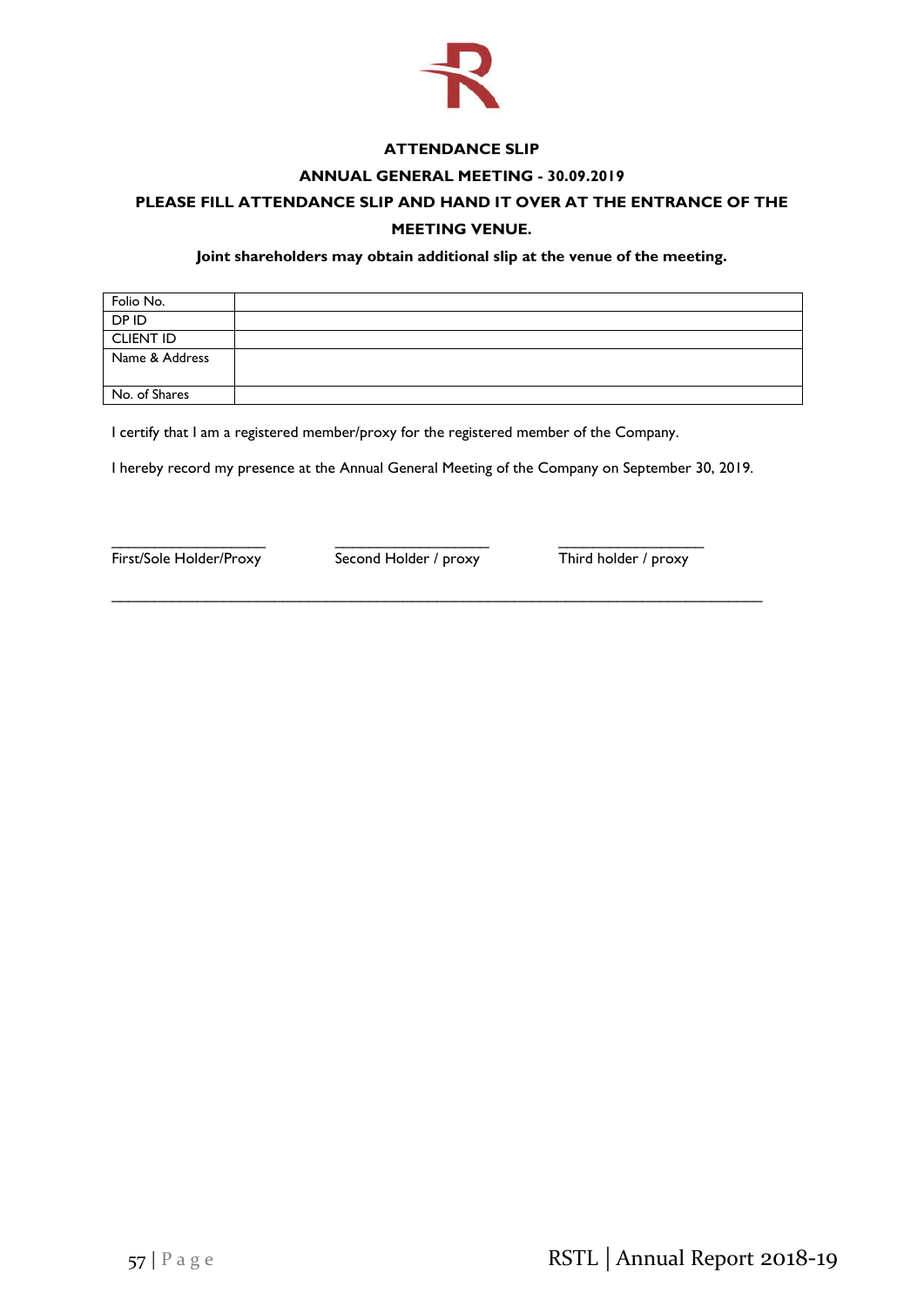**ATTENDANCE SLIP**

**ANNUAL GENERAL MEETING - 30.09.2019**

**PLEASE FILL ATTENDANCE SLIP AND HAND IT OVER AT THE ENTRANCE OF THE MEETING VENUE.**

**Joint shareholders may obtain additional slip at the venue of the meeting.**

| Folio No. | |
|---|---|
| DP ID | |
| CLIENT ID | |
| Name & Address | |
| No. of Shares | |

I certify that I am a registered member/proxy for the registered member of the Company.

I hereby record my presence at the Annual General Meeting of the Company on September 30, 2019.

\_\_\_\_\_\_\_\_\_\_\_\_\_\_\_\_\_\_\_ First/Sole Holder/Proxy

\_\_\_\_\_\_\_\_\_\_\_\_\_\_\_\_\_\_\_ Second Holder / proxy

\_\_\_\_\_\_\_\_\_\_\_\_\_\_\_\_\_\_\_ Third holder / proxy

---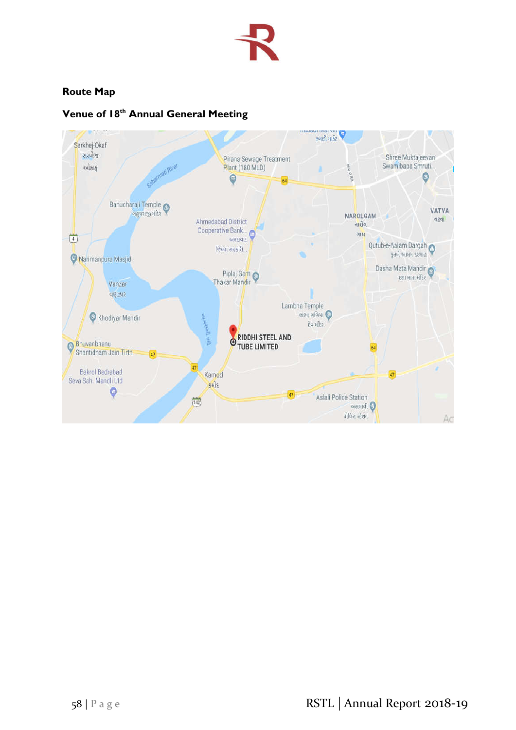**Route Map**

**Venue of 18th Annual General Meeting**

Sarkhej-Okaf
સરખેજ ઓકાફ
Pirana Sewage Treatment Plant (180 MLD)
Sabarmati River
64
Shree Muktajeevan Swamibapa Smruti...
Bahucharaji Temple
બહુચરાજી મંદિર
Ahmedabad District Cooperative Bank...
અમદાવાદ જિલ્લા સહકારી...
NAROLGAM
નારોલ ગામ
VATVA
વટવા
4
Narimanpura Masjid
Qutub-e-Aalam Dargah
કુતબે આલમ દરગાહ
Dasha Mata Mandir
દશા માતા મંદિર
Piplaj Gam Thakar Mandir
Vanzar
વણઝાર
Lambha Temple
લાંભા બળિયા દેવ મંદિર
Khodiyar Mandir
RIDDHI STEEL AND TUBE LIMITED
Bhuvanbhanu Shantidham Jain Tirth
47
64
47
Bakrol Badrabad Seva Sah. Mandli Ltd
Kamod
કમોદ
47
142
Aslali Police Station
અસલાલી પોલિસ સ્ટેશન